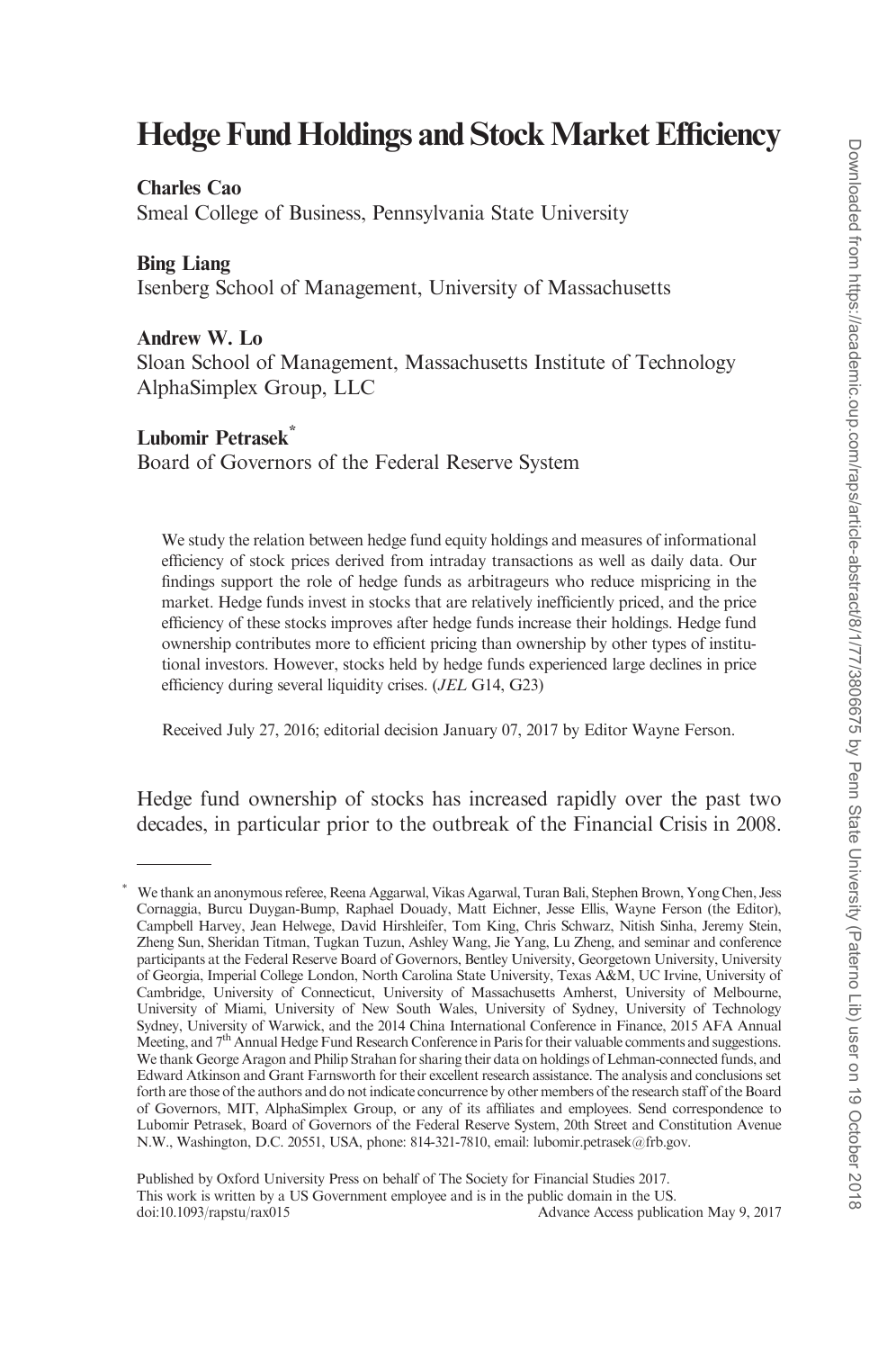# Hedge Fund Holdings and Stock Market Efficiency

**Charles Cao**
Smeal College of Business, Pennsylvania State University

**Bing Liang**
Isenberg School of Management, University of Massachusetts

**Andrew W. Lo**
Sloan School of Management, Massachusetts Institute of Technology
AlphaSimplex Group, LLC

**Lubomir Petrasek***
Board of Governors of the Federal Reserve System

We study the relation between hedge fund equity holdings and measures of informational efficiency of stock prices derived from intraday transactions as well as daily data. Our findings support the role of hedge funds as arbitrageurs who reduce mispricing in the market. Hedge funds invest in stocks that are relatively inefficiently priced, and the price efficiency of these stocks improves after hedge funds increase their holdings. Hedge fund ownership contributes more to efficient pricing than ownership by other types of institutional investors. However, stocks held by hedge funds experienced large declines in price efficiency during several liquidity crises. (*JEL* G14, G23)

Received July 27, 2016; editorial decision January 07, 2017 by Editor Wayne Ferson.

Hedge fund ownership of stocks has increased rapidly over the past two decades, in particular prior to the outbreak of the Financial Crisis in 2008.

---

* We thank an anonymous referee, Reena Aggarwal, Vikas Agarwal, Turan Bali, Stephen Brown, Yong Chen, Jess Cornaggia, Burcu Duygan-Bump, Raphael Douady, Matt Eichner, Jesse Ellis, Wayne Ferson (the Editor), Campbell Harvey, Jean Helwege, David Hirshleifer, Tom King, Chris Schwarz, Nitish Sinha, Jeremy Stein, Zheng Sun, Sheridan Titman, Tugkan Tuzun, Ashley Wang, Jie Yang, Lu Zheng, and seminar and conference participants at the Federal Reserve Board of Governors, Bentley University, Georgetown University, University of Georgia, Imperial College London, North Carolina State University, Texas A&M, UC Irvine, University of Cambridge, University of Connecticut, University of Massachusetts Amherst, University of Melbourne, University of Miami, University of New South Wales, University of Sydney, University of Technology Sydney, University of Warwick, and the 2014 China International Conference in Finance, 2015 AFA Annual Meeting, and 7th Annual Hedge Fund Research Conference in Paris for their valuable comments and suggestions. We thank George Aragon and Philip Strahan for sharing their data on holdings of Lehman-connected funds, and Edward Atkinson and Grant Farnsworth for their excellent research assistance. The analysis and conclusions set forth are those of the authors and do not indicate concurrence by other members of the research staff of the Board of Governors, MIT, AlphaSimplex Group, or any of its affiliates and employees. Send correspondence to Lubomir Petrasek, Board of Governors of the Federal Reserve System, 20th Street and Constitution Avenue N.W., Washington, D.C. 20551, USA, phone: 814-321-7810, email: lubomir.petrasek@frb.gov.

Published by Oxford University Press on behalf of The Society for Financial Studies 2017.
This work is written by a US Government employee and is in the public domain in the US.
doi:10.1093/rapstu/rax015 Advance Access publication May 9, 2017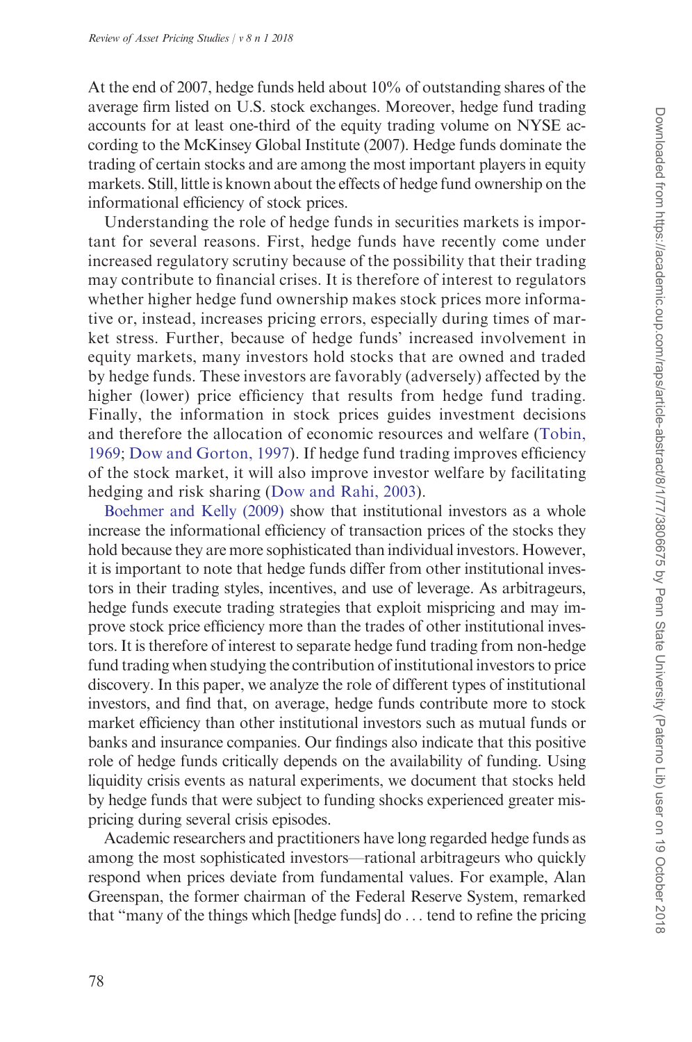At the end of 2007, hedge funds held about 10% of outstanding shares of the average firm listed on U.S. stock exchanges. Moreover, hedge fund trading accounts for at least one-third of the equity trading volume on NYSE according to the McKinsey Global Institute (2007). Hedge funds dominate the trading of certain stocks and are among the most important players in equity markets. Still, little is known about the effects of hedge fund ownership on the informational efficiency of stock prices.

Understanding the role of hedge funds in securities markets is important for several reasons. First, hedge funds have recently come under increased regulatory scrutiny because of the possibility that their trading may contribute to financial crises. It is therefore of interest to regulators whether higher hedge fund ownership makes stock prices more informative or, instead, increases pricing errors, especially during times of market stress. Further, because of hedge funds' increased involvement in equity markets, many investors hold stocks that are owned and traded by hedge funds. These investors are favorably (adversely) affected by the higher (lower) price efficiency that results from hedge fund trading. Finally, the information in stock prices guides investment decisions and therefore the allocation of economic resources and welfare (Tobin, 1969; Dow and Gorton, 1997). If hedge fund trading improves efficiency of the stock market, it will also improve investor welfare by facilitating hedging and risk sharing (Dow and Rahi, 2003).

Boehmer and Kelly (2009) show that institutional investors as a whole increase the informational efficiency of transaction prices of the stocks they hold because they are more sophisticated than individual investors. However, it is important to note that hedge funds differ from other institutional investors in their trading styles, incentives, and use of leverage. As arbitrageurs, hedge funds execute trading strategies that exploit mispricing and may improve stock price efficiency more than the trades of other institutional investors. It is therefore of interest to separate hedge fund trading from non-hedge fund trading when studying the contribution of institutional investors to price discovery. In this paper, we analyze the role of different types of institutional investors, and find that, on average, hedge funds contribute more to stock market efficiency than other institutional investors such as mutual funds or banks and insurance companies. Our findings also indicate that this positive role of hedge funds critically depends on the availability of funding. Using liquidity crisis events as natural experiments, we document that stocks held by hedge funds that were subject to funding shocks experienced greater mispricing during several crisis episodes.

Academic researchers and practitioners have long regarded hedge funds as among the most sophisticated investors—rational arbitrageurs who quickly respond when prices deviate from fundamental values. For example, Alan Greenspan, the former chairman of the Federal Reserve System, remarked that "many of the things which [hedge funds] do ... tend to refine the pricing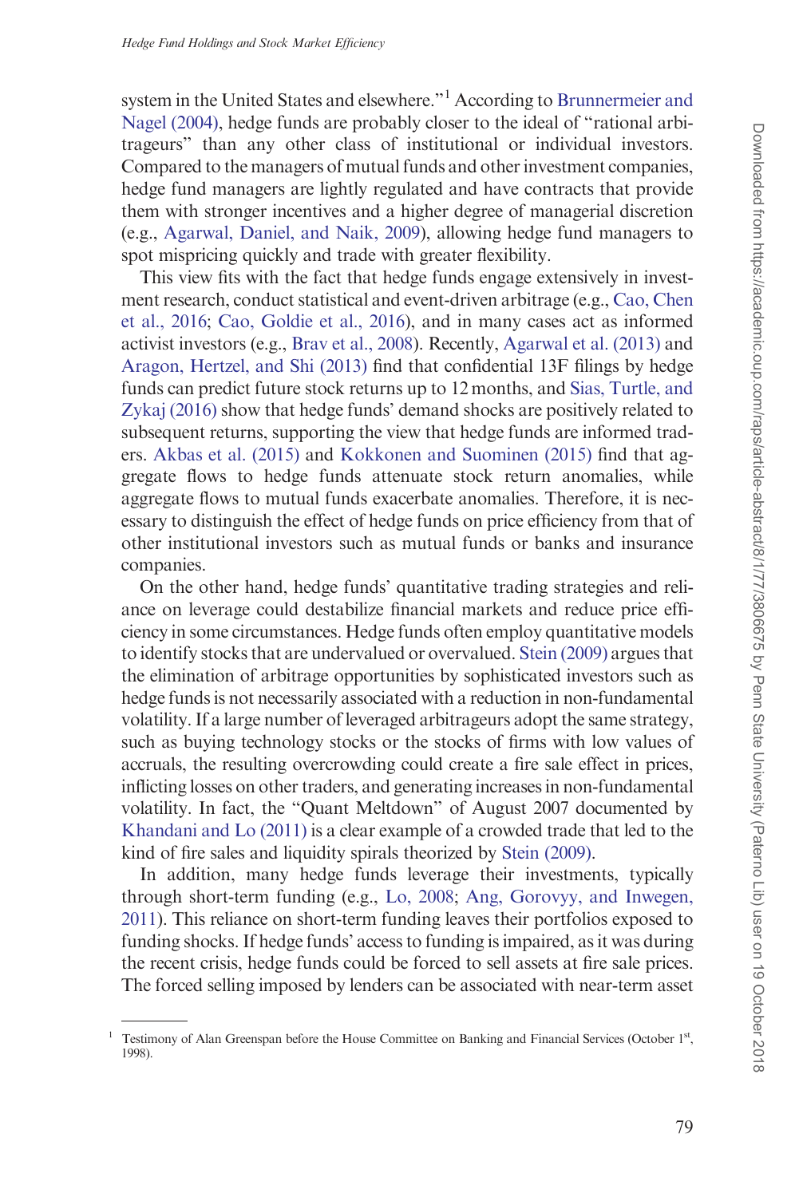system in the United States and elsewhere."[1] According to Brunnermeier and Nagel (2004), hedge funds are probably closer to the ideal of "rational arbitrageurs" than any other class of institutional or individual investors. Compared to the managers of mutual funds and other investment companies, hedge fund managers are lightly regulated and have contracts that provide them with stronger incentives and a higher degree of managerial discretion (e.g., Agarwal, Daniel, and Naik, 2009), allowing hedge fund managers to spot mispricing quickly and trade with greater flexibility.

This view fits with the fact that hedge funds engage extensively in investment research, conduct statistical and event-driven arbitrage (e.g., Cao, Chen et al., 2016; Cao, Goldie et al., 2016), and in many cases act as informed activist investors (e.g., Brav et al., 2008). Recently, Agarwal et al. (2013) and Aragon, Hertzel, and Shi (2013) find that confidential 13F filings by hedge funds can predict future stock returns up to 12 months, and Sias, Turtle, and Zykaj (2016) show that hedge funds' demand shocks are positively related to subsequent returns, supporting the view that hedge funds are informed traders. Akbas et al. (2015) and Kokkonen and Suominen (2015) find that aggregate flows to hedge funds attenuate stock return anomalies, while aggregate flows to mutual funds exacerbate anomalies. Therefore, it is necessary to distinguish the effect of hedge funds on price efficiency from that of other institutional investors such as mutual funds or banks and insurance companies.

On the other hand, hedge funds' quantitative trading strategies and reliance on leverage could destabilize financial markets and reduce price efficiency in some circumstances. Hedge funds often employ quantitative models to identify stocks that are undervalued or overvalued. Stein (2009) argues that the elimination of arbitrage opportunities by sophisticated investors such as hedge funds is not necessarily associated with a reduction in non-fundamental volatility. If a large number of leveraged arbitrageurs adopt the same strategy, such as buying technology stocks or the stocks of firms with low values of accruals, the resulting overcrowding could create a fire sale effect in prices, inflicting losses on other traders, and generating increases in non-fundamental volatility. In fact, the "Quant Meltdown" of August 2007 documented by Khandani and Lo (2011) is a clear example of a crowded trade that led to the kind of fire sales and liquidity spirals theorized by Stein (2009).

In addition, many hedge funds leverage their investments, typically through short-term funding (e.g., Lo, 2008; Ang, Gorovyy, and Inwegen, 2011). This reliance on short-term funding leaves their portfolios exposed to funding shocks. If hedge funds' access to funding is impaired, as it was during the recent crisis, hedge funds could be forced to sell assets at fire sale prices. The forced selling imposed by lenders can be associated with near-term asset

[1] Testimony of Alan Greenspan before the House Committee on Banking and Financial Services (October 1st, 1998).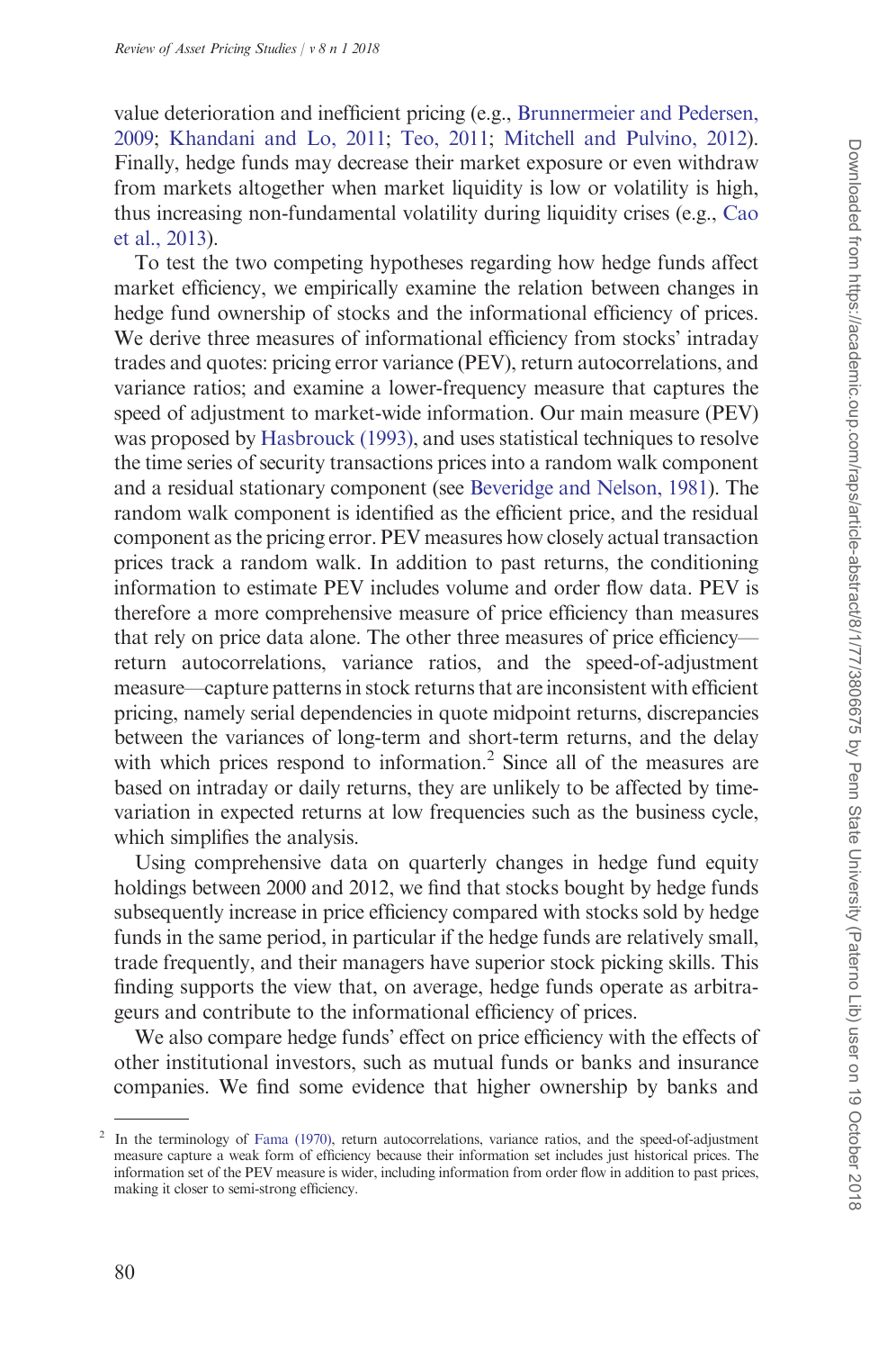value deterioration and inefficient pricing (e.g., Brunnermeier and Pedersen, 2009; Khandani and Lo, 2011; Teo, 2011; Mitchell and Pulvino, 2012). Finally, hedge funds may decrease their market exposure or even withdraw from markets altogether when market liquidity is low or volatility is high, thus increasing non-fundamental volatility during liquidity crises (e.g., Cao et al., 2013).

To test the two competing hypotheses regarding how hedge funds affect market efficiency, we empirically examine the relation between changes in hedge fund ownership of stocks and the informational efficiency of prices. We derive three measures of informational efficiency from stocks' intraday trades and quotes: pricing error variance (PEV), return autocorrelations, and variance ratios; and examine a lower-frequency measure that captures the speed of adjustment to market-wide information. Our main measure (PEV) was proposed by Hasbrouck (1993), and uses statistical techniques to resolve the time series of security transactions prices into a random walk component and a residual stationary component (see Beveridge and Nelson, 1981). The random walk component is identified as the efficient price, and the residual component as the pricing error. PEV measures how closely actual transaction prices track a random walk. In addition to past returns, the conditioning information to estimate PEV includes volume and order flow data. PEV is therefore a more comprehensive measure of price efficiency than measures that rely on price data alone. The other three measures of price efficiency—return autocorrelations, variance ratios, and the speed-of-adjustment measure—capture patterns in stock returns that are inconsistent with efficient pricing, namely serial dependencies in quote midpoint returns, discrepancies between the variances of long-term and short-term returns, and the delay with which prices respond to information.[2] Since all of the measures are based on intraday or daily returns, they are unlikely to be affected by time-variation in expected returns at low frequencies such as the business cycle, which simplifies the analysis.

Using comprehensive data on quarterly changes in hedge fund equity holdings between 2000 and 2012, we find that stocks bought by hedge funds subsequently increase in price efficiency compared with stocks sold by hedge funds in the same period, in particular if the hedge funds are relatively small, trade frequently, and their managers have superior stock picking skills. This finding supports the view that, on average, hedge funds operate as arbitrageurs and contribute to the informational efficiency of prices.

We also compare hedge funds' effect on price efficiency with the effects of other institutional investors, such as mutual funds or banks and insurance companies. We find some evidence that higher ownership by banks and

[2] In the terminology of Fama (1970), return autocorrelations, variance ratios, and the speed-of-adjustment measure capture a weak form of efficiency because their information set includes just historical prices. The information set of the PEV measure is wider, including information from order flow in addition to past prices, making it closer to semi-strong efficiency.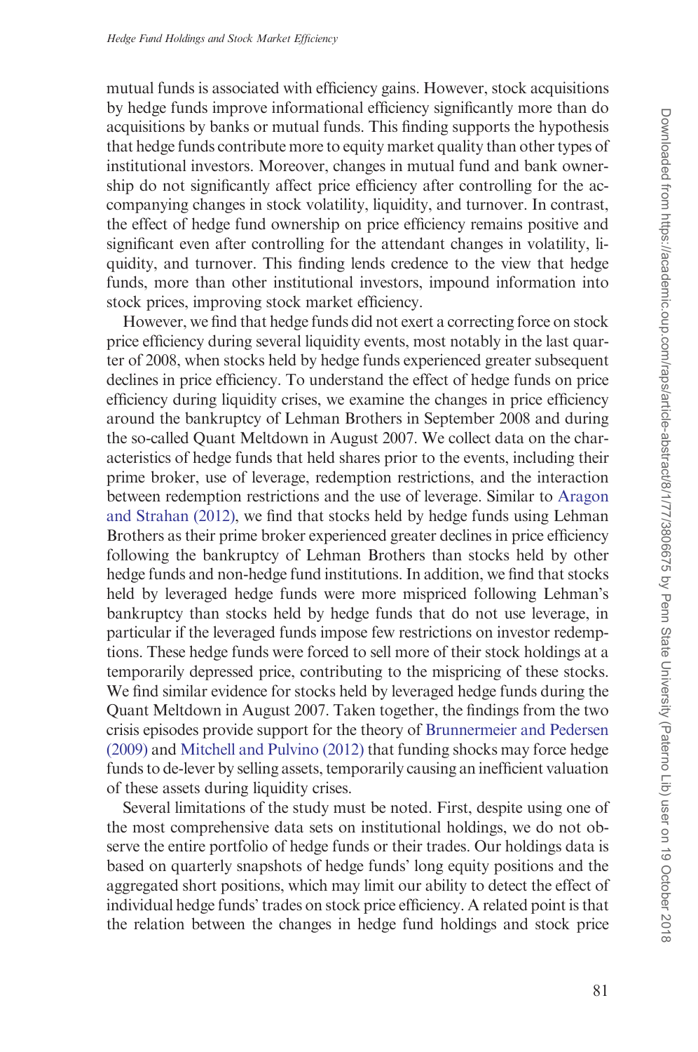mutual funds is associated with efficiency gains. However, stock acquisitions by hedge funds improve informational efficiency significantly more than do acquisitions by banks or mutual funds. This finding supports the hypothesis that hedge funds contribute more to equity market quality than other types of institutional investors. Moreover, changes in mutual fund and bank ownership do not significantly affect price efficiency after controlling for the accompanying changes in stock volatility, liquidity, and turnover. In contrast, the effect of hedge fund ownership on price efficiency remains positive and significant even after controlling for the attendant changes in volatility, liquidity, and turnover. This finding lends credence to the view that hedge funds, more than other institutional investors, impound information into stock prices, improving stock market efficiency.

However, we find that hedge funds did not exert a correcting force on stock price efficiency during several liquidity events, most notably in the last quarter of 2008, when stocks held by hedge funds experienced greater subsequent declines in price efficiency. To understand the effect of hedge funds on price efficiency during liquidity crises, we examine the changes in price efficiency around the bankruptcy of Lehman Brothers in September 2008 and during the so-called Quant Meltdown in August 2007. We collect data on the characteristics of hedge funds that held shares prior to the events, including their prime broker, use of leverage, redemption restrictions, and the interaction between redemption restrictions and the use of leverage. Similar to Aragon and Strahan (2012), we find that stocks held by hedge funds using Lehman Brothers as their prime broker experienced greater declines in price efficiency following the bankruptcy of Lehman Brothers than stocks held by other hedge funds and non-hedge fund institutions. In addition, we find that stocks held by leveraged hedge funds were more mispriced following Lehman's bankruptcy than stocks held by hedge funds that do not use leverage, in particular if the leveraged funds impose few restrictions on investor redemptions. These hedge funds were forced to sell more of their stock holdings at a temporarily depressed price, contributing to the mispricing of these stocks. We find similar evidence for stocks held by leveraged hedge funds during the Quant Meltdown in August 2007. Taken together, the findings from the two crisis episodes provide support for the theory of Brunnermeier and Pedersen (2009) and Mitchell and Pulvino (2012) that funding shocks may force hedge funds to de-lever by selling assets, temporarily causing an inefficient valuation of these assets during liquidity crises.

Several limitations of the study must be noted. First, despite using one of the most comprehensive data sets on institutional holdings, we do not observe the entire portfolio of hedge funds or their trades. Our holdings data is based on quarterly snapshots of hedge funds' long equity positions and the aggregated short positions, which may limit our ability to detect the effect of individual hedge funds' trades on stock price efficiency. A related point is that the relation between the changes in hedge fund holdings and stock price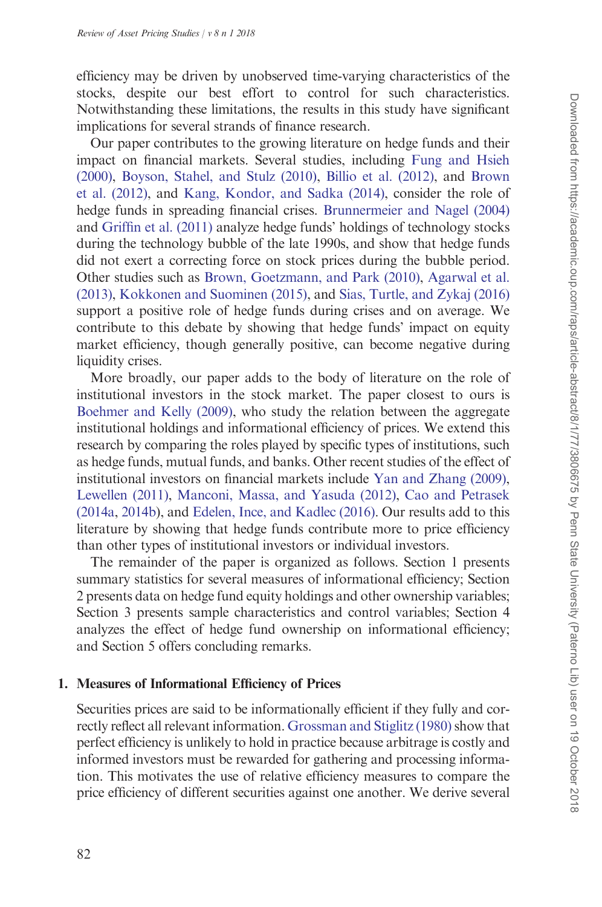efficiency may be driven by unobserved time-varying characteristics of the stocks, despite our best effort to control for such characteristics. Notwithstanding these limitations, the results in this study have significant implications for several strands of finance research.

Our paper contributes to the growing literature on hedge funds and their impact on financial markets. Several studies, including Fung and Hsieh (2000), Boyson, Stahel, and Stulz (2010), Billio et al. (2012), and Brown et al. (2012), and Kang, Kondor, and Sadka (2014), consider the role of hedge funds in spreading financial crises. Brunnermeier and Nagel (2004) and Griffin et al. (2011) analyze hedge funds' holdings of technology stocks during the technology bubble of the late 1990s, and show that hedge funds did not exert a correcting force on stock prices during the bubble period. Other studies such as Brown, Goetzmann, and Park (2010), Agarwal et al. (2013), Kokkonen and Suominen (2015), and Sias, Turtle, and Zykaj (2016) support a positive role of hedge funds during crises and on average. We contribute to this debate by showing that hedge funds' impact on equity market efficiency, though generally positive, can become negative during liquidity crises.

More broadly, our paper adds to the body of literature on the role of institutional investors in the stock market. The paper closest to ours is Boehmer and Kelly (2009), who study the relation between the aggregate institutional holdings and informational efficiency of prices. We extend this research by comparing the roles played by specific types of institutions, such as hedge funds, mutual funds, and banks. Other recent studies of the effect of institutional investors on financial markets include Yan and Zhang (2009), Lewellen (2011), Manconi, Massa, and Yasuda (2012), Cao and Petrasek (2014a, 2014b), and Edelen, Ince, and Kadlec (2016). Our results add to this literature by showing that hedge funds contribute more to price efficiency than other types of institutional investors or individual investors.

The remainder of the paper is organized as follows. Section 1 presents summary statistics for several measures of informational efficiency; Section 2 presents data on hedge fund equity holdings and other ownership variables; Section 3 presents sample characteristics and control variables; Section 4 analyzes the effect of hedge fund ownership on informational efficiency; and Section 5 offers concluding remarks.

## 1. Measures of Informational Efficiency of Prices

Securities prices are said to be informationally efficient if they fully and correctly reflect all relevant information. Grossman and Stiglitz (1980) show that perfect efficiency is unlikely to hold in practice because arbitrage is costly and informed investors must be rewarded for gathering and processing information. This motivates the use of relative efficiency measures to compare the price efficiency of different securities against one another. We derive several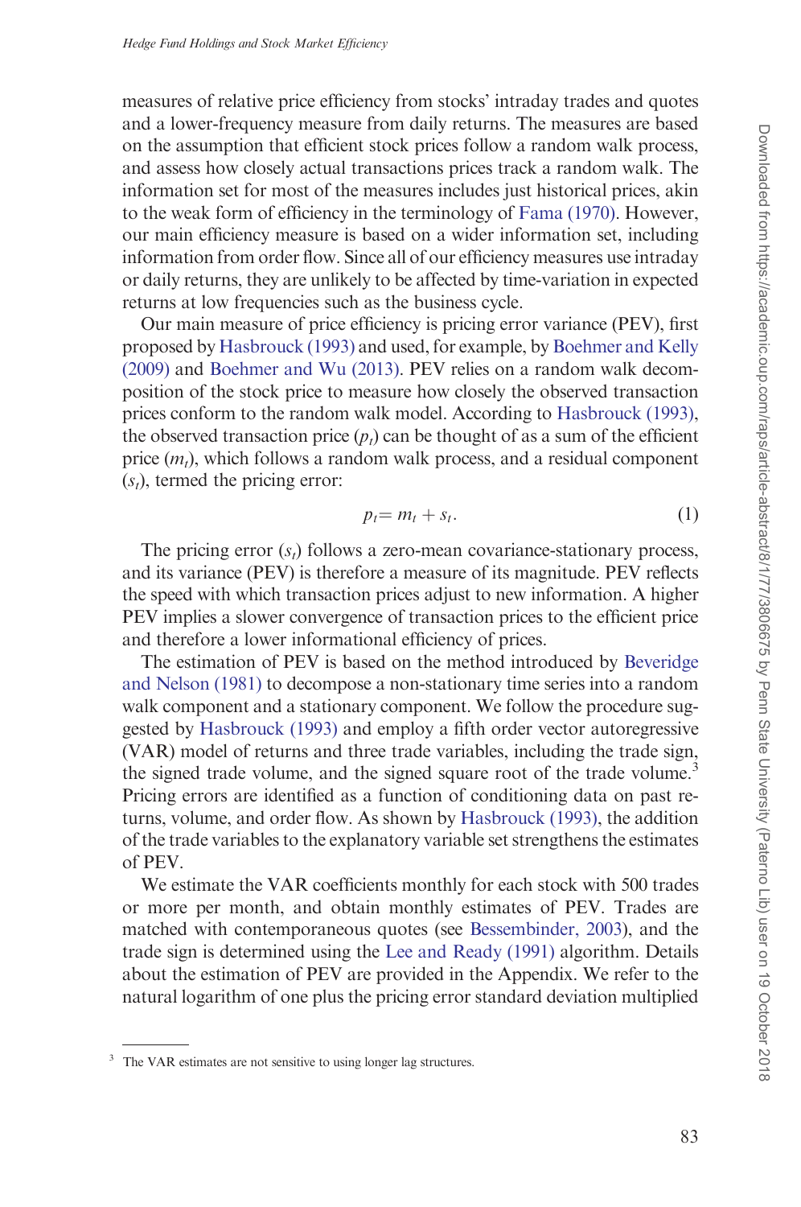measures of relative price efficiency from stocks' intraday trades and quotes and a lower-frequency measure from daily returns. The measures are based on the assumption that efficient stock prices follow a random walk process, and assess how closely actual transactions prices track a random walk. The information set for most of the measures includes just historical prices, akin to the weak form of efficiency in the terminology of Fama (1970). However, our main efficiency measure is based on a wider information set, including information from order flow. Since all of our efficiency measures use intraday or daily returns, they are unlikely to be affected by time-variation in expected returns at low frequencies such as the business cycle.

Our main measure of price efficiency is pricing error variance (PEV), first proposed by Hasbrouck (1993) and used, for example, by Boehmer and Kelly (2009) and Boehmer and Wu (2013). PEV relies on a random walk decomposition of the stock price to measure how closely the observed transaction prices conform to the random walk model. According to Hasbrouck (1993), the observed transaction price ($p_t$) can be thought of as a sum of the efficient price ($m_t$), which follows a random walk process, and a residual component ($s_t$), termed the pricing error:

$$p_t = m_t + s_t. \tag{1}$$

The pricing error ($s_t$) follows a zero-mean covariance-stationary process, and its variance (PEV) is therefore a measure of its magnitude. PEV reflects the speed with which transaction prices adjust to new information. A higher PEV implies a slower convergence of transaction prices to the efficient price and therefore a lower informational efficiency of prices.

The estimation of PEV is based on the method introduced by Beveridge and Nelson (1981) to decompose a non-stationary time series into a random walk component and a stationary component. We follow the procedure suggested by Hasbrouck (1993) and employ a fifth order vector autoregressive (VAR) model of returns and three trade variables, including the trade sign, the signed trade volume, and the signed square root of the trade volume.[3] Pricing errors are identified as a function of conditioning data on past returns, volume, and order flow. As shown by Hasbrouck (1993), the addition of the trade variables to the explanatory variable set strengthens the estimates of PEV.

We estimate the VAR coefficients monthly for each stock with 500 trades or more per month, and obtain monthly estimates of PEV. Trades are matched with contemporaneous quotes (see Bessembinder, 2003), and the trade sign is determined using the Lee and Ready (1991) algorithm. Details about the estimation of PEV are provided in the Appendix. We refer to the natural logarithm of one plus the pricing error standard deviation multiplied

---

[3] The VAR estimates are not sensitive to using longer lag structures.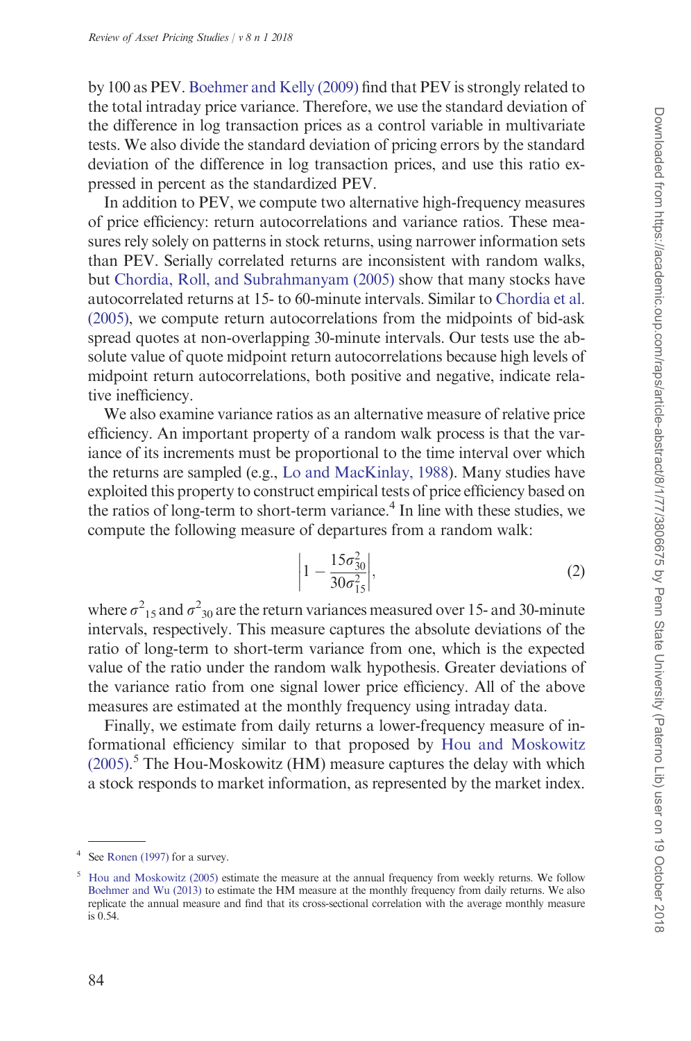by 100 as PEV. Boehmer and Kelly (2009) find that PEV is strongly related to the total intraday price variance. Therefore, we use the standard deviation of the difference in log transaction prices as a control variable in multivariate tests. We also divide the standard deviation of pricing errors by the standard deviation of the difference in log transaction prices, and use this ratio expressed in percent as the standardized PEV.

In addition to PEV, we compute two alternative high-frequency measures of price efficiency: return autocorrelations and variance ratios. These measures rely solely on patterns in stock returns, using narrower information sets than PEV. Serially correlated returns are inconsistent with random walks, but Chordia, Roll, and Subrahmanyam (2005) show that many stocks have autocorrelated returns at 15- to 60-minute intervals. Similar to Chordia et al. (2005), we compute return autocorrelations from the midpoints of bid-ask spread quotes at non-overlapping 30-minute intervals. Our tests use the absolute value of quote midpoint return autocorrelations because high levels of midpoint return autocorrelations, both positive and negative, indicate relative inefficiency.

We also examine variance ratios as an alternative measure of relative price efficiency. An important property of a random walk process is that the variance of its increments must be proportional to the time interval over which the returns are sampled (e.g., Lo and MacKinlay, 1988). Many studies have exploited this property to construct empirical tests of price efficiency based on the ratios of long-term to short-term variance.[4] In line with these studies, we compute the following measure of departures from a random walk:

$$\left|1 - \frac{15\sigma_{30}^2}{30\sigma_{15}^2}\right|, \tag{2}$$

where $\sigma^2_{15}$ and $\sigma^2_{30}$ are the return variances measured over 15- and 30-minute intervals, respectively. This measure captures the absolute deviations of the ratio of long-term to short-term variance from one, which is the expected value of the ratio under the random walk hypothesis. Greater deviations of the variance ratio from one signal lower price efficiency. All of the above measures are estimated at the monthly frequency using intraday data.

Finally, we estimate from daily returns a lower-frequency measure of informational efficiency similar to that proposed by Hou and Moskowitz (2005).[5] The Hou-Moskowitz (HM) measure captures the delay with which a stock responds to market information, as represented by the market index.

---

[4] See Ronen (1997) for a survey.

[5] Hou and Moskowitz (2005) estimate the measure at the annual frequency from weekly returns. We follow Boehmer and Wu (2013) to estimate the HM measure at the monthly frequency from daily returns. We also replicate the annual measure and find that its cross-sectional correlation with the average monthly measure is 0.54.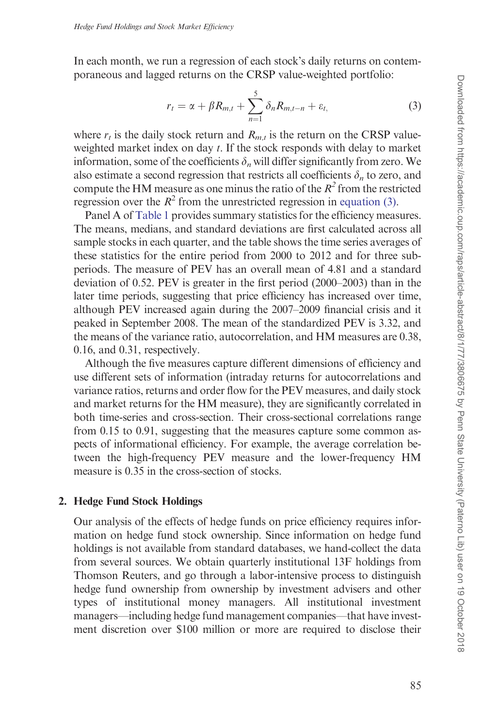In each month, we run a regression of each stock's daily returns on contemporaneous and lagged returns on the CRSP value-weighted portfolio:

$$r_t = \alpha + \beta R_{m,t} + \sum_{n=1}^{5} \delta_n R_{m,t-n} + \varepsilon_t, \tag{3}$$

where $r_t$ is the daily stock return and $R_{m,t}$ is the return on the CRSP value-weighted market index on day $t$. If the stock responds with delay to market information, some of the coefficients $\delta_n$ will differ significantly from zero. We also estimate a second regression that restricts all coefficients $\delta_n$ to zero, and compute the HM measure as one minus the ratio of the $R^2$ from the restricted regression over the $R^2$ from the unrestricted regression in equation (3).

Panel A of Table 1 provides summary statistics for the efficiency measures. The means, medians, and standard deviations are first calculated across all sample stocks in each quarter, and the table shows the time series averages of these statistics for the entire period from 2000 to 2012 and for three subperiods. The measure of PEV has an overall mean of 4.81 and a standard deviation of 0.52. PEV is greater in the first period (2000–2003) than in the later time periods, suggesting that price efficiency has increased over time, although PEV increased again during the 2007–2009 financial crisis and it peaked in September 2008. The mean of the standardized PEV is 3.32, and the means of the variance ratio, autocorrelation, and HM measures are 0.38, 0.16, and 0.31, respectively.

Although the five measures capture different dimensions of efficiency and use different sets of information (intraday returns for autocorrelations and variance ratios, returns and order flow for the PEV measures, and daily stock and market returns for the HM measure), they are significantly correlated in both time-series and cross-section. Their cross-sectional correlations range from 0.15 to 0.91, suggesting that the measures capture some common aspects of informational efficiency. For example, the average correlation between the high-frequency PEV measure and the lower-frequency HM measure is 0.35 in the cross-section of stocks.

## 2. Hedge Fund Stock Holdings

Our analysis of the effects of hedge funds on price efficiency requires information on hedge fund stock ownership. Since information on hedge fund holdings is not available from standard databases, we hand-collect the data from several sources. We obtain quarterly institutional 13F holdings from Thomson Reuters, and go through a labor-intensive process to distinguish hedge fund ownership from ownership by investment advisers and other types of institutional money managers. All institutional investment managers—including hedge fund management companies—that have investment discretion over $100 million or more are required to disclose their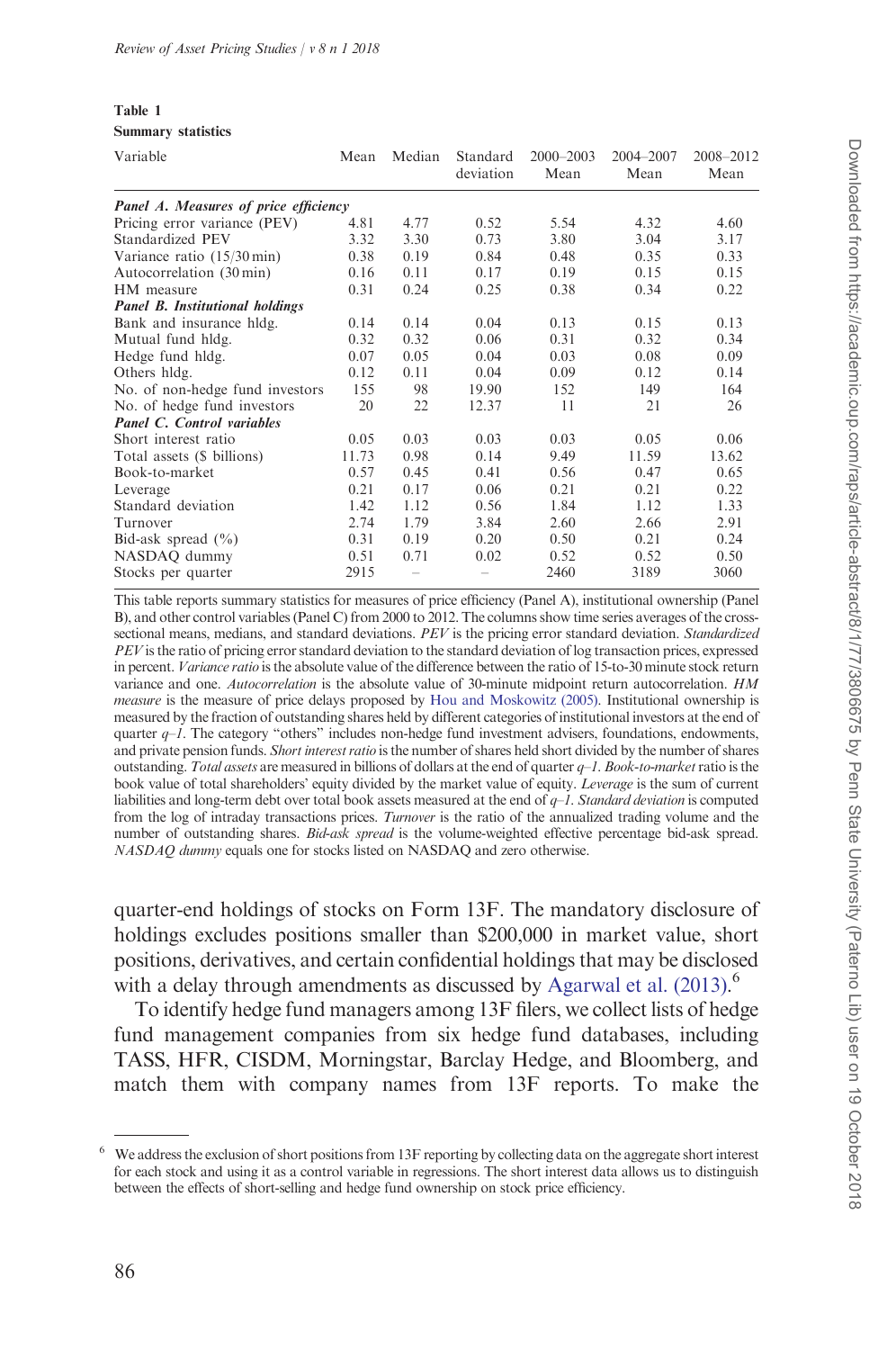**Table 1**
**Summary statistics**

| Variable | Mean | Median | Standard deviation | 2000–2003 Mean | 2004–2007 Mean | 2008–2012 Mean |
|---|---|---|---|---|---|---|
| ***Panel A. Measures of price efficiency*** | | | | | | |
| Pricing error variance (PEV) | 4.81 | 4.77 | 0.52 | 5.54 | 4.32 | 4.60 |
| Standardized PEV | 3.32 | 3.30 | 0.73 | 3.80 | 3.04 | 3.17 |
| Variance ratio (15/30 min) | 0.38 | 0.19 | 0.84 | 0.48 | 0.35 | 0.33 |
| Autocorrelation (30 min) | 0.16 | 0.11 | 0.17 | 0.19 | 0.15 | 0.15 |
| HM measure | 0.31 | 0.24 | 0.25 | 0.38 | 0.34 | 0.22 |
| ***Panel B. Institutional holdings*** | | | | | | |
| Bank and insurance hldg. | 0.14 | 0.14 | 0.04 | 0.13 | 0.15 | 0.13 |
| Mutual fund hldg. | 0.32 | 0.32 | 0.06 | 0.31 | 0.32 | 0.34 |
| Hedge fund hldg. | 0.07 | 0.05 | 0.04 | 0.03 | 0.08 | 0.09 |
| Others hldg. | 0.12 | 0.11 | 0.04 | 0.09 | 0.12 | 0.14 |
| No. of non-hedge fund investors | 155 | 98 | 19.90 | 152 | 149 | 164 |
| No. of hedge fund investors | 20 | 22 | 12.37 | 11 | 21 | 26 |
| ***Panel C. Control variables*** | | | | | | |
| Short interest ratio | 0.05 | 0.03 | 0.03 | 0.03 | 0.05 | 0.06 |
| Total assets ($ billions) | 11.73 | 0.98 | 0.14 | 9.49 | 11.59 | 13.62 |
| Book-to-market | 0.57 | 0.45 | 0.41 | 0.56 | 0.47 | 0.65 |
| Leverage | 0.21 | 0.17 | 0.06 | 0.21 | 0.21 | 0.22 |
| Standard deviation | 1.42 | 1.12 | 0.56 | 1.84 | 1.12 | 1.33 |
| Turnover | 2.74 | 1.79 | 3.84 | 2.60 | 2.66 | 2.91 |
| Bid-ask spread (%) | 0.31 | 0.19 | 0.20 | 0.50 | 0.21 | 0.24 |
| NASDAQ dummy | 0.51 | 0.71 | 0.02 | 0.52 | 0.52 | 0.50 |
| Stocks per quarter | 2915 | – | – | 2460 | 3189 | 3060 |

This table reports summary statistics for measures of price efficiency (Panel A), institutional ownership (Panel B), and other control variables (Panel C) from 2000 to 2012. The columns show time series averages of the cross-sectional means, medians, and standard deviations. *PEV* is the pricing error standard deviation. *Standardized PEV* is the ratio of pricing error standard deviation to the standard deviation of log transaction prices, expressed in percent. *Variance ratio* is the absolute value of the difference between the ratio of 15-to-30 minute stock return variance and one. *Autocorrelation* is the absolute value of 30-minute midpoint return autocorrelation. *HM measure* is the measure of price delays proposed by Hou and Moskowitz (2005). Institutional ownership is measured by the fraction of outstanding shares held by different categories of institutional investors at the end of quarter *q–1*. The category "others" includes non-hedge fund investment advisers, foundations, endowments, and private pension funds. *Short interest ratio* is the number of shares held short divided by the number of shares outstanding. *Total assets* are measured in billions of dollars at the end of quarter *q–1*. *Book-to-market* ratio is the book value of total shareholders' equity divided by the market value of equity. *Leverage* is the sum of current liabilities and long-term debt over total book assets measured at the end of *q–1*. *Standard deviation* is computed from the log of intraday transactions prices. *Turnover* is the ratio of the annualized trading volume and the number of outstanding shares. *Bid-ask spread* is the volume-weighted effective percentage bid-ask spread. *NASDAQ dummy* equals one for stocks listed on NASDAQ and zero otherwise.

quarter-end holdings of stocks on Form 13F. The mandatory disclosure of holdings excludes positions smaller than $200,000 in market value, short positions, derivatives, and certain confidential holdings that may be disclosed with a delay through amendments as discussed by Agarwal et al. (2013).[6]

To identify hedge fund managers among 13F filers, we collect lists of hedge fund management companies from six hedge fund databases, including TASS, HFR, CISDM, Morningstar, Barclay Hedge, and Bloomberg, and match them with company names from 13F reports. To make the

[6] We address the exclusion of short positions from 13F reporting by collecting data on the aggregate short interest for each stock and using it as a control variable in regressions. The short interest data allows us to distinguish between the effects of short-selling and hedge fund ownership on stock price efficiency.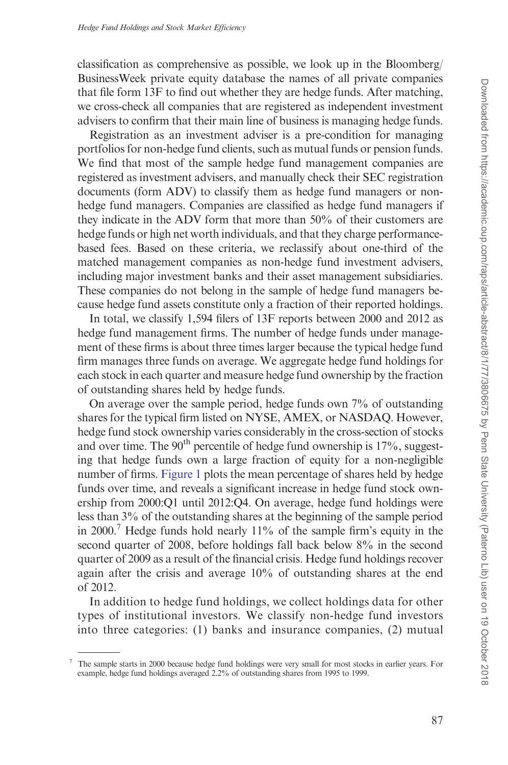classification as comprehensive as possible, we look up in the Bloomberg/ BusinessWeek private equity database the names of all private companies that file form 13F to find out whether they are hedge funds. After matching, we cross-check all companies that are registered as independent investment advisers to confirm that their main line of business is managing hedge funds.

Registration as an investment adviser is a pre-condition for managing portfolios for non-hedge fund clients, such as mutual funds or pension funds. We find that most of the sample hedge fund management companies are registered as investment advisers, and manually check their SEC registration documents (form ADV) to classify them as hedge fund managers or non-hedge fund managers. Companies are classified as hedge fund managers if they indicate in the ADV form that more than 50% of their customers are hedge funds or high net worth individuals, and that they charge performance-based fees. Based on these criteria, we reclassify about one-third of the matched management companies as non-hedge fund investment advisers, including major investment banks and their asset management subsidiaries. These companies do not belong in the sample of hedge fund managers because hedge fund assets constitute only a fraction of their reported holdings.

In total, we classify 1,594 filers of 13F reports between 2000 and 2012 as hedge fund management firms. The number of hedge funds under management of these firms is about three times larger because the typical hedge fund firm manages three funds on average. We aggregate hedge fund holdings for each stock in each quarter and measure hedge fund ownership by the fraction of outstanding shares held by hedge funds.

On average over the sample period, hedge funds own 7% of outstanding shares for the typical firm listed on NYSE, AMEX, or NASDAQ. However, hedge fund stock ownership varies considerably in the cross-section of stocks and over time. The 90$^{th}$ percentile of hedge fund ownership is 17%, suggesting that hedge funds own a large fraction of equity for a non-negligible number of firms. Figure 1 plots the mean percentage of shares held by hedge funds over time, and reveals a significant increase in hedge fund stock ownership from 2000:Q1 until 2012:Q4. On average, hedge fund holdings were less than 3% of the outstanding shares at the beginning of the sample period in 2000.[7] Hedge funds hold nearly 11% of the sample firm's equity in the second quarter of 2008, before holdings fall back below 8% in the second quarter of 2009 as a result of the financial crisis. Hedge fund holdings recover again after the crisis and average 10% of outstanding shares at the end of 2012.

In addition to hedge fund holdings, we collect holdings data for other types of institutional investors. We classify non-hedge fund investors into three categories: (1) banks and insurance companies, (2) mutual

[7] The sample starts in 2000 because hedge fund holdings were very small for most stocks in earlier years. For example, hedge fund holdings averaged 2.2% of outstanding shares from 1995 to 1999.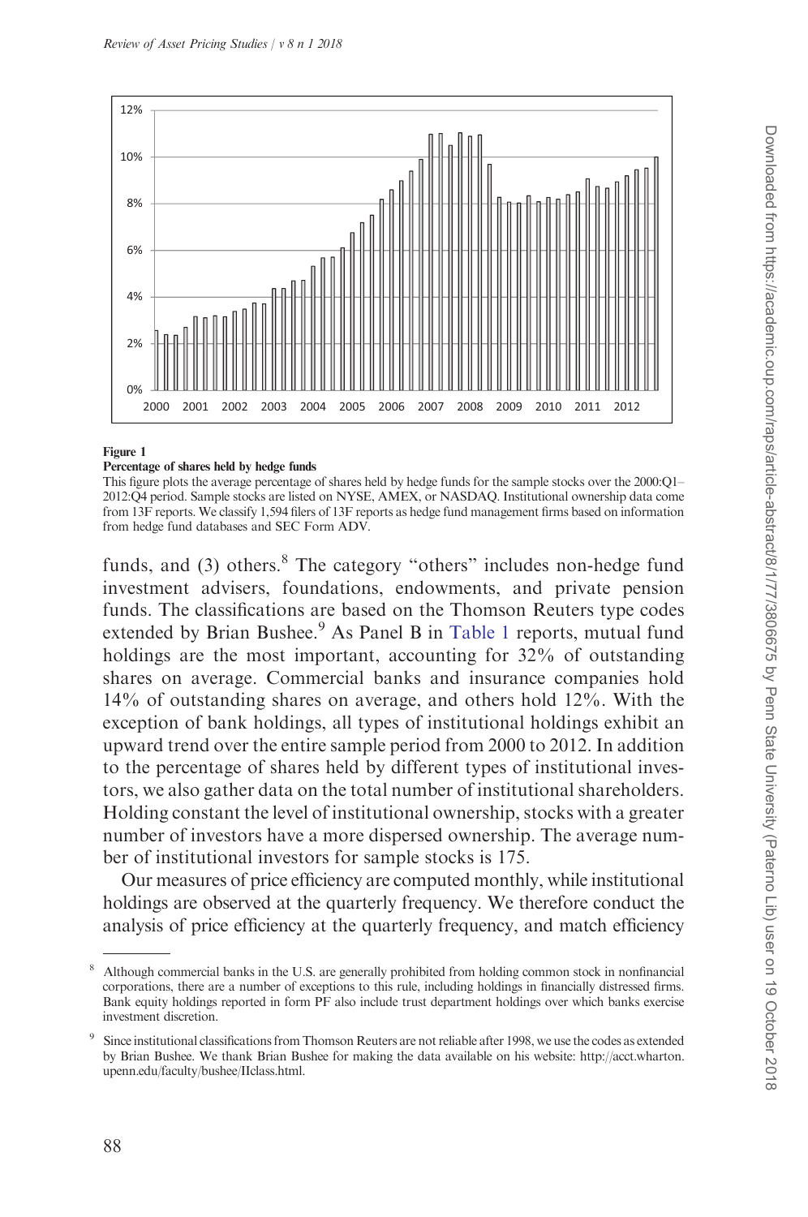**Figure 1**

**Percentage of shares held by hedge funds**

This figure plots the average percentage of shares held by hedge funds for the sample stocks over the 2000:Q1–2012:Q4 period. Sample stocks are listed on NYSE, AMEX, or NASDAQ. Institutional ownership data come from 13F reports. We classify 1,594 filers of 13F reports as hedge fund management firms based on information from hedge fund databases and SEC Form ADV.

funds, and (3) others.[8] The category "others" includes non-hedge fund investment advisers, foundations, endowments, and private pension funds. The classifications are based on the Thomson Reuters type codes extended by Brian Bushee.[9] As Panel B in Table 1 reports, mutual fund holdings are the most important, accounting for 32% of outstanding shares on average. Commercial banks and insurance companies hold 14% of outstanding shares on average, and others hold 12%. With the exception of bank holdings, all types of institutional holdings exhibit an upward trend over the entire sample period from 2000 to 2012. In addition to the percentage of shares held by different types of institutional investors, we also gather data on the total number of institutional shareholders. Holding constant the level of institutional ownership, stocks with a greater number of investors have a more dispersed ownership. The average number of institutional investors for sample stocks is 175.

Our measures of price efficiency are computed monthly, while institutional holdings are observed at the quarterly frequency. We therefore conduct the analysis of price efficiency at the quarterly frequency, and match efficiency

---

[8] Although commercial banks in the U.S. are generally prohibited from holding common stock in nonfinancial corporations, there are a number of exceptions to this rule, including holdings in financially distressed firms. Bank equity holdings reported in form PF also include trust department holdings over which banks exercise investment discretion.

[9] Since institutional classifications from Thomson Reuters are not reliable after 1998, we use the codes as extended by Brian Bushee. We thank Brian Bushee for making the data available on his website: http://acct.wharton.upenn.edu/faculty/bushee/IIclass.html.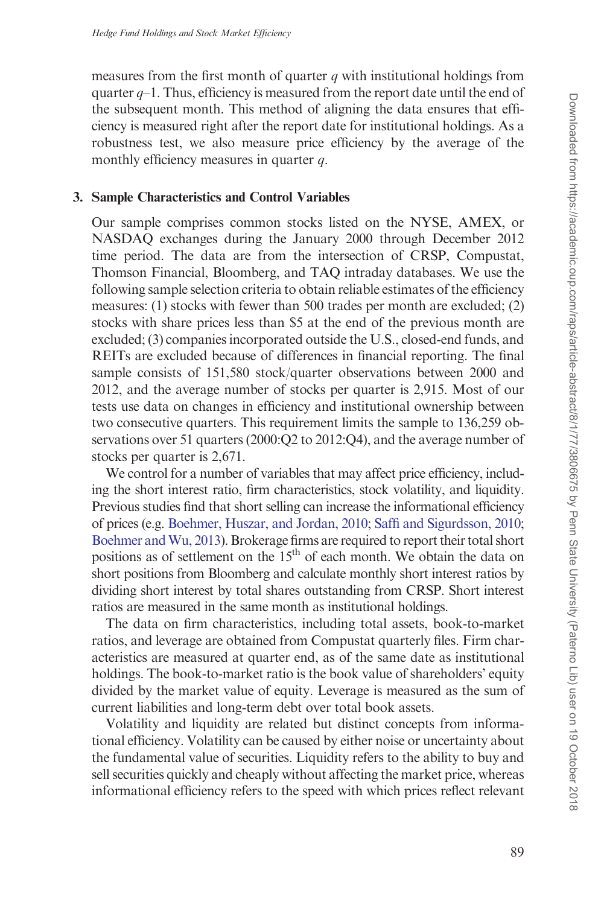measures from the first month of quarter $q$ with institutional holdings from quarter $q$–1. Thus, efficiency is measured from the report date until the end of the subsequent month. This method of aligning the data ensures that efficiency is measured right after the report date for institutional holdings. As a robustness test, we also measure price efficiency by the average of the monthly efficiency measures in quarter $q$.

## 3. Sample Characteristics and Control Variables

Our sample comprises common stocks listed on the NYSE, AMEX, or NASDAQ exchanges during the January 2000 through December 2012 time period. The data are from the intersection of CRSP, Compustat, Thomson Financial, Bloomberg, and TAQ intraday databases. We use the following sample selection criteria to obtain reliable estimates of the efficiency measures: (1) stocks with fewer than 500 trades per month are excluded; (2) stocks with share prices less than \$5 at the end of the previous month are excluded; (3) companies incorporated outside the U.S., closed-end funds, and REITs are excluded because of differences in financial reporting. The final sample consists of 151,580 stock/quarter observations between 2000 and 2012, and the average number of stocks per quarter is 2,915. Most of our tests use data on changes in efficiency and institutional ownership between two consecutive quarters. This requirement limits the sample to 136,259 observations over 51 quarters (2000:Q2 to 2012:Q4), and the average number of stocks per quarter is 2,671.

We control for a number of variables that may affect price efficiency, including the short interest ratio, firm characteristics, stock volatility, and liquidity. Previous studies find that short selling can increase the informational efficiency of prices (e.g. Boehmer, Huszar, and Jordan, 2010; Saffi and Sigurdsson, 2010; Boehmer and Wu, 2013). Brokerage firms are required to report their total short positions as of settlement on the 15th of each month. We obtain the data on short positions from Bloomberg and calculate monthly short interest ratios by dividing short interest by total shares outstanding from CRSP. Short interest ratios are measured in the same month as institutional holdings.

The data on firm characteristics, including total assets, book-to-market ratios, and leverage are obtained from Compustat quarterly files. Firm characteristics are measured at quarter end, as of the same date as institutional holdings. The book-to-market ratio is the book value of shareholders' equity divided by the market value of equity. Leverage is measured as the sum of current liabilities and long-term debt over total book assets.

Volatility and liquidity are related but distinct concepts from informational efficiency. Volatility can be caused by either noise or uncertainty about the fundamental value of securities. Liquidity refers to the ability to buy and sell securities quickly and cheaply without affecting the market price, whereas informational efficiency refers to the speed with which prices reflect relevant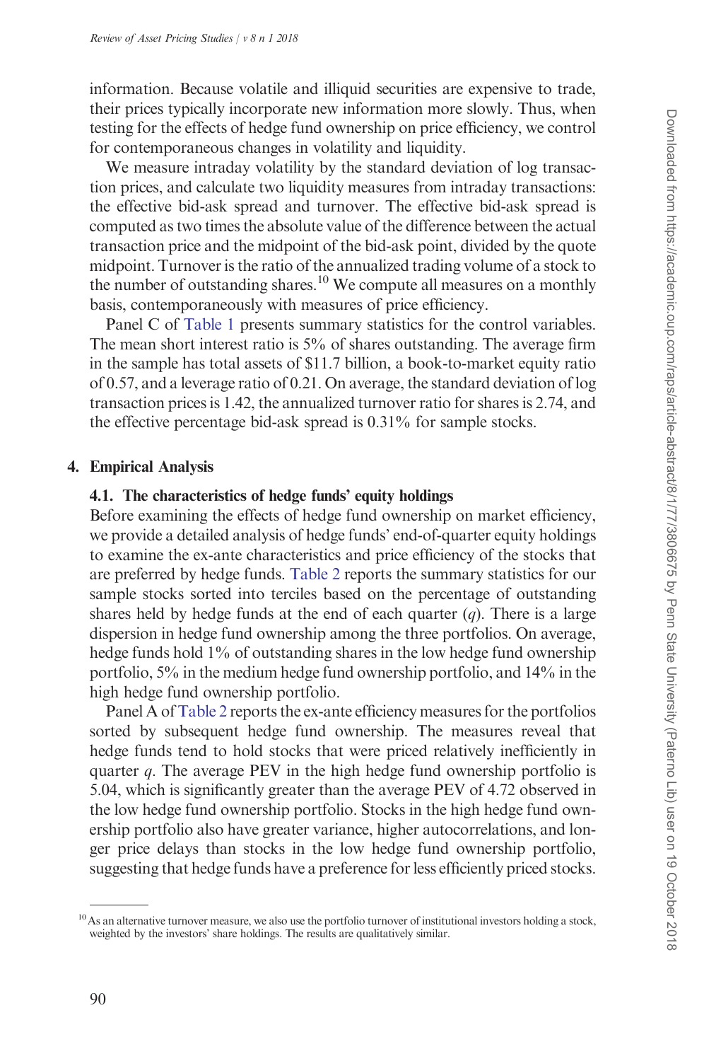information. Because volatile and illiquid securities are expensive to trade, their prices typically incorporate new information more slowly. Thus, when testing for the effects of hedge fund ownership on price efficiency, we control for contemporaneous changes in volatility and liquidity.

We measure intraday volatility by the standard deviation of log transaction prices, and calculate two liquidity measures from intraday transactions: the effective bid-ask spread and turnover. The effective bid-ask spread is computed as two times the absolute value of the difference between the actual transaction price and the midpoint of the bid-ask point, divided by the quote midpoint. Turnover is the ratio of the annualized trading volume of a stock to the number of outstanding shares.[10] We compute all measures on a monthly basis, contemporaneously with measures of price efficiency.

Panel C of Table 1 presents summary statistics for the control variables. The mean short interest ratio is 5% of shares outstanding. The average firm in the sample has total assets of \$11.7 billion, a book-to-market equity ratio of 0.57, and a leverage ratio of 0.21. On average, the standard deviation of log transaction prices is 1.42, the annualized turnover ratio for shares is 2.74, and the effective percentage bid-ask spread is 0.31% for sample stocks.

## 4. Empirical Analysis

### 4.1. The characteristics of hedge funds' equity holdings

Before examining the effects of hedge fund ownership on market efficiency, we provide a detailed analysis of hedge funds' end-of-quarter equity holdings to examine the ex-ante characteristics and price efficiency of the stocks that are preferred by hedge funds. Table 2 reports the summary statistics for our sample stocks sorted into terciles based on the percentage of outstanding shares held by hedge funds at the end of each quarter ($q$). There is a large dispersion in hedge fund ownership among the three portfolios. On average, hedge funds hold 1% of outstanding shares in the low hedge fund ownership portfolio, 5% in the medium hedge fund ownership portfolio, and 14% in the high hedge fund ownership portfolio.

Panel A of Table 2 reports the ex-ante efficiency measures for the portfolios sorted by subsequent hedge fund ownership. The measures reveal that hedge funds tend to hold stocks that were priced relatively inefficiently in quarter $q$. The average PEV in the high hedge fund ownership portfolio is 5.04, which is significantly greater than the average PEV of 4.72 observed in the low hedge fund ownership portfolio. Stocks in the high hedge fund ownership portfolio also have greater variance, higher autocorrelations, and longer price delays than stocks in the low hedge fund ownership portfolio, suggesting that hedge funds have a preference for less efficiently priced stocks.

---

[10] As an alternative turnover measure, we also use the portfolio turnover of institutional investors holding a stock, weighted by the investors' share holdings. The results are qualitatively similar.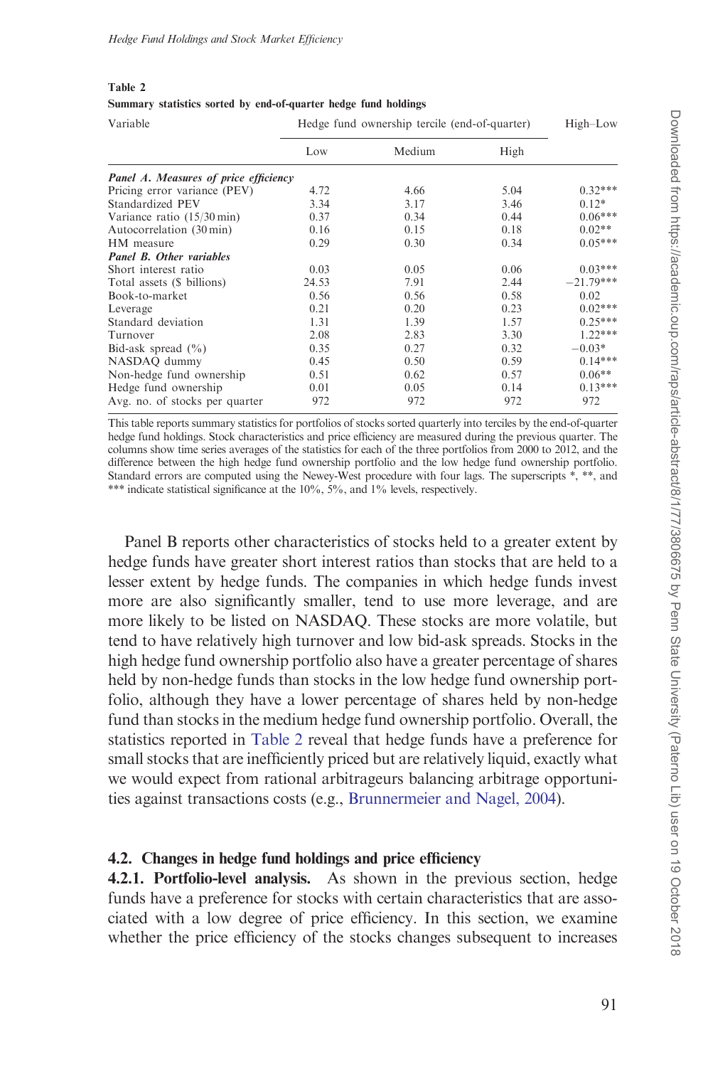**Table 2**
**Summary statistics sorted by end-of-quarter hedge fund holdings**

| Variable | Hedge fund ownership tercile (end-of-quarter) | | | High–Low |
|---|---|---|---|---|
| | Low | Medium | High | |
| ***Panel A. Measures of price efficiency*** | | | | |
| Pricing error variance (PEV) | 4.72 | 4.66 | 5.04 | 0.32*** |
| Standardized PEV | 3.34 | 3.17 | 3.46 | 0.12* |
| Variance ratio (15/30 min) | 0.37 | 0.34 | 0.44 | 0.06*** |
| Autocorrelation (30 min) | 0.16 | 0.15 | 0.18 | 0.02** |
| HM measure | 0.29 | 0.30 | 0.34 | 0.05*** |
| ***Panel B. Other variables*** | | | | |
| Short interest ratio | 0.03 | 0.05 | 0.06 | 0.03*** |
| Total assets ($ billions) | 24.53 | 7.91 | 2.44 | −21.79*** |
| Book-to-market | 0.56 | 0.56 | 0.58 | 0.02 |
| Leverage | 0.21 | 0.20 | 0.23 | 0.02*** |
| Standard deviation | 1.31 | 1.39 | 1.57 | 0.25*** |
| Turnover | 2.08 | 2.83 | 3.30 | 1.22*** |
| Bid-ask spread (%) | 0.35 | 0.27 | 0.32 | −0.03* |
| NASDAQ dummy | 0.45 | 0.50 | 0.59 | 0.14*** |
| Non-hedge fund ownership | 0.51 | 0.62 | 0.57 | 0.06** |
| Hedge fund ownership | 0.01 | 0.05 | 0.14 | 0.13*** |
| Avg. no. of stocks per quarter | 972 | 972 | 972 | 972 |

This table reports summary statistics for portfolios of stocks sorted quarterly into terciles by the end-of-quarter hedge fund holdings. Stock characteristics and price efficiency are measured during the previous quarter. The columns show time series averages of the statistics for each of the three portfolios from 2000 to 2012, and the difference between the high hedge fund ownership portfolio and the low hedge fund ownership portfolio. Standard errors are computed using the Newey-West procedure with four lags. The superscripts *, **, and *** indicate statistical significance at the 10%, 5%, and 1% levels, respectively.

Panel B reports other characteristics of stocks held to a greater extent by hedge funds have greater short interest ratios than stocks that are held to a lesser extent by hedge funds. The companies in which hedge funds invest more are also significantly smaller, tend to use more leverage, and are more likely to be listed on NASDAQ. These stocks are more volatile, but tend to have relatively high turnover and low bid-ask spreads. Stocks in the high hedge fund ownership portfolio also have a greater percentage of shares held by non-hedge funds than stocks in the low hedge fund ownership portfolio, although they have a lower percentage of shares held by non-hedge fund than stocks in the medium hedge fund ownership portfolio. Overall, the statistics reported in Table 2 reveal that hedge funds have a preference for small stocks that are inefficiently priced but are relatively liquid, exactly what we would expect from rational arbitrageurs balancing arbitrage opportunities against transactions costs (e.g., Brunnermeier and Nagel, 2004).

### 4.2. Changes in hedge fund holdings and price efficiency

**4.2.1. Portfolio-level analysis.** As shown in the previous section, hedge funds have a preference for stocks with certain characteristics that are associated with a low degree of price efficiency. In this section, we examine whether the price efficiency of the stocks changes subsequent to increases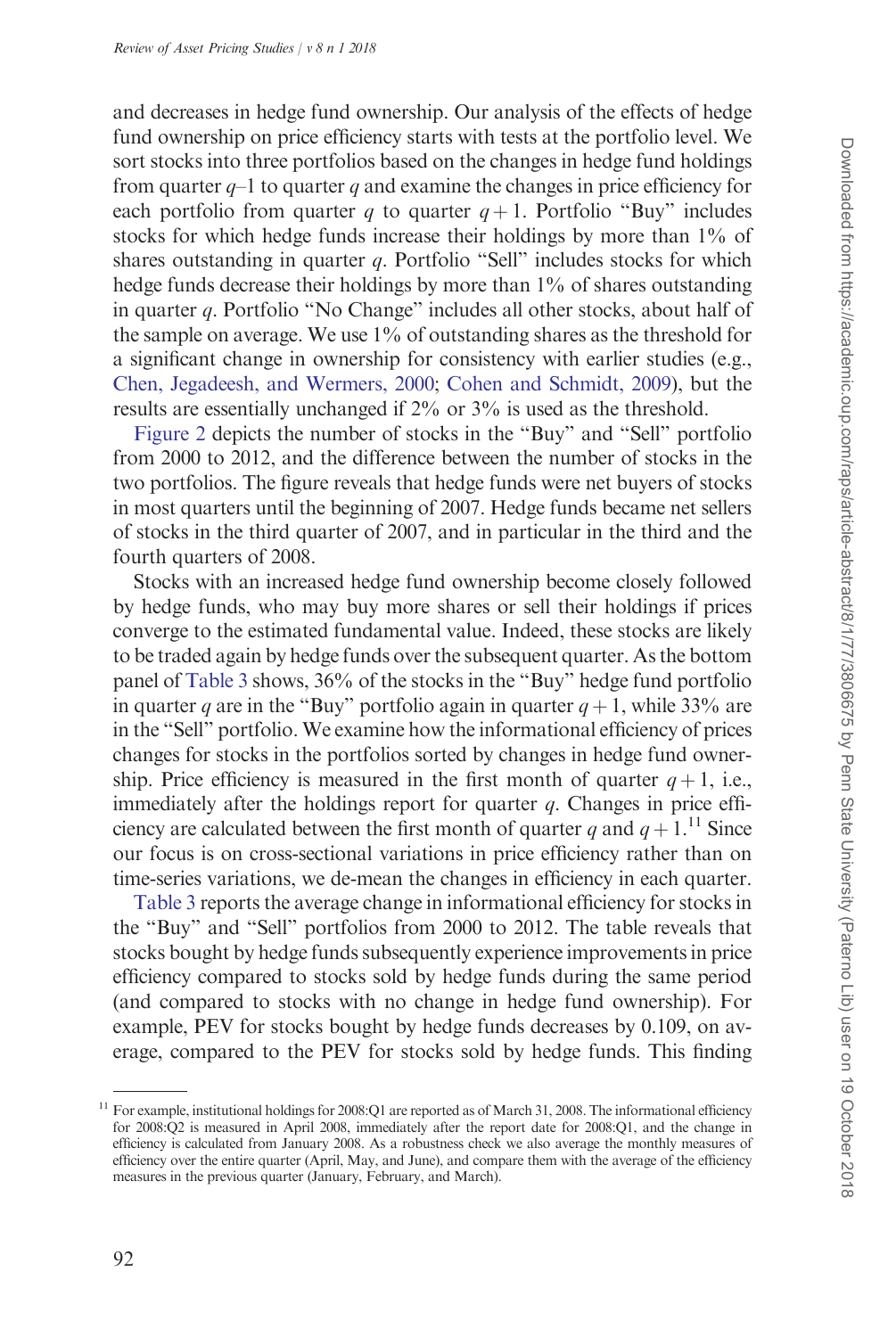and decreases in hedge fund ownership. Our analysis of the effects of hedge fund ownership on price efficiency starts with tests at the portfolio level. We sort stocks into three portfolios based on the changes in hedge fund holdings from quarter $q$–1 to quarter $q$ and examine the changes in price efficiency for each portfolio from quarter $q$ to quarter $q+1$. Portfolio "Buy" includes stocks for which hedge funds increase their holdings by more than 1% of shares outstanding in quarter $q$. Portfolio "Sell" includes stocks for which hedge funds decrease their holdings by more than 1% of shares outstanding in quarter $q$. Portfolio "No Change" includes all other stocks, about half of the sample on average. We use 1% of outstanding shares as the threshold for a significant change in ownership for consistency with earlier studies (e.g., Chen, Jegadeesh, and Wermers, 2000; Cohen and Schmidt, 2009), but the results are essentially unchanged if 2% or 3% is used as the threshold.

Figure 2 depicts the number of stocks in the "Buy" and "Sell" portfolio from 2000 to 2012, and the difference between the number of stocks in the two portfolios. The figure reveals that hedge funds were net buyers of stocks in most quarters until the beginning of 2007. Hedge funds became net sellers of stocks in the third quarter of 2007, and in particular in the third and the fourth quarters of 2008.

Stocks with an increased hedge fund ownership become closely followed by hedge funds, who may buy more shares or sell their holdings if prices converge to the estimated fundamental value. Indeed, these stocks are likely to be traded again by hedge funds over the subsequent quarter. As the bottom panel of Table 3 shows, 36% of the stocks in the "Buy" hedge fund portfolio in quarter $q$ are in the "Buy" portfolio again in quarter $q+1$, while 33% are in the "Sell" portfolio. We examine how the informational efficiency of prices changes for stocks in the portfolios sorted by changes in hedge fund ownership. Price efficiency is measured in the first month of quarter $q+1$, i.e., immediately after the holdings report for quarter $q$. Changes in price efficiency are calculated between the first month of quarter $q$ and $q+1$.[11] Since our focus is on cross-sectional variations in price efficiency rather than on time-series variations, we de-mean the changes in efficiency in each quarter.

Table 3 reports the average change in informational efficiency for stocks in the "Buy" and "Sell" portfolios from 2000 to 2012. The table reveals that stocks bought by hedge funds subsequently experience improvements in price efficiency compared to stocks sold by hedge funds during the same period (and compared to stocks with no change in hedge fund ownership). For example, PEV for stocks bought by hedge funds decreases by 0.109, on average, compared to the PEV for stocks sold by hedge funds. This finding

[11] For example, institutional holdings for 2008:Q1 are reported as of March 31, 2008. The informational efficiency for 2008:Q2 is measured in April 2008, immediately after the report date for 2008:Q1, and the change in efficiency is calculated from January 2008. As a robustness check we also average the monthly measures of efficiency over the entire quarter (April, May, and June), and compare them with the average of the efficiency measures in the previous quarter (January, February, and March).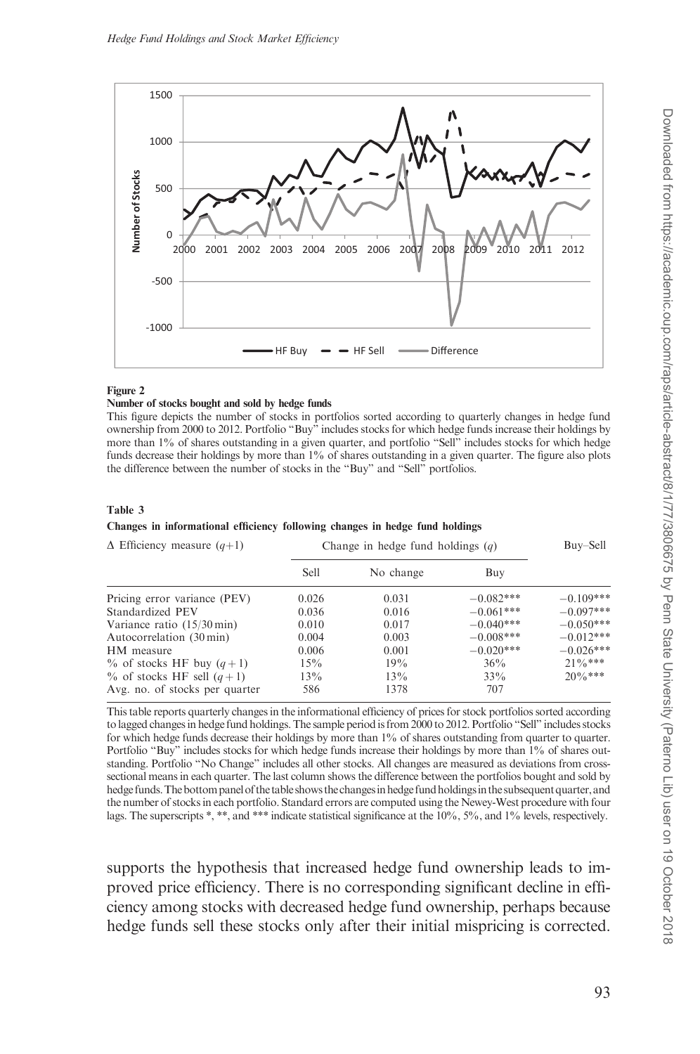**Figure 2**

**Number of stocks bought and sold by hedge funds**

This figure depicts the number of stocks in portfolios sorted according to quarterly changes in hedge fund ownership from 2000 to 2012. Portfolio "Buy" includes stocks for which hedge funds increase their holdings by more than 1% of shares outstanding in a given quarter, and portfolio "Sell" includes stocks for which hedge funds decrease their holdings by more than 1% of shares outstanding in a given quarter. The figure also plots the difference between the number of stocks in the "Buy" and "Sell" portfolios.

**Table 3**

**Changes in informational efficiency following changes in hedge fund holdings**

| Δ Efficiency measure $(q+1)$ | Change in hedge fund holdings $(q)$ | | | Buy–Sell |
|---|---|---|---|---|
| | Sell | No change | Buy | |
| Pricing error variance (PEV) | 0.026 | 0.031 | −0.082*** | −0.109*** |
| Standardized PEV | 0.036 | 0.016 | −0.061*** | −0.097*** |
| Variance ratio (15/30 min) | 0.010 | 0.017 | −0.040*** | −0.050*** |
| Autocorrelation (30 min) | 0.004 | 0.003 | −0.008*** | −0.012*** |
| HM measure | 0.006 | 0.001 | −0.020*** | −0.026*** |
| % of stocks HF buy $(q+1)$ | 15% | 19% | 36% | 21%*** |
| % of stocks HF sell $(q+1)$ | 13% | 13% | 33% | 20%*** |
| Avg. no. of stocks per quarter | 586 | 1378 | 707 | |

This table reports quarterly changes in the informational efficiency of prices for stock portfolios sorted according to lagged changes in hedge fund holdings. The sample period is from 2000 to 2012. Portfolio "Sell" includes stocks for which hedge funds decrease their holdings by more than 1% of shares outstanding from quarter to quarter. Portfolio "Buy" includes stocks for which hedge funds increase their holdings by more than 1% of shares outstanding. Portfolio "No Change" includes all other stocks. All changes are measured as deviations from cross-sectional means in each quarter. The last column shows the difference between the portfolios bought and sold by hedge funds. The bottom panel of the table shows the changes in hedge fund holdings in the subsequent quarter, and the number of stocks in each portfolio. Standard errors are computed using the Newey-West procedure with four lags. The superscripts *, **, and *** indicate statistical significance at the 10%, 5%, and 1% levels, respectively.

supports the hypothesis that increased hedge fund ownership leads to improved price efficiency. There is no corresponding significant decline in efficiency among stocks with decreased hedge fund ownership, perhaps because hedge funds sell these stocks only after their initial mispricing is corrected.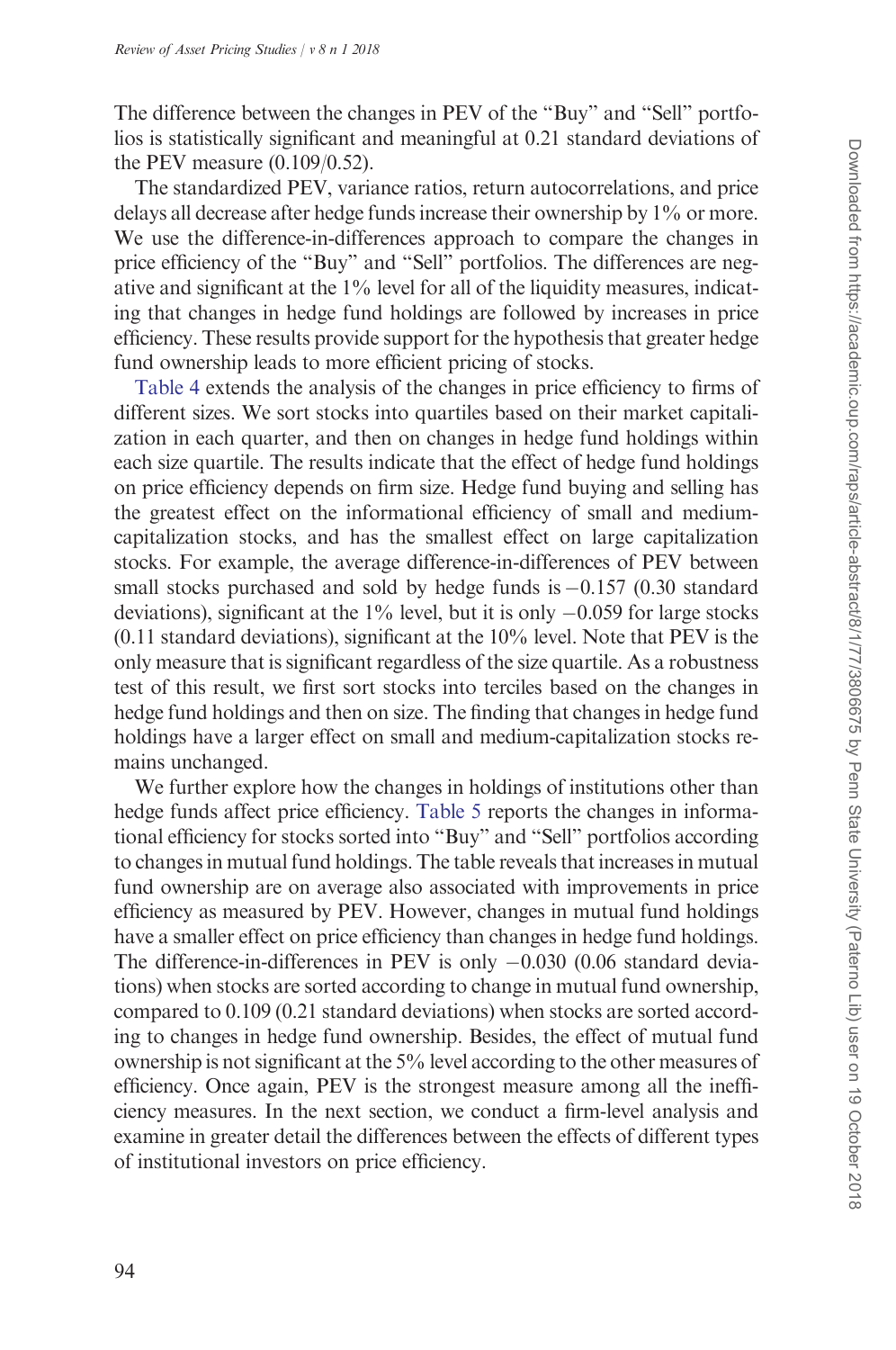The difference between the changes in PEV of the "Buy" and "Sell" portfolios is statistically significant and meaningful at 0.21 standard deviations of the PEV measure (0.109/0.52).

The standardized PEV, variance ratios, return autocorrelations, and price delays all decrease after hedge funds increase their ownership by 1% or more. We use the difference-in-differences approach to compare the changes in price efficiency of the "Buy" and "Sell" portfolios. The differences are negative and significant at the 1% level for all of the liquidity measures, indicating that changes in hedge fund holdings are followed by increases in price efficiency. These results provide support for the hypothesis that greater hedge fund ownership leads to more efficient pricing of stocks.

Table 4 extends the analysis of the changes in price efficiency to firms of different sizes. We sort stocks into quartiles based on their market capitalization in each quarter, and then on changes in hedge fund holdings within each size quartile. The results indicate that the effect of hedge fund holdings on price efficiency depends on firm size. Hedge fund buying and selling has the greatest effect on the informational efficiency of small and medium-capitalization stocks, and has the smallest effect on large capitalization stocks. For example, the average difference-in-differences of PEV between small stocks purchased and sold by hedge funds is −0.157 (0.30 standard deviations), significant at the 1% level, but it is only −0.059 for large stocks (0.11 standard deviations), significant at the 10% level. Note that PEV is the only measure that is significant regardless of the size quartile. As a robustness test of this result, we first sort stocks into terciles based on the changes in hedge fund holdings and then on size. The finding that changes in hedge fund holdings have a larger effect on small and medium-capitalization stocks remains unchanged.

We further explore how the changes in holdings of institutions other than hedge funds affect price efficiency. Table 5 reports the changes in informational efficiency for stocks sorted into "Buy" and "Sell" portfolios according to changes in mutual fund holdings. The table reveals that increases in mutual fund ownership are on average also associated with improvements in price efficiency as measured by PEV. However, changes in mutual fund holdings have a smaller effect on price efficiency than changes in hedge fund holdings. The difference-in-differences in PEV is only −0.030 (0.06 standard deviations) when stocks are sorted according to change in mutual fund ownership, compared to 0.109 (0.21 standard deviations) when stocks are sorted according to changes in hedge fund ownership. Besides, the effect of mutual fund ownership is not significant at the 5% level according to the other measures of efficiency. Once again, PEV is the strongest measure among all the inefficiency measures. In the next section, we conduct a firm-level analysis and examine in greater detail the differences between the effects of different types of institutional investors on price efficiency.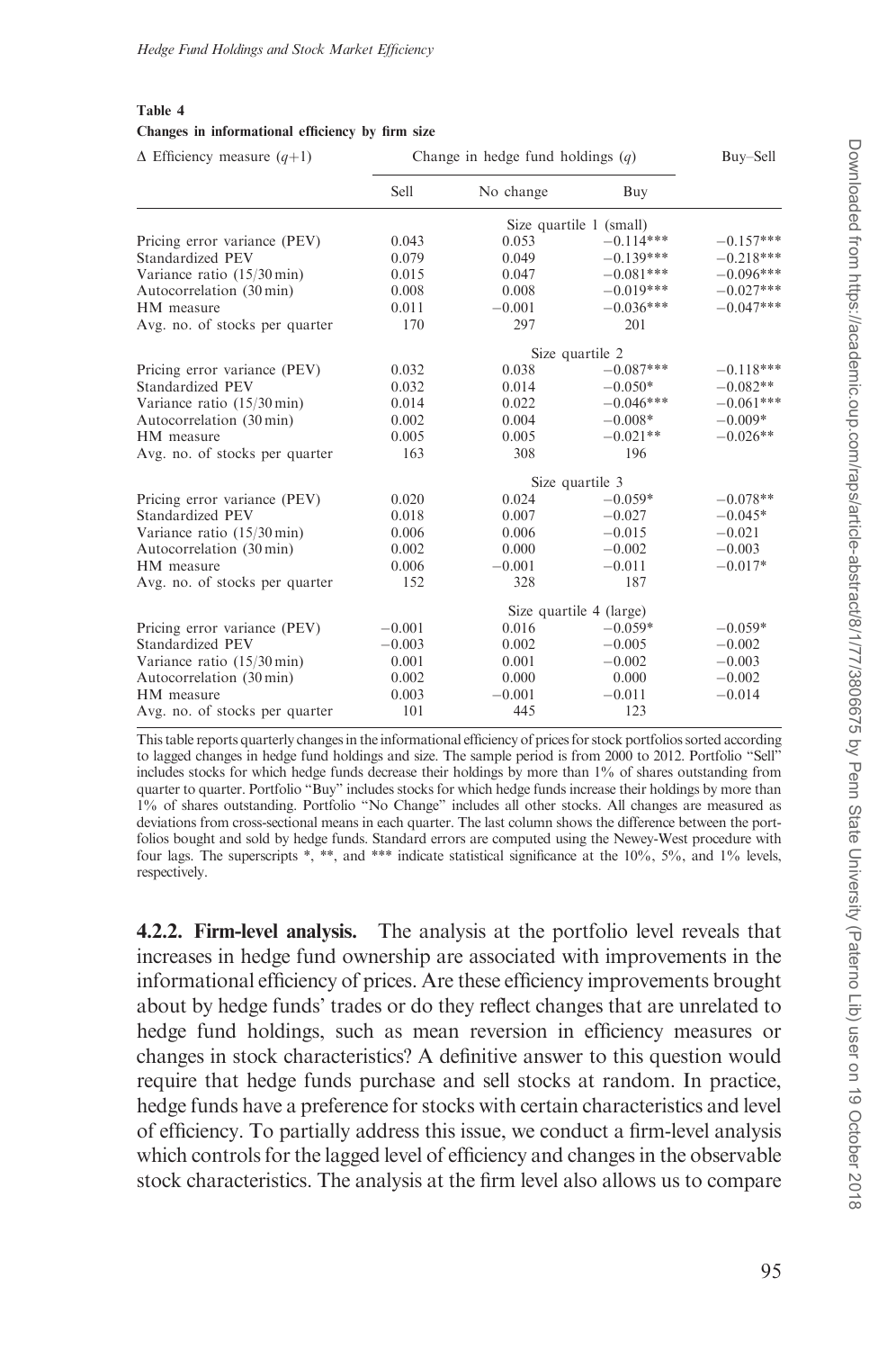**Table 4**
**Changes in informational efficiency by firm size**

| Δ Efficiency measure (q+1) | Change in hedge fund holdings (q) | | | Buy–Sell |
|---|---|---|---|---|
| | Sell | No change | Buy | |
| | | Size quartile 1 (small) | | |
| Pricing error variance (PEV) | 0.043 | 0.053 | −0.114*** | −0.157*** |
| Standardized PEV | 0.079 | 0.049 | −0.139*** | −0.218*** |
| Variance ratio (15/30 min) | 0.015 | 0.047 | −0.081*** | −0.096*** |
| Autocorrelation (30 min) | 0.008 | 0.008 | −0.019*** | −0.027*** |
| HM measure | 0.011 | −0.001 | −0.036*** | −0.047*** |
| Avg. no. of stocks per quarter | 170 | 297 | 201 | |
| | | Size quartile 2 | | |
| Pricing error variance (PEV) | 0.032 | 0.038 | −0.087*** | −0.118*** |
| Standardized PEV | 0.032 | 0.014 | −0.050* | −0.082** |
| Variance ratio (15/30 min) | 0.014 | 0.022 | −0.046*** | −0.061*** |
| Autocorrelation (30 min) | 0.002 | 0.004 | −0.008* | −0.009* |
| HM measure | 0.005 | 0.005 | −0.021** | −0.026** |
| Avg. no. of stocks per quarter | 163 | 308 | 196 | |
| | | Size quartile 3 | | |
| Pricing error variance (PEV) | 0.020 | 0.024 | −0.059* | −0.078** |
| Standardized PEV | 0.018 | 0.007 | −0.027 | −0.045* |
| Variance ratio (15/30 min) | 0.006 | 0.006 | −0.015 | −0.021 |
| Autocorrelation (30 min) | 0.002 | 0.000 | −0.002 | −0.003 |
| HM measure | 0.006 | −0.001 | −0.011 | −0.017* |
| Avg. no. of stocks per quarter | 152 | 328 | 187 | |
| | | Size quartile 4 (large) | | |
| Pricing error variance (PEV) | −0.001 | 0.016 | −0.059* | −0.059* |
| Standardized PEV | −0.003 | 0.002 | −0.005 | −0.002 |
| Variance ratio (15/30 min) | 0.001 | 0.001 | −0.002 | −0.003 |
| Autocorrelation (30 min) | 0.002 | 0.000 | 0.000 | −0.002 |
| HM measure | 0.003 | −0.001 | −0.011 | −0.014 |
| Avg. no. of stocks per quarter | 101 | 445 | 123 | |

This table reports quarterly changes in the informational efficiency of prices for stock portfolios sorted according to lagged changes in hedge fund holdings and size. The sample period is from 2000 to 2012. Portfolio "Sell" includes stocks for which hedge funds decrease their holdings by more than 1% of shares outstanding from quarter to quarter. Portfolio "Buy" includes stocks for which hedge funds increase their holdings by more than 1% of shares outstanding. Portfolio "No Change" includes all other stocks. All changes are measured as deviations from cross-sectional means in each quarter. The last column shows the difference between the portfolios bought and sold by hedge funds. Standard errors are computed using the Newey-West procedure with four lags. The superscripts *, **, and *** indicate statistical significance at the 10%, 5%, and 1% levels, respectively.

**4.2.2. Firm-level analysis.** The analysis at the portfolio level reveals that increases in hedge fund ownership are associated with improvements in the informational efficiency of prices. Are these efficiency improvements brought about by hedge funds' trades or do they reflect changes that are unrelated to hedge fund holdings, such as mean reversion in efficiency measures or changes in stock characteristics? A definitive answer to this question would require that hedge funds purchase and sell stocks at random. In practice, hedge funds have a preference for stocks with certain characteristics and level of efficiency. To partially address this issue, we conduct a firm-level analysis which controls for the lagged level of efficiency and changes in the observable stock characteristics. The analysis at the firm level also allows us to compare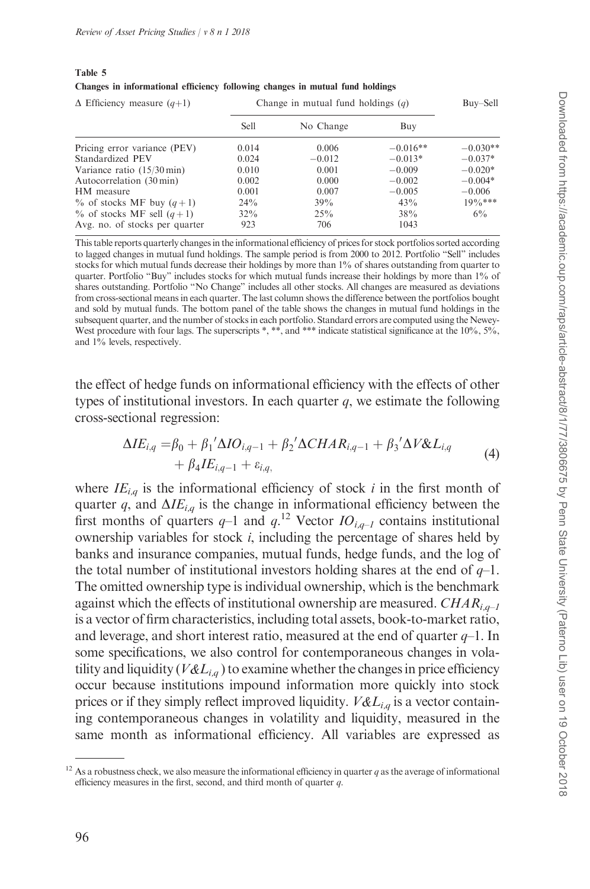**Table 5**
**Changes in informational efficiency following changes in mutual fund holdings**

| Δ Efficiency measure ($q$+1) | Change in mutual fund holdings ($q$) | | | Buy–Sell |
|---|---|---|---|---|
| | Sell | No Change | Buy | |
| Pricing error variance (PEV) | 0.014 | 0.006 | −0.016** | −0.030** |
| Standardized PEV | 0.024 | −0.012 | −0.013* | −0.037* |
| Variance ratio (15/30 min) | 0.010 | 0.001 | −0.009 | −0.020* |
| Autocorrelation (30 min) | 0.002 | 0.000 | −0.002 | −0.004* |
| HM measure | 0.001 | 0.007 | −0.005 | −0.006 |
| % of stocks MF buy ($q+1$) | 24% | 39% | 43% | 19%*** |
| % of stocks MF sell ($q+1$) | 32% | 25% | 38% | 6% |
| Avg. no. of stocks per quarter | 923 | 706 | 1043 | |

This table reports quarterly changes in the informational efficiency of prices for stock portfolios sorted according to lagged changes in mutual fund holdings. The sample period is from 2000 to 2012. Portfolio "Sell" includes stocks for which mutual funds decrease their holdings by more than 1% of shares outstanding from quarter to quarter. Portfolio "Buy" includes stocks for which mutual funds increase their holdings by more than 1% of shares outstanding. Portfolio "No Change" includes all other stocks. All changes are measured as deviations from cross-sectional means in each quarter. The last column shows the difference between the portfolios bought and sold by mutual funds. The bottom panel of the table shows the changes in mutual fund holdings in the subsequent quarter, and the number of stocks in each portfolio. Standard errors are computed using the Newey-West procedure with four lags. The superscripts *, **, and *** indicate statistical significance at the 10%, 5%, and 1% levels, respectively.

the effect of hedge funds on informational efficiency with the effects of other types of institutional investors. In each quarter $q$, we estimate the following cross-sectional regression:

$$\Delta IE_{i,q} = \beta_0 + \beta_1{}'\Delta IO_{i,q-1} + \beta_2{}'\Delta CHAR_{i,q-1} + \beta_3{}'\Delta V\&L_{i,q} + \beta_4 IE_{i,q-1} + \varepsilon_{i,q}, \tag{4}$$

where $IE_{i,q}$ is the informational efficiency of stock $i$ in the first month of quarter $q$, and $\Delta IE_{i,q}$ is the change in informational efficiency between the first months of quarters $q$–1 and $q$.[12] Vector $IO_{i,q-1}$ contains institutional ownership variables for stock $i$, including the percentage of shares held by banks and insurance companies, mutual funds, hedge funds, and the log of the total number of institutional investors holding shares at the end of $q$–1. The omitted ownership type is individual ownership, which is the benchmark against which the effects of institutional ownership are measured. $CHAR_{i,q-1}$ is a vector of firm characteristics, including total assets, book-to-market ratio, and leverage, and short interest ratio, measured at the end of quarter $q$–1. In some specifications, we also control for contemporaneous changes in volatility and liquidity ($V\&L_{i,q}$) to examine whether the changes in price efficiency occur because institutions impound information more quickly into stock prices or if they simply reflect improved liquidity. $V\&L_{i,q}$ is a vector containing contemporaneous changes in volatility and liquidity, measured in the same month as informational efficiency. All variables are expressed as

[12] As a robustness check, we also measure the informational efficiency in quarter $q$ as the average of informational efficiency measures in the first, second, and third month of quarter $q$.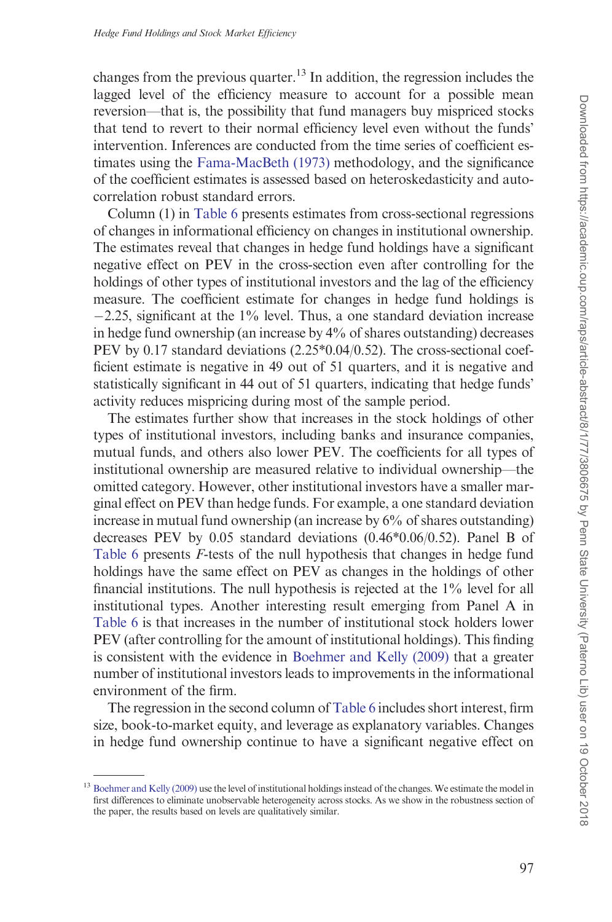changes from the previous quarter.[13] In addition, the regression includes the lagged level of the efficiency measure to account for a possible mean reversion—that is, the possibility that fund managers buy mispriced stocks that tend to revert to their normal efficiency level even without the funds' intervention. Inferences are conducted from the time series of coefficient estimates using the Fama-MacBeth (1973) methodology, and the significance of the coefficient estimates is assessed based on heteroskedasticity and autocorrelation robust standard errors.

Column (1) in Table 6 presents estimates from cross-sectional regressions of changes in informational efficiency on changes in institutional ownership. The estimates reveal that changes in hedge fund holdings have a significant negative effect on PEV in the cross-section even after controlling for the holdings of other types of institutional investors and the lag of the efficiency measure. The coefficient estimate for changes in hedge fund holdings is −2.25, significant at the 1% level. Thus, a one standard deviation increase in hedge fund ownership (an increase by 4% of shares outstanding) decreases PEV by 0.17 standard deviations (2.25*0.04/0.52). The cross-sectional coefficient estimate is negative in 49 out of 51 quarters, and it is negative and statistically significant in 44 out of 51 quarters, indicating that hedge funds' activity reduces mispricing during most of the sample period.

The estimates further show that increases in the stock holdings of other types of institutional investors, including banks and insurance companies, mutual funds, and others also lower PEV. The coefficients for all types of institutional ownership are measured relative to individual ownership—the omitted category. However, other institutional investors have a smaller marginal effect on PEV than hedge funds. For example, a one standard deviation increase in mutual fund ownership (an increase by 6% of shares outstanding) decreases PEV by 0.05 standard deviations (0.46*0.06/0.52). Panel B of Table 6 presents *F*-tests of the null hypothesis that changes in hedge fund holdings have the same effect on PEV as changes in the holdings of other financial institutions. The null hypothesis is rejected at the 1% level for all institutional types. Another interesting result emerging from Panel A in Table 6 is that increases in the number of institutional stock holders lower PEV (after controlling for the amount of institutional holdings). This finding is consistent with the evidence in Boehmer and Kelly (2009) that a greater number of institutional investors leads to improvements in the informational environment of the firm.

The regression in the second column of Table 6 includes short interest, firm size, book-to-market equity, and leverage as explanatory variables. Changes in hedge fund ownership continue to have a significant negative effect on

[13] Boehmer and Kelly (2009) use the level of institutional holdings instead of the changes. We estimate the model in first differences to eliminate unobservable heterogeneity across stocks. As we show in the robustness section of the paper, the results based on levels are qualitatively similar.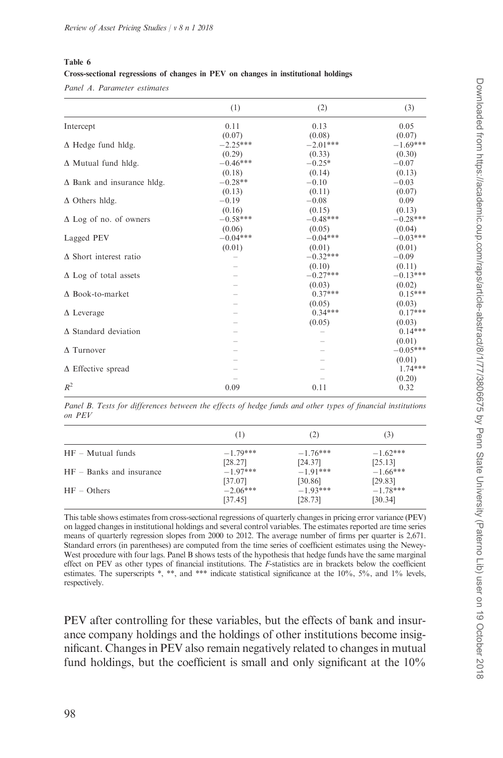**Table 6**

**Cross-sectional regressions of changes in PEV on changes in institutional holdings**

*Panel A. Parameter estimates*

| | (1) | (2) | (3) |
|---|---|---|---|
| Intercept | 0.11 | 0.13 | 0.05 |
| | (0.07) | (0.08) | (0.07) |
| Δ Hedge fund hldg. | −2.25*** | −2.01*** | −1.69*** |
| | (0.29) | (0.33) | (0.30) |
| Δ Mutual fund hldg. | −0.46*** | −0.25* | −0.07 |
| | (0.18) | (0.14) | (0.13) |
| Δ Bank and insurance hldg. | −0.28** | −0.10 | −0.03 |
| | (0.13) | (0.11) | (0.07) |
| Δ Others hldg. | −0.19 | −0.08 | 0.09 |
| | (0.16) | (0.15) | (0.13) |
| Δ Log of no. of owners | −0.58*** | −0.48*** | −0.28*** |
| | (0.06) | (0.05) | (0.04) |
| Lagged PEV | −0.04*** | −0.04*** | −0.03*** |
| | (0.01) | (0.01) | (0.01) |
| Δ Short interest ratio | – | −0.32*** | −0.09 |
| | – | (0.10) | (0.11) |
| Δ Log of total assets | – | −0.27*** | −0.13*** |
| | – | (0.03) | (0.02) |
| Δ Book-to-market | – | 0.37*** | 0.15*** |
| | – | (0.05) | (0.03) |
| Δ Leverage | – | 0.34*** | 0.17*** |
| | – | (0.05) | (0.03) |
| Δ Standard deviation | – | – | 0.14*** |
| | – | – | (0.01) |
| Δ Turnover | – | – | −0.05*** |
| | – | – | (0.01) |
| Δ Effective spread | – | – | 1.74*** |
| | – | – | (0.20) |
| $R^2$ | 0.09 | 0.11 | 0.32 |

*Panel B. Tests for differences between the effects of hedge funds and other types of financial institutions on PEV*

| | (1) | (2) | (3) |
|---|---|---|---|
| HF – Mutual funds | −1.79*** | −1.76*** | −1.62*** |
| | [28.27] | [24.37] | [25.13] |
| HF – Banks and insurance | −1.97*** | −1.91*** | −1.66*** |
| | [37.07] | [30.86] | [29.83] |
| HF – Others | −2.06*** | −1.93*** | −1.78*** |
| | [37.45] | [28.73] | [30.34] |

This table shows estimates from cross-sectional regressions of quarterly changes in pricing error variance (PEV) on lagged changes in institutional holdings and several control variables. The estimates reported are time series means of quarterly regression slopes from 2000 to 2012. The average number of firms per quarter is 2,671. Standard errors (in parentheses) are computed from the time series of coefficient estimates using the Newey-West procedure with four lags. Panel B shows tests of the hypothesis that hedge funds have the same marginal effect on PEV as other types of financial institutions. The *F*-statistics are in brackets below the coefficient estimates. The superscripts *, **, and *** indicate statistical significance at the 10%, 5%, and 1% levels, respectively.

PEV after controlling for these variables, but the effects of bank and insurance company holdings and the holdings of other institutions become insignificant. Changes in PEV also remain negatively related to changes in mutual fund holdings, but the coefficient is small and only significant at the 10%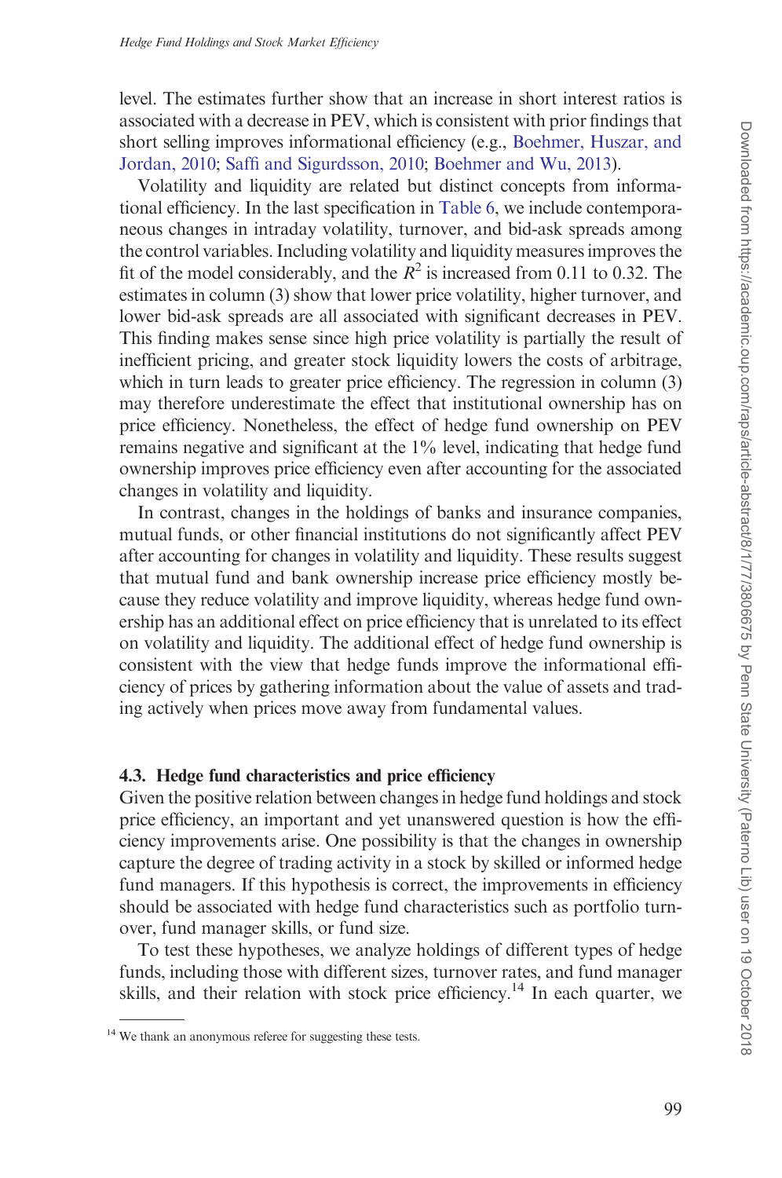level. The estimates further show that an increase in short interest ratios is associated with a decrease in PEV, which is consistent with prior findings that short selling improves informational efficiency (e.g., Boehmer, Huszar, and Jordan, 2010; Saffi and Sigurdsson, 2010; Boehmer and Wu, 2013).

Volatility and liquidity are related but distinct concepts from informational efficiency. In the last specification in Table 6, we include contemporaneous changes in intraday volatility, turnover, and bid-ask spreads among the control variables. Including volatility and liquidity measures improves the fit of the model considerably, and the $R^2$ is increased from 0.11 to 0.32. The estimates in column (3) show that lower price volatility, higher turnover, and lower bid-ask spreads are all associated with significant decreases in PEV. This finding makes sense since high price volatility is partially the result of inefficient pricing, and greater stock liquidity lowers the costs of arbitrage, which in turn leads to greater price efficiency. The regression in column (3) may therefore underestimate the effect that institutional ownership has on price efficiency. Nonetheless, the effect of hedge fund ownership on PEV remains negative and significant at the 1% level, indicating that hedge fund ownership improves price efficiency even after accounting for the associated changes in volatility and liquidity.

In contrast, changes in the holdings of banks and insurance companies, mutual funds, or other financial institutions do not significantly affect PEV after accounting for changes in volatility and liquidity. These results suggest that mutual fund and bank ownership increase price efficiency mostly because they reduce volatility and improve liquidity, whereas hedge fund ownership has an additional effect on price efficiency that is unrelated to its effect on volatility and liquidity. The additional effect of hedge fund ownership is consistent with the view that hedge funds improve the informational efficiency of prices by gathering information about the value of assets and trading actively when prices move away from fundamental values.

### 4.3. Hedge fund characteristics and price efficiency

Given the positive relation between changes in hedge fund holdings and stock price efficiency, an important and yet unanswered question is how the efficiency improvements arise. One possibility is that the changes in ownership capture the degree of trading activity in a stock by skilled or informed hedge fund managers. If this hypothesis is correct, the improvements in efficiency should be associated with hedge fund characteristics such as portfolio turnover, fund manager skills, or fund size.

To test these hypotheses, we analyze holdings of different types of hedge funds, including those with different sizes, turnover rates, and fund manager skills, and their relation with stock price efficiency.[14] In each quarter, we

[14] We thank an anonymous referee for suggesting these tests.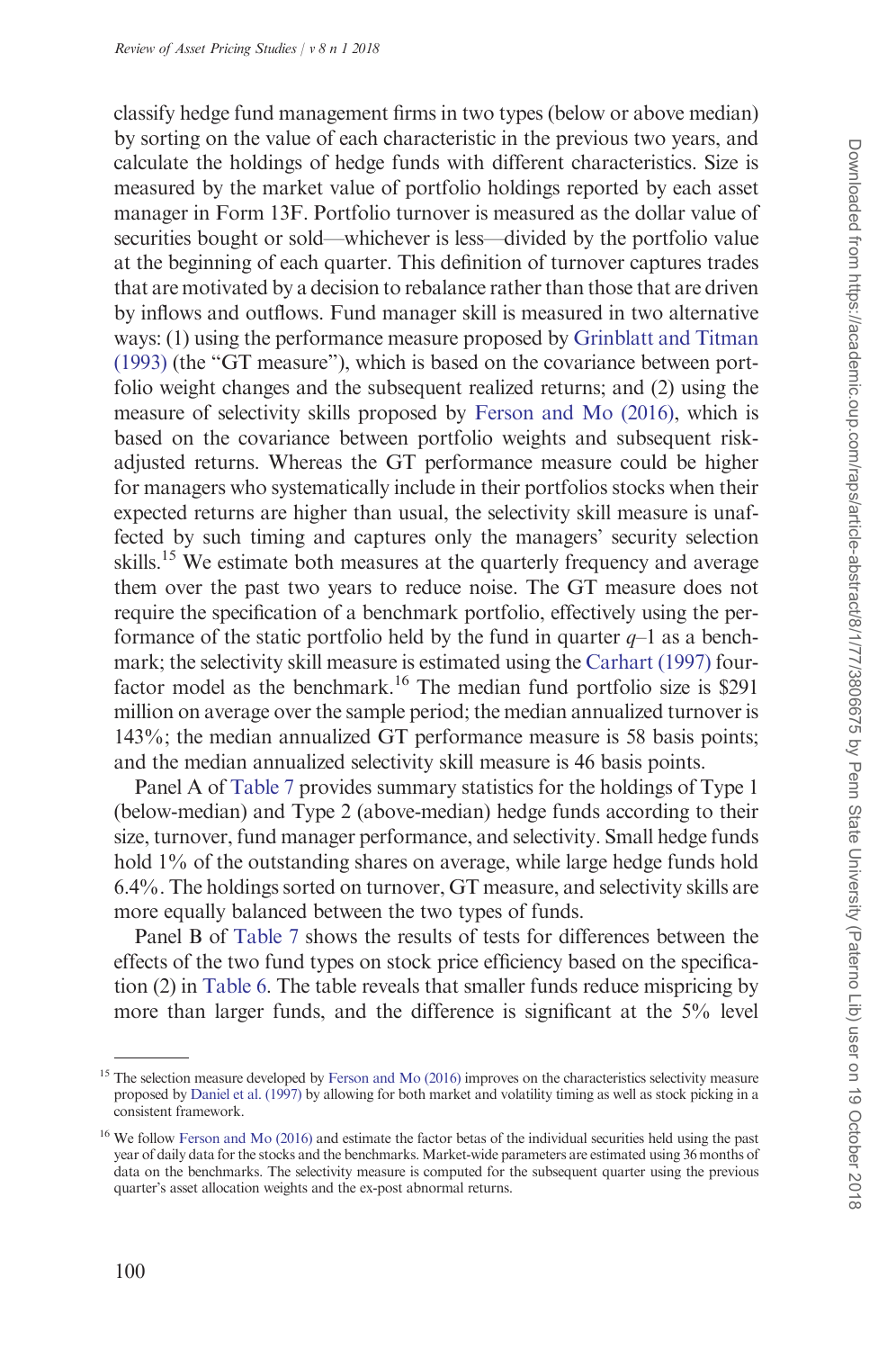classify hedge fund management firms in two types (below or above median) by sorting on the value of each characteristic in the previous two years, and calculate the holdings of hedge funds with different characteristics. Size is measured by the market value of portfolio holdings reported by each asset manager in Form 13F. Portfolio turnover is measured as the dollar value of securities bought or sold—whichever is less—divided by the portfolio value at the beginning of each quarter. This definition of turnover captures trades that are motivated by a decision to rebalance rather than those that are driven by inflows and outflows. Fund manager skill is measured in two alternative ways: (1) using the performance measure proposed by Grinblatt and Titman (1993) (the "GT measure"), which is based on the covariance between portfolio weight changes and the subsequent realized returns; and (2) using the measure of selectivity skills proposed by Ferson and Mo (2016), which is based on the covariance between portfolio weights and subsequent risk-adjusted returns. Whereas the GT performance measure could be higher for managers who systematically include in their portfolios stocks when their expected returns are higher than usual, the selectivity skill measure is unaffected by such timing and captures only the managers' security selection skills.[15] We estimate both measures at the quarterly frequency and average them over the past two years to reduce noise. The GT measure does not require the specification of a benchmark portfolio, effectively using the performance of the static portfolio held by the fund in quarter $q$–1 as a benchmark; the selectivity skill measure is estimated using the Carhart (1997) four-factor model as the benchmark.[16] The median fund portfolio size is \$291 million on average over the sample period; the median annualized turnover is 143%; the median annualized GT performance measure is 58 basis points; and the median annualized selectivity skill measure is 46 basis points.

Panel A of Table 7 provides summary statistics for the holdings of Type 1 (below-median) and Type 2 (above-median) hedge funds according to their size, turnover, fund manager performance, and selectivity. Small hedge funds hold 1% of the outstanding shares on average, while large hedge funds hold 6.4%. The holdings sorted on turnover, GT measure, and selectivity skills are more equally balanced between the two types of funds.

Panel B of Table 7 shows the results of tests for differences between the effects of the two fund types on stock price efficiency based on the specification (2) in Table 6. The table reveals that smaller funds reduce mispricing by more than larger funds, and the difference is significant at the 5% level

---

[15] The selection measure developed by Ferson and Mo (2016) improves on the characteristics selectivity measure proposed by Daniel et al. (1997) by allowing for both market and volatility timing as well as stock picking in a consistent framework.

[16] We follow Ferson and Mo (2016) and estimate the factor betas of the individual securities held using the past year of daily data for the stocks and the benchmarks. Market-wide parameters are estimated using 36 months of data on the benchmarks. The selectivity measure is computed for the subsequent quarter using the previous quarter's asset allocation weights and the ex-post abnormal returns.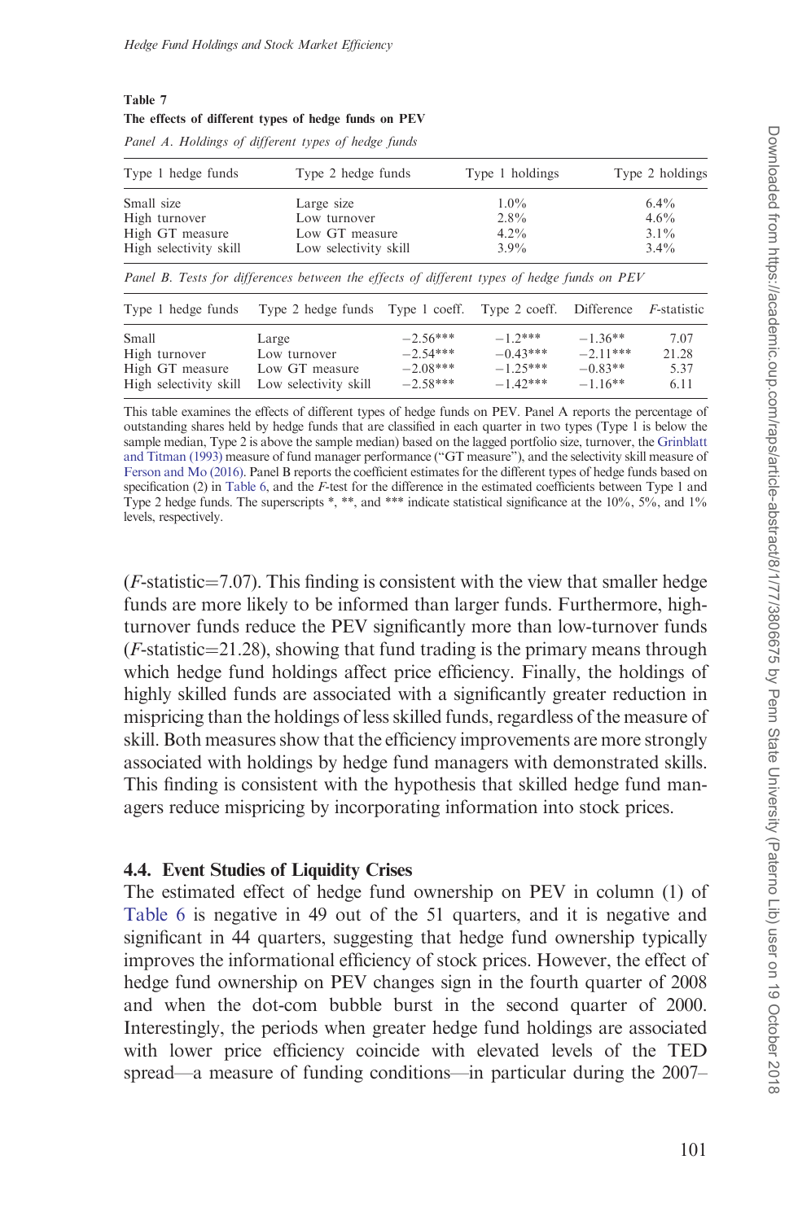**Table 7**
**The effects of different types of hedge funds on PEV**

*Panel A. Holdings of different types of hedge funds*

| Type 1 hedge funds | Type 2 hedge funds | Type 1 holdings | Type 2 holdings |
|---|---|---|---|
| Small size | Large size | 1.0% | 6.4% |
| High turnover | Low turnover | 2.8% | 4.6% |
| High GT measure | Low GT measure | 4.2% | 3.1% |
| High selectivity skill | Low selectivity skill | 3.9% | 3.4% |

*Panel B. Tests for differences between the effects of different types of hedge funds on PEV*

| Type 1 hedge funds | Type 2 hedge funds | Type 1 coeff. | Type 2 coeff. | Difference | $F$-statistic |
|---|---|---|---|---|---|
| Small | Large | −2.56*** | −1.2*** | −1.36** | 7.07 |
| High turnover | Low turnover | −2.54*** | −0.43*** | −2.11*** | 21.28 |
| High GT measure | Low GT measure | −2.08*** | −1.25*** | −0.83** | 5.37 |
| High selectivity skill | Low selectivity skill | −2.58*** | −1.42*** | −1.16** | 6.11 |

This table examines the effects of different types of hedge funds on PEV. Panel A reports the percentage of outstanding shares held by hedge funds that are classified in each quarter in two types (Type 1 is below the sample median, Type 2 is above the sample median) based on the lagged portfolio size, turnover, the Grinblatt and Titman (1993) measure of fund manager performance ("GT measure"), and the selectivity skill measure of Ferson and Mo (2016). Panel B reports the coefficient estimates for the different types of hedge funds based on specification (2) in Table 6, and the $F$-test for the difference in the estimated coefficients between Type 1 and Type 2 hedge funds. The superscripts *, **, and *** indicate statistical significance at the 10%, 5%, and 1% levels, respectively.

($F$-statistic=7.07). This finding is consistent with the view that smaller hedge funds are more likely to be informed than larger funds. Furthermore, high-turnover funds reduce the PEV significantly more than low-turnover funds ($F$-statistic=21.28), showing that fund trading is the primary means through which hedge fund holdings affect price efficiency. Finally, the holdings of highly skilled funds are associated with a significantly greater reduction in mispricing than the holdings of less skilled funds, regardless of the measure of skill. Both measures show that the efficiency improvements are more strongly associated with holdings by hedge fund managers with demonstrated skills. This finding is consistent with the hypothesis that skilled hedge fund managers reduce mispricing by incorporating information into stock prices.

### 4.4. Event Studies of Liquidity Crises

The estimated effect of hedge fund ownership on PEV in column (1) of Table 6 is negative in 49 out of the 51 quarters, and it is negative and significant in 44 quarters, suggesting that hedge fund ownership typically improves the informational efficiency of stock prices. However, the effect of hedge fund ownership on PEV changes sign in the fourth quarter of 2008 and when the dot-com bubble burst in the second quarter of 2000. Interestingly, the periods when greater hedge fund holdings are associated with lower price efficiency coincide with elevated levels of the TED spread—a measure of funding conditions—in particular during the 2007–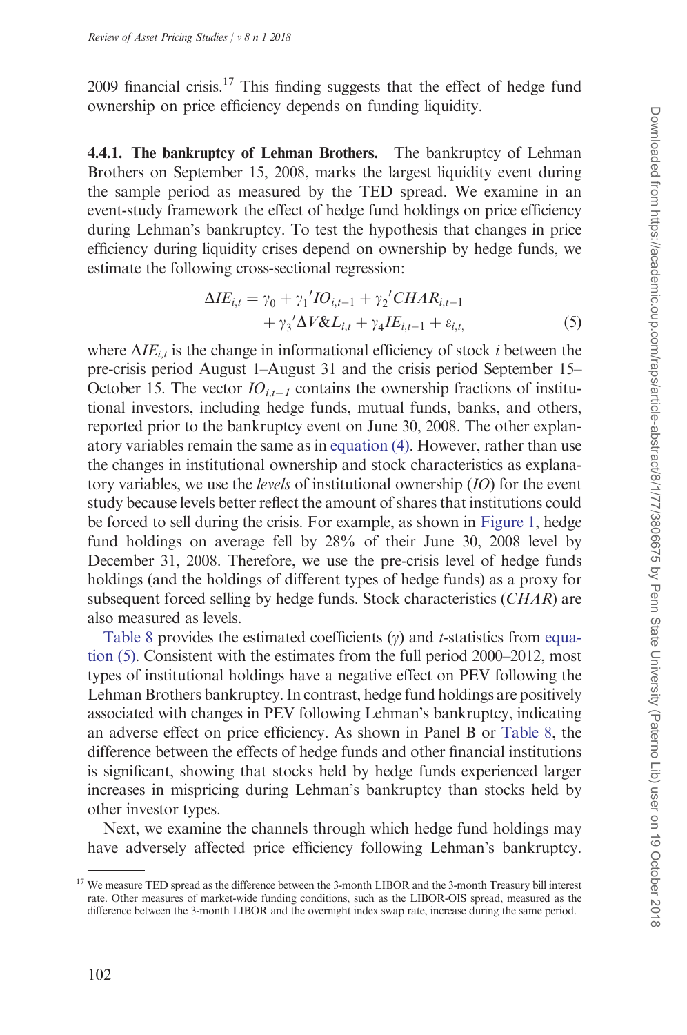2009 financial crisis.[17] This finding suggests that the effect of hedge fund ownership on price efficiency depends on funding liquidity.

**4.4.1. The bankruptcy of Lehman Brothers.** The bankruptcy of Lehman Brothers on September 15, 2008, marks the largest liquidity event during the sample period as measured by the TED spread. We examine in an event-study framework the effect of hedge fund holdings on price efficiency during Lehman's bankruptcy. To test the hypothesis that changes in price efficiency during liquidity crises depend on ownership by hedge funds, we estimate the following cross-sectional regression:

$$\Delta IE_{i,t} = \gamma_0 + \gamma_1{}' IO_{i,t-1} + \gamma_2{}' CHAR_{i,t-1} + \gamma_3{}' \Delta V\&L_{i,t} + \gamma_4 IE_{i,t-1} + \varepsilon_{i,t}, \tag{5}$$

where $\Delta IE_{i,t}$ is the change in informational efficiency of stock $i$ between the pre-crisis period August 1–August 31 and the crisis period September 15–October 15. The vector $IO_{i,t-1}$ contains the ownership fractions of institutional investors, including hedge funds, mutual funds, banks, and others, reported prior to the bankruptcy event on June 30, 2008. The other explanatory variables remain the same as in equation (4). However, rather than use the changes in institutional ownership and stock characteristics as explanatory variables, we use the *levels* of institutional ownership (*IO*) for the event study because levels better reflect the amount of shares that institutions could be forced to sell during the crisis. For example, as shown in Figure 1, hedge fund holdings on average fell by 28% of their June 30, 2008 level by December 31, 2008. Therefore, we use the pre-crisis level of hedge funds holdings (and the holdings of different types of hedge funds) as a proxy for subsequent forced selling by hedge funds. Stock characteristics (*CHAR*) are also measured as levels.

Table 8 provides the estimated coefficients ($\gamma$) and $t$-statistics from equation (5). Consistent with the estimates from the full period 2000–2012, most types of institutional holdings have a negative effect on PEV following the Lehman Brothers bankruptcy. In contrast, hedge fund holdings are positively associated with changes in PEV following Lehman's bankruptcy, indicating an adverse effect on price efficiency. As shown in Panel B or Table 8, the difference between the effects of hedge funds and other financial institutions is significant, showing that stocks held by hedge funds experienced larger increases in mispricing during Lehman's bankruptcy than stocks held by other investor types.

Next, we examine the channels through which hedge fund holdings may have adversely affected price efficiency following Lehman's bankruptcy.

[17] We measure TED spread as the difference between the 3-month LIBOR and the 3-month Treasury bill interest rate. Other measures of market-wide funding conditions, such as the LIBOR-OIS spread, measured as the difference between the 3-month LIBOR and the overnight index swap rate, increase during the same period.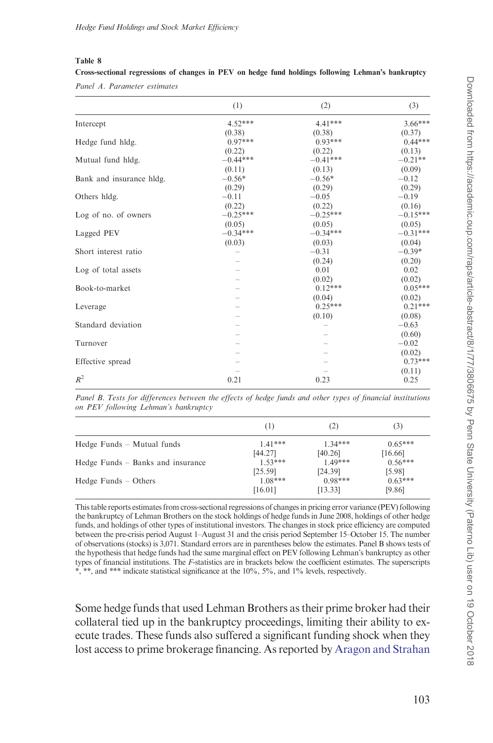**Table 8**

**Cross-sectional regressions of changes in PEV on hedge fund holdings following Lehman's bankruptcy**

*Panel A. Parameter estimates*

| | (1) | (2) | (3) |
|---|---|---|---|
| Intercept | 4.52*** | 4.41*** | 3.66*** |
| | (0.38) | (0.38) | (0.37) |
| Hedge fund hldg. | 0.97*** | 0.93*** | 0.44*** |
| | (0.22) | (0.22) | (0.13) |
| Mutual fund hldg. | −0.44*** | −0.41*** | −0.21** |
| | (0.11) | (0.13) | (0.09) |
| Bank and insurance hldg. | −0.56* | −0.56* | −0.12 |
| | (0.29) | (0.29) | (0.29) |
| Others hldg. | −0.11 | −0.05 | −0.19 |
| | (0.22) | (0.22) | (0.16) |
| Log of no. of owners | −0.25*** | −0.25*** | −0.15*** |
| | (0.05) | (0.05) | (0.05) |
| Lagged PEV | −0.34*** | −0.34*** | −0.31*** |
| | (0.03) | (0.03) | (0.04) |
| Short interest ratio | – | −0.31 | −0.39* |
| | – | (0.24) | (0.20) |
| Log of total assets | – | 0.01 | 0.02 |
| | – | (0.02) | (0.02) |
| Book-to-market | – | 0.12*** | 0.05*** |
| | – | (0.04) | (0.02) |
| Leverage | – | 0.25*** | 0.21*** |
| | – | (0.10) | (0.08) |
| Standard deviation | – | – | −0.63 |
| | – | – | (0.60) |
| Turnover | – | – | −0.02 |
| | – | – | (0.02) |
| Effective spread | – | – | 0.73*** |
| | – | – | (0.11) |
| $R^2$ | 0.21 | 0.23 | 0.25 |

*Panel B. Tests for differences between the effects of hedge funds and other types of financial institutions on PEV following Lehman's bankruptcy*

| | (1) | (2) | (3) |
|---|---|---|---|
| Hedge Funds – Mutual funds | 1.41*** | 1.34*** | 0.65*** |
| | [44.27] | [40.26] | [16.66] |
| Hedge Funds – Banks and insurance | 1.53*** | 1.49*** | 0.56*** |
| | [25.59] | [24.39] | [5.98] |
| Hedge Funds – Others | 1.08*** | 0.98*** | 0.63*** |
| | [16.01] | [13.33] | [9.86] |

This table reports estimates from cross-sectional regressions of changes in pricing error variance (PEV) following the bankruptcy of Lehman Brothers on the stock holdings of hedge funds in June 2008, holdings of other hedge funds, and holdings of other types of institutional investors. The changes in stock price efficiency are computed between the pre-crisis period August 1–August 31 and the crisis period September 15–October 15. The number of observations (stocks) is 3,071. Standard errors are in parentheses below the estimates. Panel B shows tests of the hypothesis that hedge funds had the same marginal effect on PEV following Lehman's bankruptcy as other types of financial institutions. The *F*-statistics are in brackets below the coefficient estimates. The superscripts *, **, and *** indicate statistical significance at the 10%, 5%, and 1% levels, respectively.

Some hedge funds that used Lehman Brothers as their prime broker had their collateral tied up in the bankruptcy proceedings, limiting their ability to execute trades. These funds also suffered a significant funding shock when they lost access to prime brokerage financing. As reported by Aragon and Strahan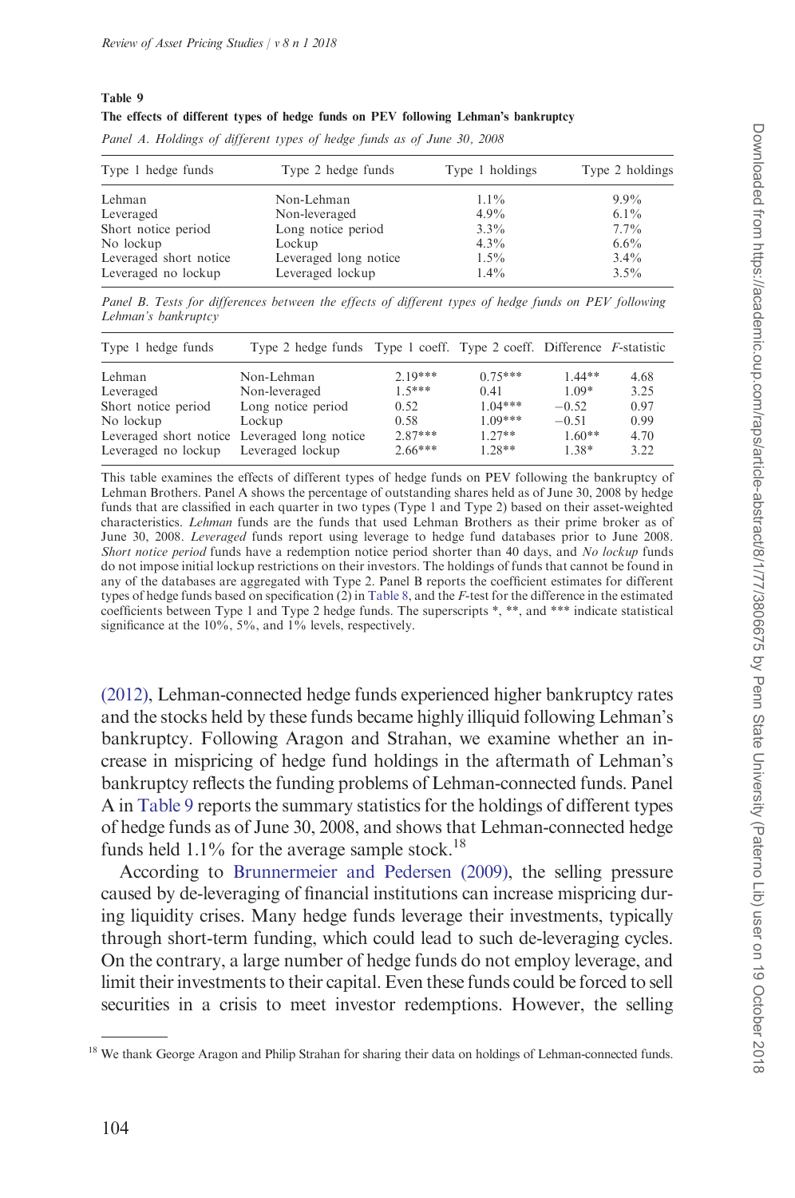**Table 9**

**The effects of different types of hedge funds on PEV following Lehman's bankruptcy**

*Panel A. Holdings of different types of hedge funds as of June 30, 2008*

| Type 1 hedge funds | Type 2 hedge funds | Type 1 holdings | Type 2 holdings |
|---|---|---|---|
| Lehman | Non-Lehman | 1.1% | 9.9% |
| Leveraged | Non-leveraged | 4.9% | 6.1% |
| Short notice period | Long notice period | 3.3% | 7.7% |
| No lockup | Lockup | 4.3% | 6.6% |
| Leveraged short notice | Leveraged long notice | 1.5% | 3.4% |
| Leveraged no lockup | Leveraged lockup | 1.4% | 3.5% |

*Panel B. Tests for differences between the effects of different types of hedge funds on PEV following Lehman's bankruptcy*

| Type 1 hedge funds | Type 2 hedge funds | Type 1 coeff. | Type 2 coeff. | Difference | *F*-statistic |
|---|---|---|---|---|---|
| Lehman | Non-Lehman | 2.19*** | 0.75*** | 1.44** | 4.68 |
| Leveraged | Non-leveraged | 1.5*** | 0.41 | 1.09* | 3.25 |
| Short notice period | Long notice period | 0.52 | 1.04*** | −0.52 | 0.97 |
| No lockup | Lockup | 0.58 | 1.09*** | −0.51 | 0.99 |
| Leveraged short notice | Leveraged long notice | 2.87*** | 1.27** | 1.60** | 4.70 |
| Leveraged no lockup | Leveraged lockup | 2.66*** | 1.28** | 1.38* | 3.22 |

This table examines the effects of different types of hedge funds on PEV following the bankruptcy of Lehman Brothers. Panel A shows the percentage of outstanding shares held as of June 30, 2008 by hedge funds that are classified in each quarter in two types (Type 1 and Type 2) based on their asset-weighted characteristics. *Lehman* funds are the funds that used Lehman Brothers as their prime broker as of June 30, 2008. *Leveraged* funds report using leverage to hedge fund databases prior to June 2008. *Short notice period* funds have a redemption notice period shorter than 40 days, and *No lockup* funds do not impose initial lockup restrictions on their investors. The holdings of funds that cannot be found in any of the databases are aggregated with Type 2. Panel B reports the coefficient estimates for different types of hedge funds based on specification (2) in Table 8, and the *F*-test for the difference in the estimated coefficients between Type 1 and Type 2 hedge funds. The superscripts *, **, and *** indicate statistical significance at the 10%, 5%, and 1% levels, respectively.

(2012), Lehman-connected hedge funds experienced higher bankruptcy rates and the stocks held by these funds became highly illiquid following Lehman's bankruptcy. Following Aragon and Strahan, we examine whether an increase in mispricing of hedge fund holdings in the aftermath of Lehman's bankruptcy reflects the funding problems of Lehman-connected funds. Panel A in Table 9 reports the summary statistics for the holdings of different types of hedge funds as of June 30, 2008, and shows that Lehman-connected hedge funds held 1.1% for the average sample stock.[18]

According to Brunnermeier and Pedersen (2009), the selling pressure caused by de-leveraging of financial institutions can increase mispricing during liquidity crises. Many hedge funds leverage their investments, typically through short-term funding, which could lead to such de-leveraging cycles. On the contrary, a large number of hedge funds do not employ leverage, and limit their investments to their capital. Even these funds could be forced to sell securities in a crisis to meet investor redemptions. However, the selling

[18] We thank George Aragon and Philip Strahan for sharing their data on holdings of Lehman-connected funds.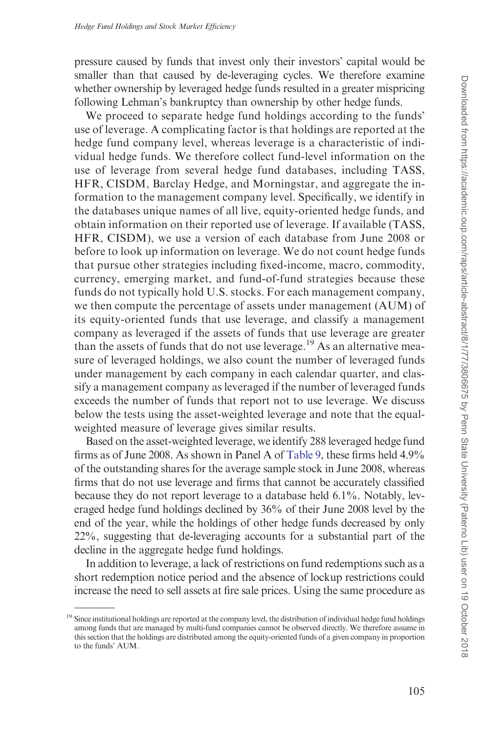pressure caused by funds that invest only their investors' capital would be smaller than that caused by de-leveraging cycles. We therefore examine whether ownership by leveraged hedge funds resulted in a greater mispricing following Lehman's bankruptcy than ownership by other hedge funds.

We proceed to separate hedge fund holdings according to the funds' use of leverage. A complicating factor is that holdings are reported at the hedge fund company level, whereas leverage is a characteristic of individual hedge funds. We therefore collect fund-level information on the use of leverage from several hedge fund databases, including TASS, HFR, CISDM, Barclay Hedge, and Morningstar, and aggregate the information to the management company level. Specifically, we identify in the databases unique names of all live, equity-oriented hedge funds, and obtain information on their reported use of leverage. If available (TASS, HFR, CISDM), we use a version of each database from June 2008 or before to look up information on leverage. We do not count hedge funds that pursue other strategies including fixed-income, macro, commodity, currency, emerging market, and fund-of-fund strategies because these funds do not typically hold U.S. stocks. For each management company, we then compute the percentage of assets under management (AUM) of its equity-oriented funds that use leverage, and classify a management company as leveraged if the assets of funds that use leverage are greater than the assets of funds that do not use leverage.[19] As an alternative measure of leveraged holdings, we also count the number of leveraged funds under management by each company in each calendar quarter, and classify a management company as leveraged if the number of leveraged funds exceeds the number of funds that report not to use leverage. We discuss below the tests using the asset-weighted leverage and note that the equal-weighted measure of leverage gives similar results.

Based on the asset-weighted leverage, we identify 288 leveraged hedge fund firms as of June 2008. As shown in Panel A of Table 9, these firms held 4.9% of the outstanding shares for the average sample stock in June 2008, whereas firms that do not use leverage and firms that cannot be accurately classified because they do not report leverage to a database held 6.1%. Notably, leveraged hedge fund holdings declined by 36% of their June 2008 level by the end of the year, while the holdings of other hedge funds decreased by only 22%, suggesting that de-leveraging accounts for a substantial part of the decline in the aggregate hedge fund holdings.

In addition to leverage, a lack of restrictions on fund redemptions such as a short redemption notice period and the absence of lockup restrictions could increase the need to sell assets at fire sale prices. Using the same procedure as

[19] Since institutional holdings are reported at the company level, the distribution of individual hedge fund holdings among funds that are managed by multi-fund companies cannot be observed directly. We therefore assume in this section that the holdings are distributed among the equity-oriented funds of a given company in proportion to the funds' AUM.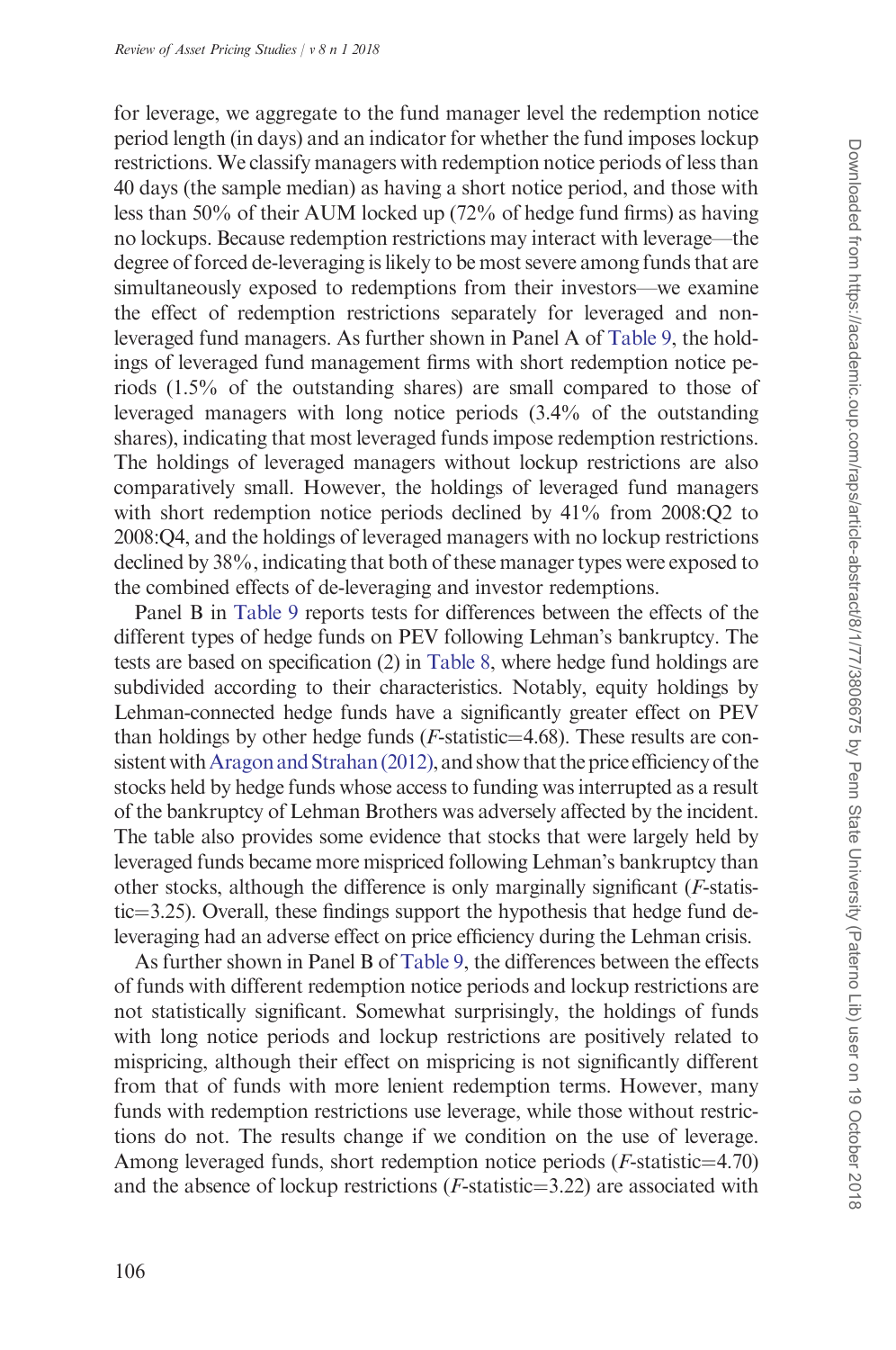for leverage, we aggregate to the fund manager level the redemption notice period length (in days) and an indicator for whether the fund imposes lockup restrictions. We classify managers with redemption notice periods of less than 40 days (the sample median) as having a short notice period, and those with less than 50% of their AUM locked up (72% of hedge fund firms) as having no lockups. Because redemption restrictions may interact with leverage—the degree of forced de-leveraging is likely to be most severe among funds that are simultaneously exposed to redemptions from their investors—we examine the effect of redemption restrictions separately for leveraged and non-leveraged fund managers. As further shown in Panel A of Table 9, the holdings of leveraged fund management firms with short redemption notice periods (1.5% of the outstanding shares) are small compared to those of leveraged managers with long notice periods (3.4% of the outstanding shares), indicating that most leveraged funds impose redemption restrictions. The holdings of leveraged managers without lockup restrictions are also comparatively small. However, the holdings of leveraged fund managers with short redemption notice periods declined by 41% from 2008:Q2 to 2008:Q4, and the holdings of leveraged managers with no lockup restrictions declined by 38%, indicating that both of these manager types were exposed to the combined effects of de-leveraging and investor redemptions.

Panel B in Table 9 reports tests for differences between the effects of the different types of hedge funds on PEV following Lehman's bankruptcy. The tests are based on specification (2) in Table 8, where hedge fund holdings are subdivided according to their characteristics. Notably, equity holdings by Lehman-connected hedge funds have a significantly greater effect on PEV than holdings by other hedge funds ($F$-statistic=4.68). These results are consistent with Aragon and Strahan (2012), and show that the price efficiency of the stocks held by hedge funds whose access to funding was interrupted as a result of the bankruptcy of Lehman Brothers was adversely affected by the incident. The table also provides some evidence that stocks that were largely held by leveraged funds became more mispriced following Lehman's bankruptcy than other stocks, although the difference is only marginally significant ($F$-statistic=3.25). Overall, these findings support the hypothesis that hedge fund de-leveraging had an adverse effect on price efficiency during the Lehman crisis.

As further shown in Panel B of Table 9, the differences between the effects of funds with different redemption notice periods and lockup restrictions are not statistically significant. Somewhat surprisingly, the holdings of funds with long notice periods and lockup restrictions are positively related to mispricing, although their effect on mispricing is not significantly different from that of funds with more lenient redemption terms. However, many funds with redemption restrictions use leverage, while those without restrictions do not. The results change if we condition on the use of leverage. Among leveraged funds, short redemption notice periods ($F$-statistic=4.70) and the absence of lockup restrictions ($F$-statistic=3.22) are associated with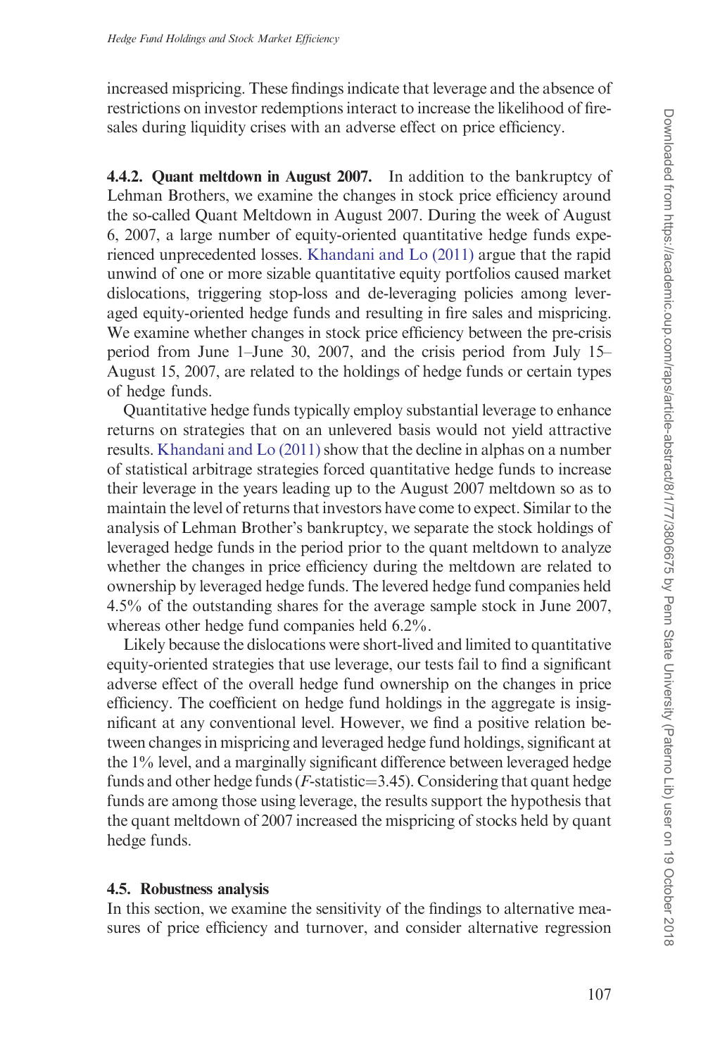increased mispricing. These findings indicate that leverage and the absence of restrictions on investor redemptions interact to increase the likelihood of fire-sales during liquidity crises with an adverse effect on price efficiency.

**4.4.2. Quant meltdown in August 2007.** In addition to the bankruptcy of Lehman Brothers, we examine the changes in stock price efficiency around the so-called Quant Meltdown in August 2007. During the week of August 6, 2007, a large number of equity-oriented quantitative hedge funds experienced unprecedented losses. Khandani and Lo (2011) argue that the rapid unwind of one or more sizable quantitative equity portfolios caused market dislocations, triggering stop-loss and de-leveraging policies among leveraged equity-oriented hedge funds and resulting in fire sales and mispricing. We examine whether changes in stock price efficiency between the pre-crisis period from June 1–June 30, 2007, and the crisis period from July 15–August 15, 2007, are related to the holdings of hedge funds or certain types of hedge funds.

Quantitative hedge funds typically employ substantial leverage to enhance returns on strategies that on an unlevered basis would not yield attractive results. Khandani and Lo (2011) show that the decline in alphas on a number of statistical arbitrage strategies forced quantitative hedge funds to increase their leverage in the years leading up to the August 2007 meltdown so as to maintain the level of returns that investors have come to expect. Similar to the analysis of Lehman Brother's bankruptcy, we separate the stock holdings of leveraged hedge funds in the period prior to the quant meltdown to analyze whether the changes in price efficiency during the meltdown are related to ownership by leveraged hedge funds. The levered hedge fund companies held 4.5% of the outstanding shares for the average sample stock in June 2007, whereas other hedge fund companies held 6.2%.

Likely because the dislocations were short-lived and limited to quantitative equity-oriented strategies that use leverage, our tests fail to find a significant adverse effect of the overall hedge fund ownership on the changes in price efficiency. The coefficient on hedge fund holdings in the aggregate is insignificant at any conventional level. However, we find a positive relation between changes in mispricing and leveraged hedge fund holdings, significant at the 1% level, and a marginally significant difference between leveraged hedge funds and other hedge funds ($F$-statistic=3.45). Considering that quant hedge funds are among those using leverage, the results support the hypothesis that the quant meltdown of 2007 increased the mispricing of stocks held by quant hedge funds.

### 4.5. Robustness analysis

In this section, we examine the sensitivity of the findings to alternative measures of price efficiency and turnover, and consider alternative regression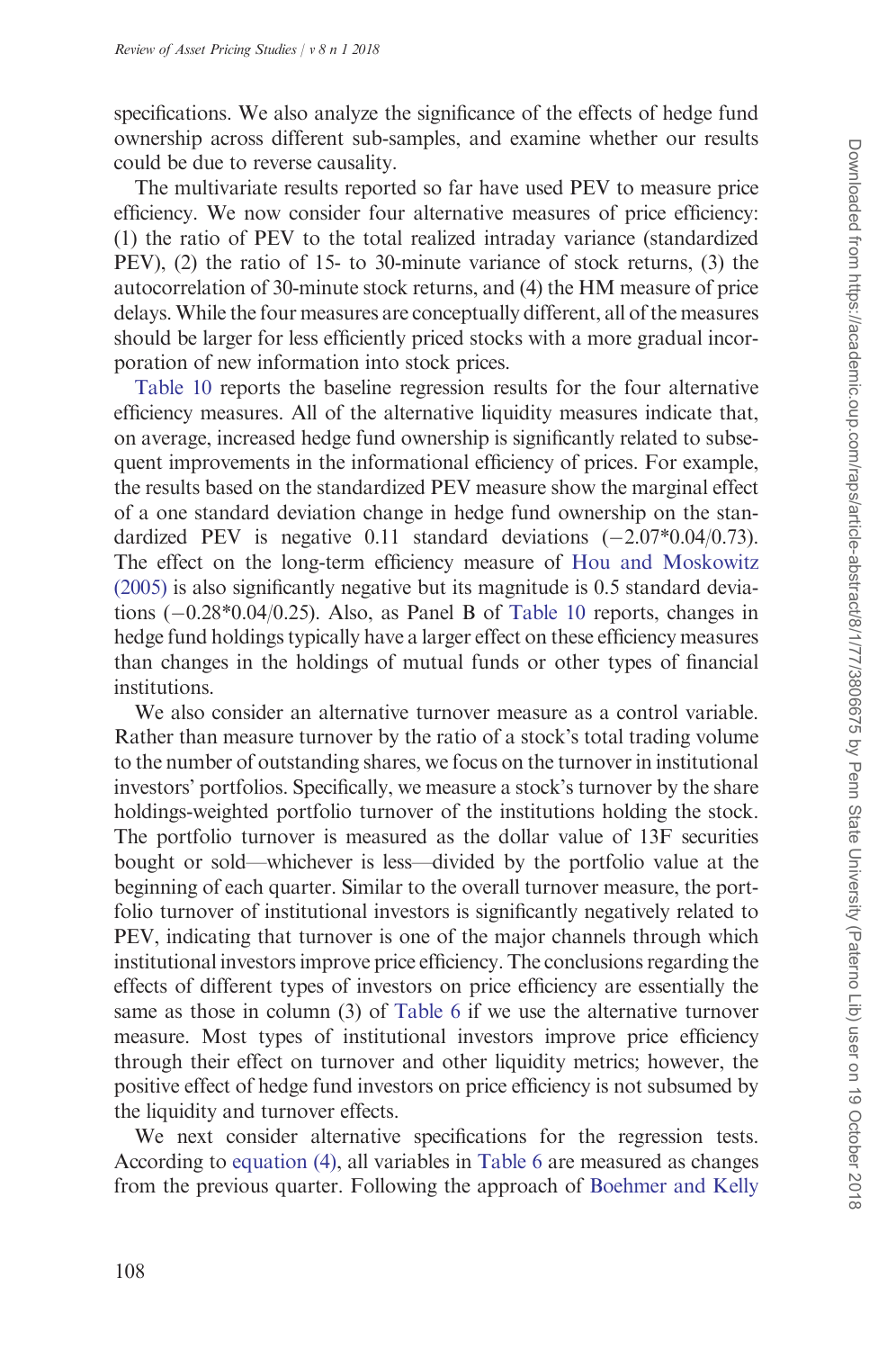specifications. We also analyze the significance of the effects of hedge fund ownership across different sub-samples, and examine whether our results could be due to reverse causality.

The multivariate results reported so far have used PEV to measure price efficiency. We now consider four alternative measures of price efficiency: (1) the ratio of PEV to the total realized intraday variance (standardized PEV), (2) the ratio of 15- to 30-minute variance of stock returns, (3) the autocorrelation of 30-minute stock returns, and (4) the HM measure of price delays. While the four measures are conceptually different, all of the measures should be larger for less efficiently priced stocks with a more gradual incorporation of new information into stock prices.

Table 10 reports the baseline regression results for the four alternative efficiency measures. All of the alternative liquidity measures indicate that, on average, increased hedge fund ownership is significantly related to subsequent improvements in the informational efficiency of prices. For example, the results based on the standardized PEV measure show the marginal effect of a one standard deviation change in hedge fund ownership on the standardized PEV is negative 0.11 standard deviations (−2.07*0.04/0.73). The effect on the long-term efficiency measure of Hou and Moskowitz (2005) is also significantly negative but its magnitude is 0.5 standard deviations (−0.28*0.04/0.25). Also, as Panel B of Table 10 reports, changes in hedge fund holdings typically have a larger effect on these efficiency measures than changes in the holdings of mutual funds or other types of financial institutions.

We also consider an alternative turnover measure as a control variable. Rather than measure turnover by the ratio of a stock's total trading volume to the number of outstanding shares, we focus on the turnover in institutional investors' portfolios. Specifically, we measure a stock's turnover by the share holdings-weighted portfolio turnover of the institutions holding the stock. The portfolio turnover is measured as the dollar value of 13F securities bought or sold—whichever is less—divided by the portfolio value at the beginning of each quarter. Similar to the overall turnover measure, the portfolio turnover of institutional investors is significantly negatively related to PEV, indicating that turnover is one of the major channels through which institutional investors improve price efficiency. The conclusions regarding the effects of different types of investors on price efficiency are essentially the same as those in column (3) of Table 6 if we use the alternative turnover measure. Most types of institutional investors improve price efficiency through their effect on turnover and other liquidity metrics; however, the positive effect of hedge fund investors on price efficiency is not subsumed by the liquidity and turnover effects.

We next consider alternative specifications for the regression tests. According to equation (4), all variables in Table 6 are measured as changes from the previous quarter. Following the approach of Boehmer and Kelly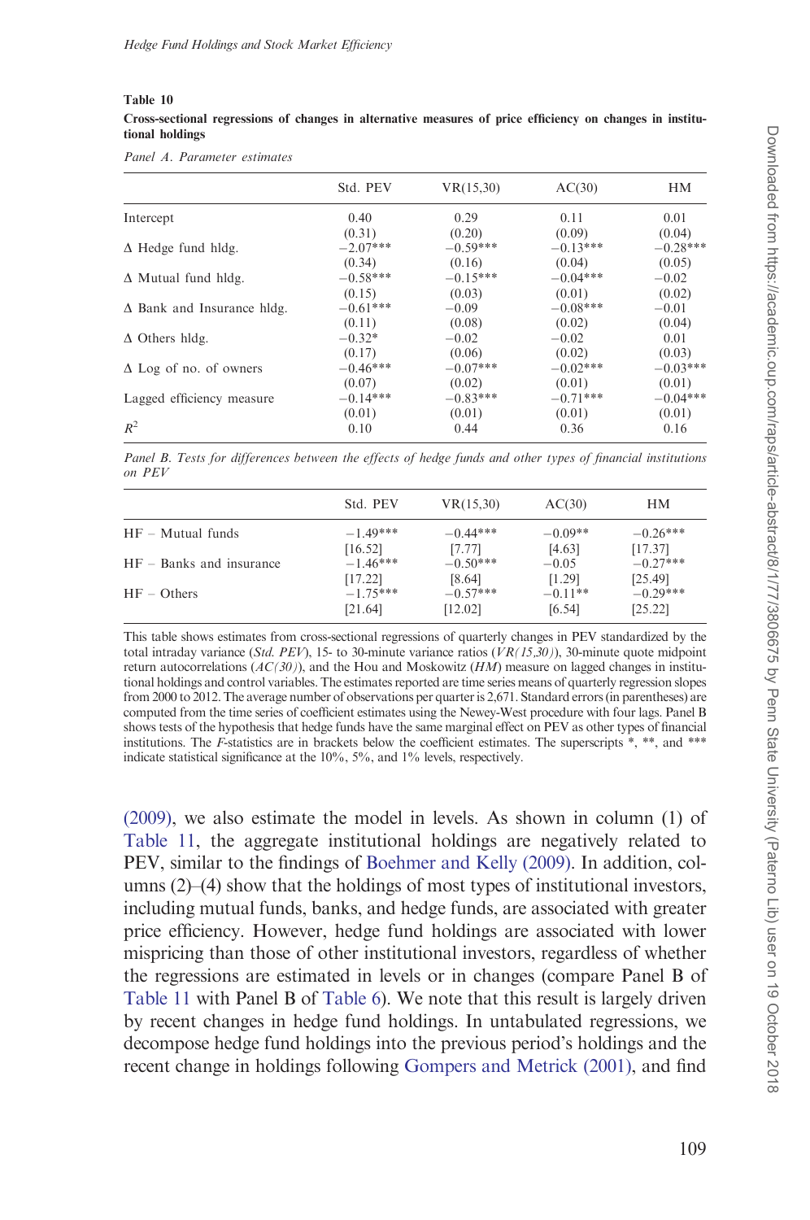**Table 10**

**Cross-sectional regressions of changes in alternative measures of price efficiency on changes in institutional holdings**

*Panel A. Parameter estimates*

| | Std. PEV | VR(15,30) | AC(30) | HM |
|---|---|---|---|---|
| Intercept | 0.40 | 0.29 | 0.11 | 0.01 |
| | (0.31) | (0.20) | (0.09) | (0.04) |
| Δ Hedge fund hldg. | −2.07*** | −0.59*** | −0.13*** | −0.28*** |
| | (0.34) | (0.16) | (0.04) | (0.05) |
| Δ Mutual fund hldg. | −0.58*** | −0.15*** | −0.04*** | −0.02 |
| | (0.15) | (0.03) | (0.01) | (0.02) |
| Δ Bank and Insurance hldg. | −0.61*** | −0.09 | −0.08*** | −0.01 |
| | (0.11) | (0.08) | (0.02) | (0.04) |
| Δ Others hldg. | −0.32* | −0.02 | −0.02 | 0.01 |
| | (0.17) | (0.06) | (0.02) | (0.03) |
| Δ Log of no. of owners | −0.46*** | −0.07*** | −0.02*** | −0.03*** |
| | (0.07) | (0.02) | (0.01) | (0.01) |
| Lagged efficiency measure | −0.14*** | −0.83*** | −0.71*** | −0.04*** |
| | (0.01) | (0.01) | (0.01) | (0.01) |
| $R^2$ | 0.10 | 0.44 | 0.36 | 0.16 |

*Panel B. Tests for differences between the effects of hedge funds and other types of financial institutions on PEV*

| | Std. PEV | VR(15,30) | AC(30) | HM |
|---|---|---|---|---|
| HF – Mutual funds | −1.49*** | −0.44*** | −0.09** | −0.26*** |
| | [16.52] | [7.77] | [4.63] | [17.37] |
| HF – Banks and insurance | −1.46*** | −0.50*** | −0.05 | −0.27*** |
| | [17.22] | [8.64] | [1.29] | [25.49] |
| HF – Others | −1.75*** | −0.57*** | −0.11** | −0.29*** |
| | [21.64] | [12.02] | [6.54] | [25.22] |

This table shows estimates from cross-sectional regressions of quarterly changes in PEV standardized by the total intraday variance (*Std. PEV*), 15- to 30-minute variance ratios (*VR(15,30)*), 30-minute quote midpoint return autocorrelations (*AC(30)*), and the Hou and Moskowitz (*HM*) measure on lagged changes in institutional holdings and control variables. The estimates reported are time series means of quarterly regression slopes from 2000 to 2012. The average number of observations per quarter is 2,671. Standard errors (in parentheses) are computed from the time series of coefficient estimates using the Newey-West procedure with four lags. Panel B shows tests of the hypothesis that hedge funds have the same marginal effect on PEV as other types of financial institutions. The *F*-statistics are in brackets below the coefficient estimates. The superscripts *, **, and *** indicate statistical significance at the 10%, 5%, and 1% levels, respectively.

(2009), we also estimate the model in levels. As shown in column (1) of Table 11, the aggregate institutional holdings are negatively related to PEV, similar to the findings of Boehmer and Kelly (2009). In addition, columns (2)–(4) show that the holdings of most types of institutional investors, including mutual funds, banks, and hedge funds, are associated with greater price efficiency. However, hedge fund holdings are associated with lower mispricing than those of other institutional investors, regardless of whether the regressions are estimated in levels or in changes (compare Panel B of Table 11 with Panel B of Table 6). We note that this result is largely driven by recent changes in hedge fund holdings. In untabulated regressions, we decompose hedge fund holdings into the previous period's holdings and the recent change in holdings following Gompers and Metrick (2001), and find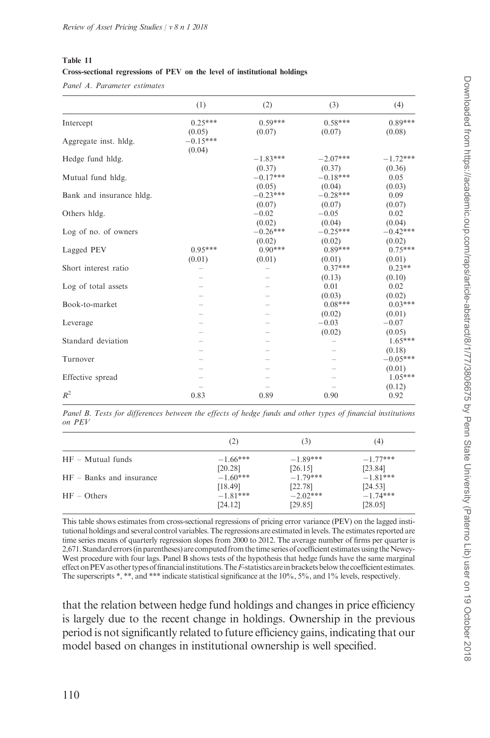**Table 11**
**Cross-sectional regressions of PEV on the level of institutional holdings**

*Panel A. Parameter estimates*

| | (1) | (2) | (3) | (4) |
|---|---|---|---|---|
| Intercept | 0.25*** | 0.59*** | 0.58*** | 0.89*** |
| | (0.05) | (0.07) | (0.07) | (0.08) |
| Aggregate inst. hldg. | −0.15*** | | | |
| | (0.04) | | | |
| Hedge fund hldg. | | −1.83*** | −2.07*** | −1.72*** |
| | | (0.37) | (0.37) | (0.36) |
| Mutual fund hldg. | | −0.17*** | −0.18*** | 0.05 |
| | | (0.05) | (0.04) | (0.03) |
| Bank and insurance hldg. | | −0.23*** | −0.28*** | 0.09 |
| | | (0.07) | (0.07) | (0.07) |
| Others hldg. | | −0.02 | −0.05 | 0.02 |
| | | (0.02) | (0.04) | (0.04) |
| Log of no. of owners | | −0.26*** | −0.25*** | −0.42*** |
| | | (0.02) | (0.02) | (0.02) |
| Lagged PEV | 0.95*** | 0.90*** | 0.89*** | 0.75*** |
| | (0.01) | (0.01) | (0.01) | (0.01) |
| Short interest ratio | – | – | 0.37*** | 0.23** |
| | – | – | (0.13) | (0.10) |
| Log of total assets | – | – | 0.01 | 0.02 |
| | – | – | (0.03) | (0.02) |
| Book-to-market | – | – | 0.08*** | 0.03*** |
| | – | – | (0.02) | (0.01) |
| Leverage | – | – | −0.03 | −0.07 |
| | – | – | (0.02) | (0.05) |
| Standard deviation | – | – | – | 1.65*** |
| | – | – | – | (0.18) |
| Turnover | – | – | – | −0.05*** |
| | – | – | – | (0.01) |
| Effective spread | – | – | – | 1.05*** |
| | – | – | – | (0.12) |
| $R^2$ | 0.83 | 0.89 | 0.90 | 0.92 |

*Panel B. Tests for differences between the effects of hedge funds and other types of financial institutions on PEV*

| | (2) | (3) | (4) |
|---|---|---|---|
| HF – Mutual funds | −1.66*** | −1.89*** | −1.77*** |
| | [20.28] | [26.15] | [23.84] |
| HF – Banks and insurance | −1.60*** | −1.79*** | −1.81*** |
| | [18.49] | [22.78] | [24.53] |
| HF – Others | −1.81*** | −2.02*** | −1.74*** |
| | [24.12] | [29.85] | [28.05] |

This table shows estimates from cross-sectional regressions of pricing error variance (PEV) on the lagged institutional holdings and several control variables. The regressions are estimated in levels. The estimates reported are time series means of quarterly regression slopes from 2000 to 2012. The average number of firms per quarter is 2,671. Standard errors (in parentheses) are computed from the time series of coefficient estimates using the Newey-West procedure with four lags. Panel B shows tests of the hypothesis that hedge funds have the same marginal effect on PEV as other types of financial institutions. The *F*-statistics are in brackets below the coefficient estimates. The superscripts *, **, and *** indicate statistical significance at the 10%, 5%, and 1% levels, respectively.

that the relation between hedge fund holdings and changes in price efficiency is largely due to the recent change in holdings. Ownership in the previous period is not significantly related to future efficiency gains, indicating that our model based on changes in institutional ownership is well specified.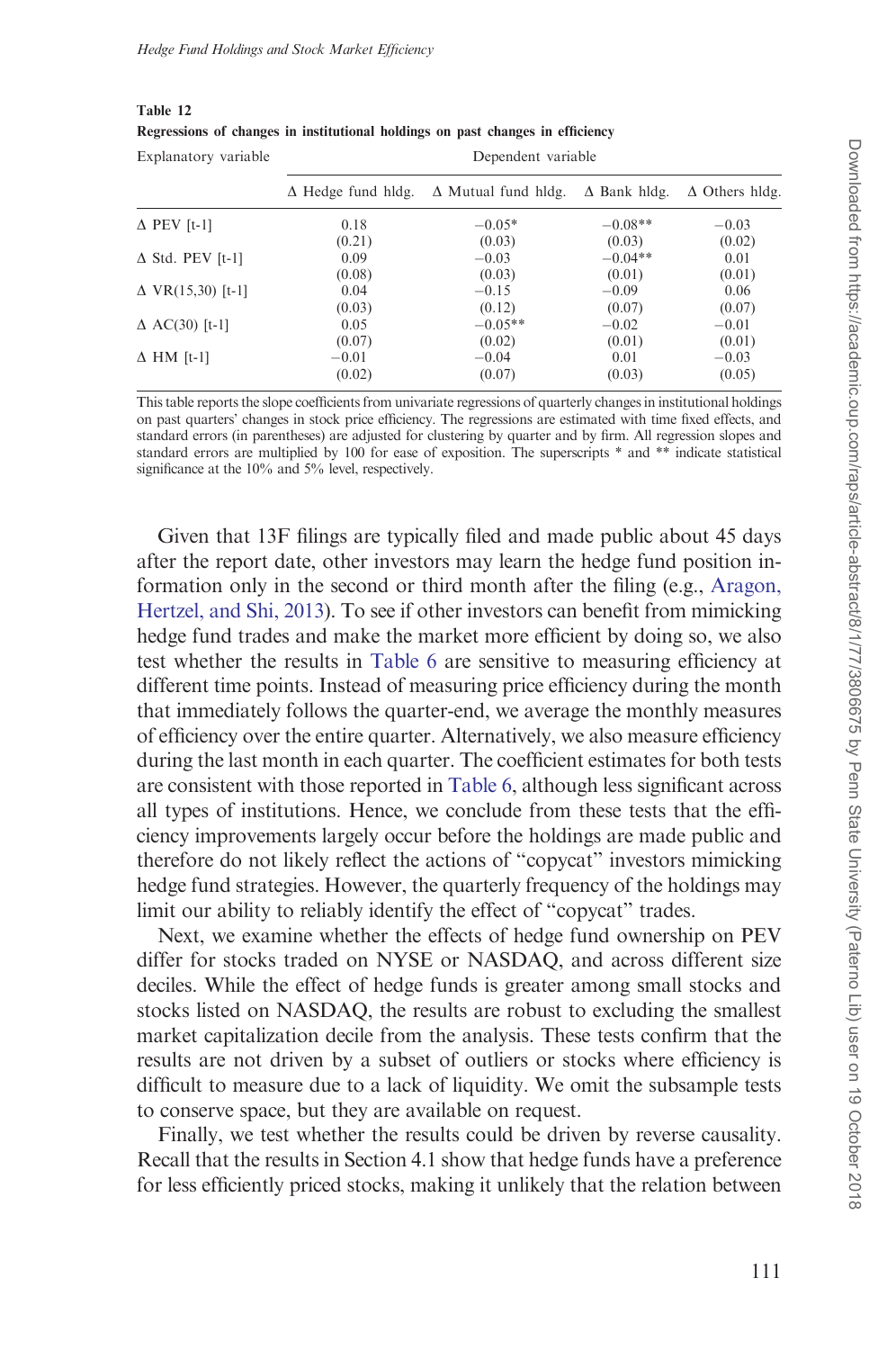**Table 12**
**Regressions of changes in institutional holdings on past changes in efficiency**

| Explanatory variable | Dependent variable | | | |
|---|---|---|---|---|
| | Δ Hedge fund hldg. | Δ Mutual fund hldg. | Δ Bank hldg. | Δ Others hldg. |
| Δ PEV [t-1] | 0.18 | −0.05* | −0.08** | −0.03 |
| | (0.21) | (0.03) | (0.03) | (0.02) |
| Δ Std. PEV [t-1] | 0.09 | −0.03 | −0.04** | 0.01 |
| | (0.08) | (0.03) | (0.01) | (0.01) |
| Δ VR(15,30) [t-1] | 0.04 | −0.15 | −0.09 | 0.06 |
| | (0.03) | (0.12) | (0.07) | (0.07) |
| Δ AC(30) [t-1] | 0.05 | −0.05** | −0.02 | −0.01 |
| | (0.07) | (0.02) | (0.01) | (0.01) |
| Δ HM [t-1] | −0.01 | −0.04 | 0.01 | −0.03 |
| | (0.02) | (0.07) | (0.03) | (0.05) |

This table reports the slope coefficients from univariate regressions of quarterly changes in institutional holdings on past quarters' changes in stock price efficiency. The regressions are estimated with time fixed effects, and standard errors (in parentheses) are adjusted for clustering by quarter and by firm. All regression slopes and standard errors are multiplied by 100 for ease of exposition. The superscripts * and ** indicate statistical significance at the 10% and 5% level, respectively.

Given that 13F filings are typically filed and made public about 45 days after the report date, other investors may learn the hedge fund position information only in the second or third month after the filing (e.g., Aragon, Hertzel, and Shi, 2013). To see if other investors can benefit from mimicking hedge fund trades and make the market more efficient by doing so, we also test whether the results in Table 6 are sensitive to measuring efficiency at different time points. Instead of measuring price efficiency during the month that immediately follows the quarter-end, we average the monthly measures of efficiency over the entire quarter. Alternatively, we also measure efficiency during the last month in each quarter. The coefficient estimates for both tests are consistent with those reported in Table 6, although less significant across all types of institutions. Hence, we conclude from these tests that the efficiency improvements largely occur before the holdings are made public and therefore do not likely reflect the actions of "copycat" investors mimicking hedge fund strategies. However, the quarterly frequency of the holdings may limit our ability to reliably identify the effect of "copycat" trades.

Next, we examine whether the effects of hedge fund ownership on PEV differ for stocks traded on NYSE or NASDAQ, and across different size deciles. While the effect of hedge funds is greater among small stocks and stocks listed on NASDAQ, the results are robust to excluding the smallest market capitalization decile from the analysis. These tests confirm that the results are not driven by a subset of outliers or stocks where efficiency is difficult to measure due to a lack of liquidity. We omit the subsample tests to conserve space, but they are available on request.

Finally, we test whether the results could be driven by reverse causality. Recall that the results in Section 4.1 show that hedge funds have a preference for less efficiently priced stocks, making it unlikely that the relation between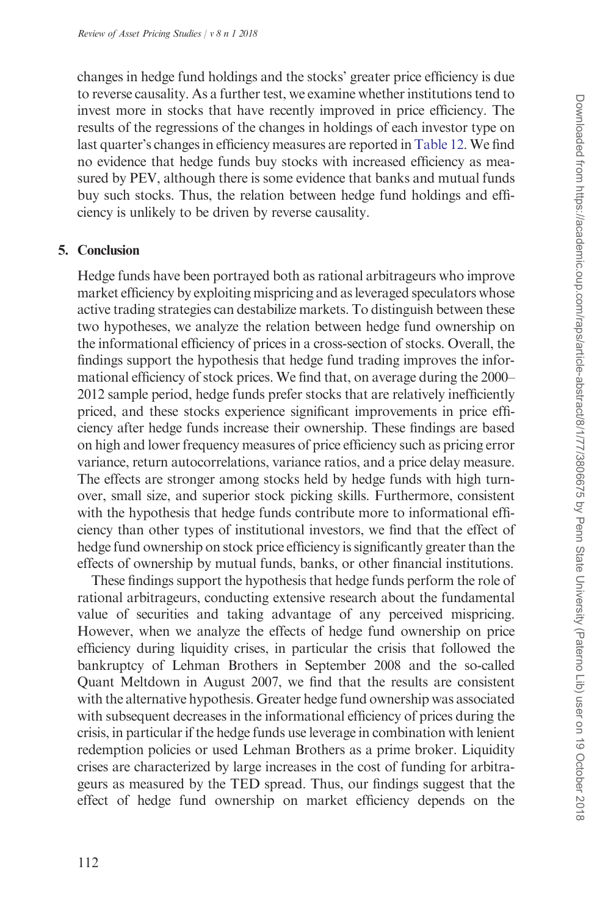changes in hedge fund holdings and the stocks' greater price efficiency is due to reverse causality. As a further test, we examine whether institutions tend to invest more in stocks that have recently improved in price efficiency. The results of the regressions of the changes in holdings of each investor type on last quarter's changes in efficiency measures are reported in Table 12. We find no evidence that hedge funds buy stocks with increased efficiency as measured by PEV, although there is some evidence that banks and mutual funds buy such stocks. Thus, the relation between hedge fund holdings and efficiency is unlikely to be driven by reverse causality.

## 5. Conclusion

Hedge funds have been portrayed both as rational arbitrageurs who improve market efficiency by exploiting mispricing and as leveraged speculators whose active trading strategies can destabilize markets. To distinguish between these two hypotheses, we analyze the relation between hedge fund ownership on the informational efficiency of prices in a cross-section of stocks. Overall, the findings support the hypothesis that hedge fund trading improves the informational efficiency of stock prices. We find that, on average during the 2000–2012 sample period, hedge funds prefer stocks that are relatively inefficiently priced, and these stocks experience significant improvements in price efficiency after hedge funds increase their ownership. These findings are based on high and lower frequency measures of price efficiency such as pricing error variance, return autocorrelations, variance ratios, and a price delay measure. The effects are stronger among stocks held by hedge funds with high turnover, small size, and superior stock picking skills. Furthermore, consistent with the hypothesis that hedge funds contribute more to informational efficiency than other types of institutional investors, we find that the effect of hedge fund ownership on stock price efficiency is significantly greater than the effects of ownership by mutual funds, banks, or other financial institutions.

These findings support the hypothesis that hedge funds perform the role of rational arbitrageurs, conducting extensive research about the fundamental value of securities and taking advantage of any perceived mispricing. However, when we analyze the effects of hedge fund ownership on price efficiency during liquidity crises, in particular the crisis that followed the bankruptcy of Lehman Brothers in September 2008 and the so-called Quant Meltdown in August 2007, we find that the results are consistent with the alternative hypothesis. Greater hedge fund ownership was associated with subsequent decreases in the informational efficiency of prices during the crisis, in particular if the hedge funds use leverage in combination with lenient redemption policies or used Lehman Brothers as a prime broker. Liquidity crises are characterized by large increases in the cost of funding for arbitrageurs as measured by the TED spread. Thus, our findings suggest that the effect of hedge fund ownership on market efficiency depends on the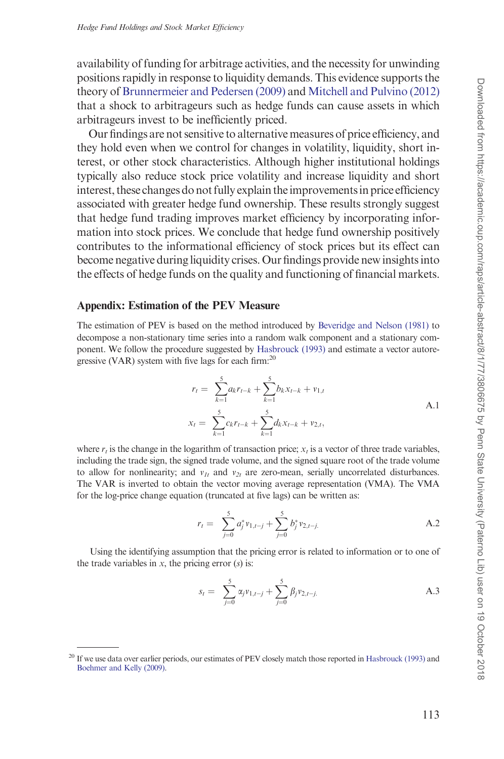availability of funding for arbitrage activities, and the necessity for unwinding positions rapidly in response to liquidity demands. This evidence supports the theory of Brunnermeier and Pedersen (2009) and Mitchell and Pulvino (2012) that a shock to arbitrageurs such as hedge funds can cause assets in which arbitrageurs invest to be inefficiently priced.

Our findings are not sensitive to alternative measures of price efficiency, and they hold even when we control for changes in volatility, liquidity, short interest, or other stock characteristics. Although higher institutional holdings typically also reduce stock price volatility and increase liquidity and short interest, these changes do not fully explain the improvements in price efficiency associated with greater hedge fund ownership. These results strongly suggest that hedge fund trading improves market efficiency by incorporating information into stock prices. We conclude that hedge fund ownership positively contributes to the informational efficiency of stock prices but its effect can become negative during liquidity crises. Our findings provide new insights into the effects of hedge funds on the quality and functioning of financial markets.

## Appendix: Estimation of the PEV Measure

The estimation of PEV is based on the method introduced by Beveridge and Nelson (1981) to decompose a non-stationary time series into a random walk component and a stationary component. We follow the procedure suggested by Hasbrouck (1993) and estimate a vector autoregressive (VAR) system with five lags for each firm:[20]

$$
\begin{aligned}
r_t &= \sum_{k=1}^{5} a_k r_{t-k} + \sum_{k=1}^{5} b_k x_{t-k} + v_{1,t} \\
x_t &= \sum_{k=1}^{5} c_k r_{t-k} + \sum_{k=1}^{5} d_k x_{t-k} + v_{2,t},
\end{aligned}
\qquad \text{A.1}
$$

where $r_t$ is the change in the logarithm of transaction price; $x_t$ is a vector of three trade variables, including the trade sign, the signed trade volume, and the signed square root of the trade volume to allow for nonlinearity; and $v_{1t}$ and $v_{2t}$ are zero-mean, serially uncorrelated disturbances. The VAR is inverted to obtain the vector moving average representation (VMA). The VMA for the log-price change equation (truncated at five lags) can be written as:

$$
r_t = \sum_{j=0}^{5} a_j^* v_{1,t-j} + \sum_{j=0}^{5} b_j^* v_{2,t-j}. \qquad \text{A.2}
$$

Using the identifying assumption that the pricing error is related to information or to one of the trade variables in $x$, the pricing error ($s$) is:

$$
s_t = \sum_{j=0}^{5} \alpha_j v_{1,t-j} + \sum_{j=0}^{5} \beta_j v_{2,t-j}. \qquad \text{A.3}
$$

[20] If we use data over earlier periods, our estimates of PEV closely match those reported in Hasbrouck (1993) and Boehmer and Kelly (2009).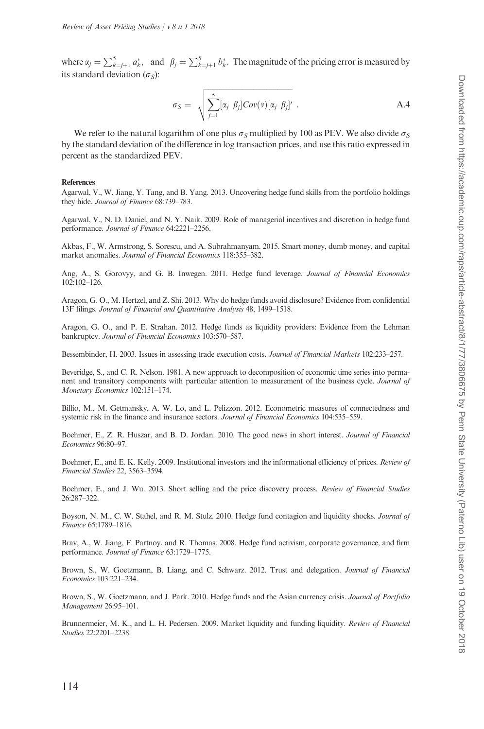where $\alpha_j = \sum_{k=j+1}^{5} a_k^*$, and $\beta_j = \sum_{k=j+1}^{5} b_k^*$. The magnitude of the pricing error is measured by its standard deviation ($\sigma_S$):

$$\sigma_S = \sqrt{\sum_{j=1}^{5} [\alpha_j \; \beta_j] Cov(v) [\alpha_j \; \beta_j]'} \; . \tag{A.4}$$

We refer to the natural logarithm of one plus $\sigma_S$ multiplied by 100 as PEV. We also divide $\sigma_S$ by the standard deviation of the difference in log transaction prices, and use this ratio expressed in percent as the standardized PEV.

**References**

Agarwal, V., W. Jiang, Y. Tang, and B. Yang. 2013. Uncovering hedge fund skills from the portfolio holdings they hide. *Journal of Finance* 68:739–783.

Agarwal, V., N. D. Daniel, and N. Y. Naik. 2009. Role of managerial incentives and discretion in hedge fund performance. *Journal of Finance* 64:2221–2256.

Akbas, F., W. Armstrong, S. Sorescu, and A. Subrahmanyam. 2015. Smart money, dumb money, and capital market anomalies. *Journal of Financial Economics* 118:355–382.

Ang, A., S. Gorovyy, and G. B. Inwegen. 2011. Hedge fund leverage. *Journal of Financial Economics* 102:102–126.

Aragon, G. O., M. Hertzel, and Z. Shi. 2013. Why do hedge funds avoid disclosure? Evidence from confidential 13F filings. *Journal of Financial and Quantitative Analysis* 48, 1499–1518.

Aragon, G. O., and P. E. Strahan. 2012. Hedge funds as liquidity providers: Evidence from the Lehman bankruptcy. *Journal of Financial Economics* 103:570–587.

Bessembinder, H. 2003. Issues in assessing trade execution costs. *Journal of Financial Markets* 102:233–257.

Beveridge, S., and C. R. Nelson. 1981. A new approach to decomposition of economic time series into permanent and transitory components with particular attention to measurement of the business cycle. *Journal of Monetary Economics* 102:151–174.

Billio, M., M. Getmansky, A. W. Lo, and L. Pelizzon. 2012. Econometric measures of connectedness and systemic risk in the finance and insurance sectors. *Journal of Financial Economics* 104:535–559.

Boehmer, E., Z. R. Huszar, and B. D. Jordan. 2010. The good news in short interest. *Journal of Financial Economics* 96:80–97.

Boehmer, E., and E. K. Kelly. 2009. Institutional investors and the informational efficiency of prices. *Review of Financial Studies* 22, 3563–3594.

Boehmer, E., and J. Wu. 2013. Short selling and the price discovery process. *Review of Financial Studies* 26:287–322.

Boyson, N. M., C. W. Stahel, and R. M. Stulz. 2010. Hedge fund contagion and liquidity shocks. *Journal of Finance* 65:1789–1816.

Brav, A., W. Jiang, F. Partnoy, and R. Thomas. 2008. Hedge fund activism, corporate governance, and firm performance. *Journal of Finance* 63:1729–1775.

Brown, S., W. Goetzmann, B. Liang, and C. Schwarz. 2012. Trust and delegation. *Journal of Financial Economics* 103:221–234.

Brown, S., W. Goetzmann, and J. Park. 2010. Hedge funds and the Asian currency crisis. *Journal of Portfolio Management* 26:95–101.

Brunnermeier, M. K., and L. H. Pedersen. 2009. Market liquidity and funding liquidity. *Review of Financial Studies* 22:2201–2238.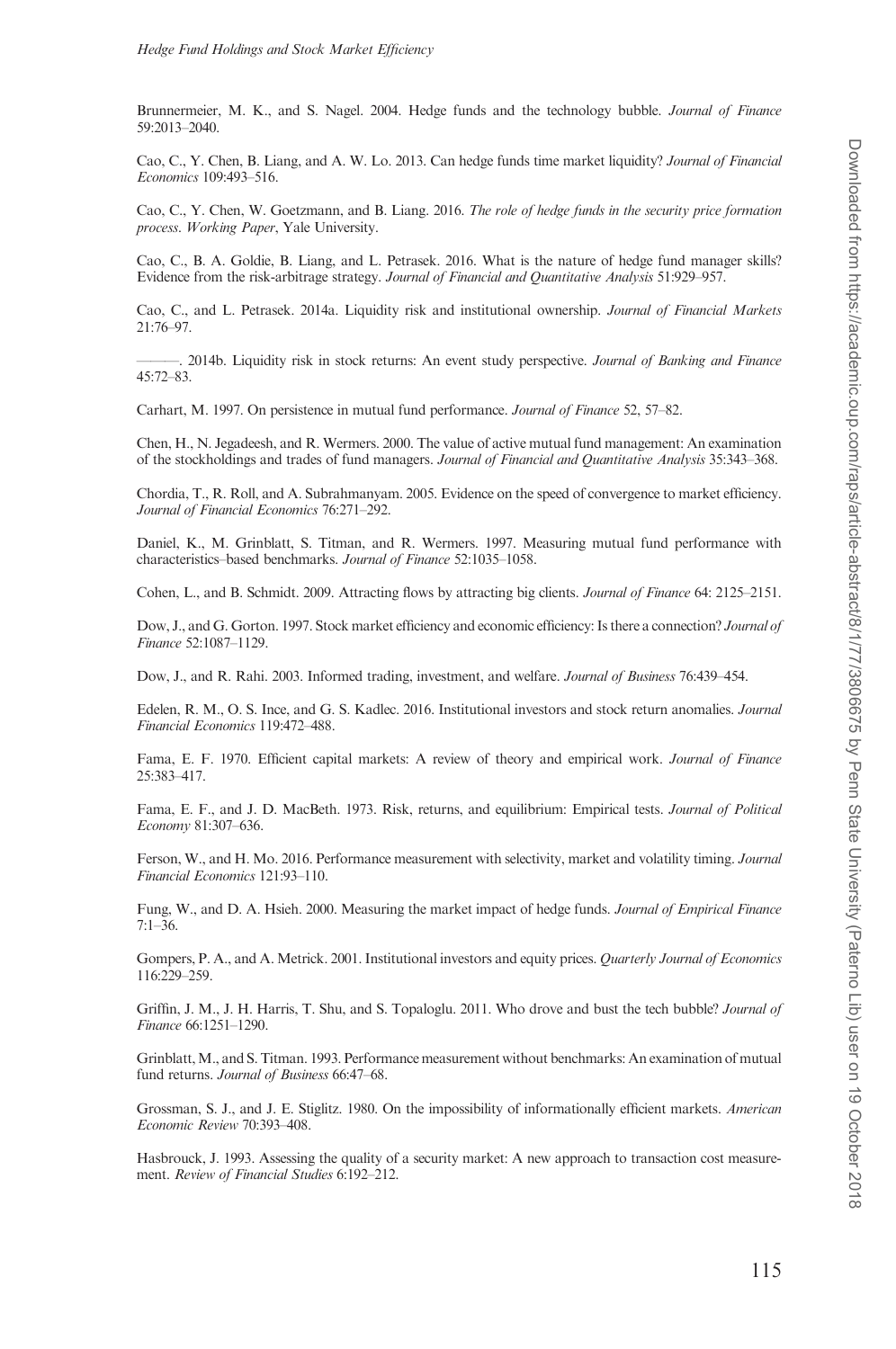Brunnermeier, M. K., and S. Nagel. 2004. Hedge funds and the technology bubble. *Journal of Finance* 59:2013–2040.

Cao, C., Y. Chen, B. Liang, and A. W. Lo. 2013. Can hedge funds time market liquidity? *Journal of Financial Economics* 109:493–516.

Cao, C., Y. Chen, W. Goetzmann, and B. Liang. 2016. *The role of hedge funds in the security price formation process*. *Working Paper*, Yale University.

Cao, C., B. A. Goldie, B. Liang, and L. Petrasek. 2016. What is the nature of hedge fund manager skills? Evidence from the risk-arbitrage strategy. *Journal of Financial and Quantitative Analysis* 51:929–957.

Cao, C., and L. Petrasek. 2014a. Liquidity risk and institutional ownership. *Journal of Financial Markets* 21:76–97.

———. 2014b. Liquidity risk in stock returns: An event study perspective. *Journal of Banking and Finance* 45:72–83.

Carhart, M. 1997. On persistence in mutual fund performance. *Journal of Finance* 52, 57–82.

Chen, H., N. Jegadeesh, and R. Wermers. 2000. The value of active mutual fund management: An examination of the stockholdings and trades of fund managers. *Journal of Financial and Quantitative Analysis* 35:343–368.

Chordia, T., R. Roll, and A. Subrahmanyam. 2005. Evidence on the speed of convergence to market efficiency. *Journal of Financial Economics* 76:271–292.

Daniel, K., M. Grinblatt, S. Titman, and R. Wermers. 1997. Measuring mutual fund performance with characteristics–based benchmarks. *Journal of Finance* 52:1035–1058.

Cohen, L., and B. Schmidt. 2009. Attracting flows by attracting big clients. *Journal of Finance* 64: 2125–2151.

Dow, J., and G. Gorton. 1997. Stock market efficiency and economic efficiency: Is there a connection? *Journal of Finance* 52:1087–1129.

Dow, J., and R. Rahi. 2003. Informed trading, investment, and welfare. *Journal of Business* 76:439–454.

Edelen, R. M., O. S. Ince, and G. S. Kadlec. 2016. Institutional investors and stock return anomalies. *Journal Financial Economics* 119:472–488.

Fama, E. F. 1970. Efficient capital markets: A review of theory and empirical work. *Journal of Finance* 25:383–417.

Fama, E. F., and J. D. MacBeth. 1973. Risk, returns, and equilibrium: Empirical tests. *Journal of Political Economy* 81:307–636.

Ferson, W., and H. Mo. 2016. Performance measurement with selectivity, market and volatility timing. *Journal Financial Economics* 121:93–110.

Fung, W., and D. A. Hsieh. 2000. Measuring the market impact of hedge funds. *Journal of Empirical Finance* 7:1–36.

Gompers, P. A., and A. Metrick. 2001. Institutional investors and equity prices. *Quarterly Journal of Economics* 116:229–259.

Griffin, J. M., J. H. Harris, T. Shu, and S. Topaloglu. 2011. Who drove and bust the tech bubble? *Journal of Finance* 66:1251–1290.

Grinblatt, M., and S. Titman. 1993. Performance measurement without benchmarks: An examination of mutual fund returns. *Journal of Business* 66:47–68.

Grossman, S. J., and J. E. Stiglitz. 1980. On the impossibility of informationally efficient markets. *American Economic Review* 70:393–408.

Hasbrouck, J. 1993. Assessing the quality of a security market: A new approach to transaction cost measurement. *Review of Financial Studies* 6:192–212.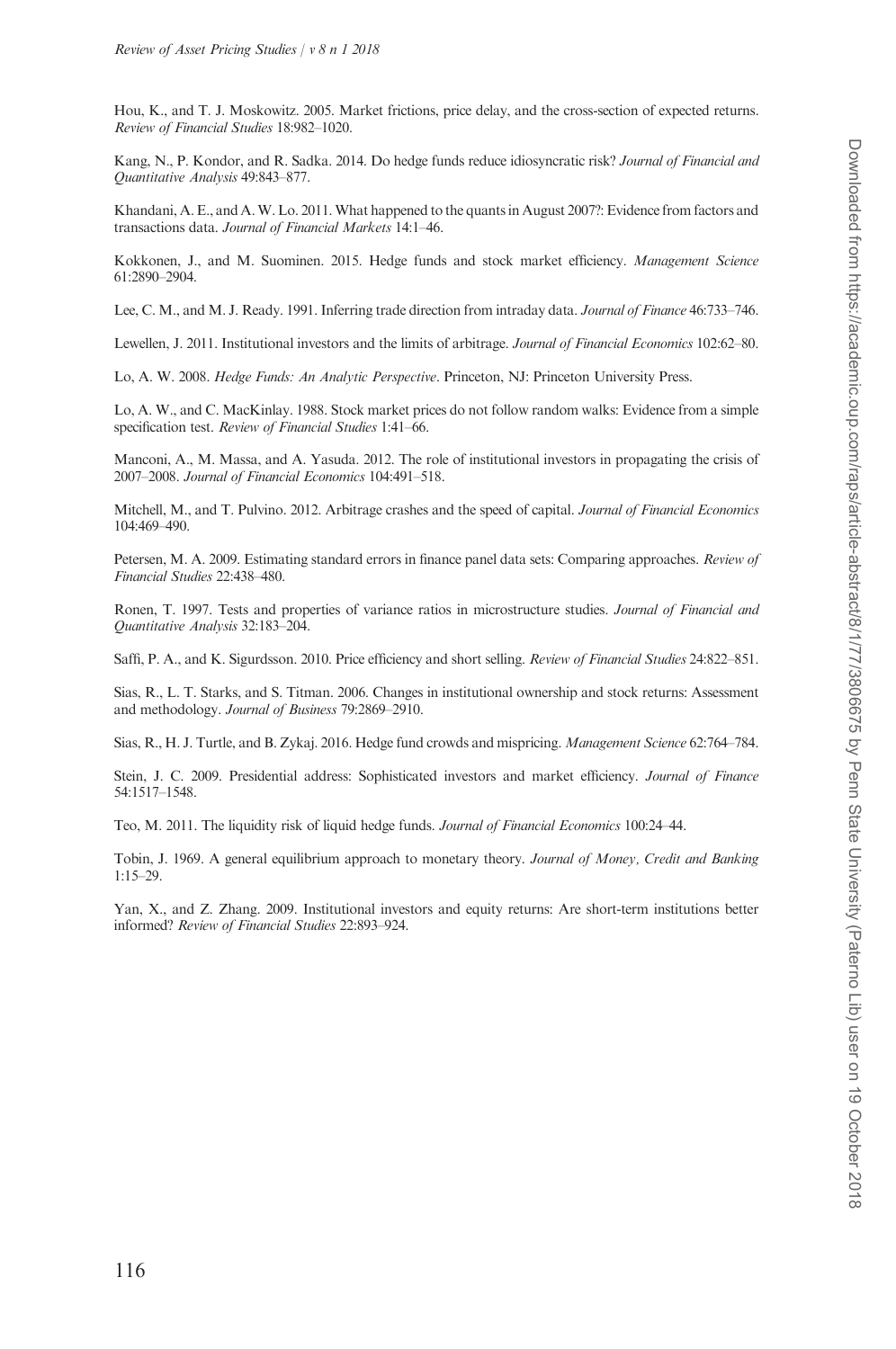Hou, K., and T. J. Moskowitz. 2005. Market frictions, price delay, and the cross-section of expected returns. *Review of Financial Studies* 18:982–1020.

Kang, N., P. Kondor, and R. Sadka. 2014. Do hedge funds reduce idiosyncratic risk? *Journal of Financial and Quantitative Analysis* 49:843–877.

Khandani, A. E., and A. W. Lo. 2011. What happened to the quants in August 2007?: Evidence from factors and transactions data. *Journal of Financial Markets* 14:1–46.

Kokkonen, J., and M. Suominen. 2015. Hedge funds and stock market efficiency. *Management Science* 61:2890–2904.

Lee, C. M., and M. J. Ready. 1991. Inferring trade direction from intraday data. *Journal of Finance* 46:733–746.

Lewellen, J. 2011. Institutional investors and the limits of arbitrage. *Journal of Financial Economics* 102:62–80.

Lo, A. W. 2008. *Hedge Funds: An Analytic Perspective*. Princeton, NJ: Princeton University Press.

Lo, A. W., and C. MacKinlay. 1988. Stock market prices do not follow random walks: Evidence from a simple specification test. *Review of Financial Studies* 1:41–66.

Manconi, A., M. Massa, and A. Yasuda. 2012. The role of institutional investors in propagating the crisis of 2007–2008. *Journal of Financial Economics* 104:491–518.

Mitchell, M., and T. Pulvino. 2012. Arbitrage crashes and the speed of capital. *Journal of Financial Economics* 104:469–490.

Petersen, M. A. 2009. Estimating standard errors in finance panel data sets: Comparing approaches. *Review of Financial Studies* 22:438–480.

Ronen, T. 1997. Tests and properties of variance ratios in microstructure studies. *Journal of Financial and Quantitative Analysis* 32:183–204.

Saffi, P. A., and K. Sigurdsson. 2010. Price efficiency and short selling. *Review of Financial Studies* 24:822–851.

Sias, R., L. T. Starks, and S. Titman. 2006. Changes in institutional ownership and stock returns: Assessment and methodology. *Journal of Business* 79:2869–2910.

Sias, R., H. J. Turtle, and B. Zykaj. 2016. Hedge fund crowds and mispricing. *Management Science* 62:764–784.

Stein, J. C. 2009. Presidential address: Sophisticated investors and market efficiency. *Journal of Finance* 54:1517–1548.

Teo, M. 2011. The liquidity risk of liquid hedge funds. *Journal of Financial Economics* 100:24–44.

Tobin, J. 1969. A general equilibrium approach to monetary theory. *Journal of Money, Credit and Banking* 1:15–29.

Yan, X., and Z. Zhang. 2009. Institutional investors and equity returns: Are short-term institutions better informed? *Review of Financial Studies* 22:893–924.